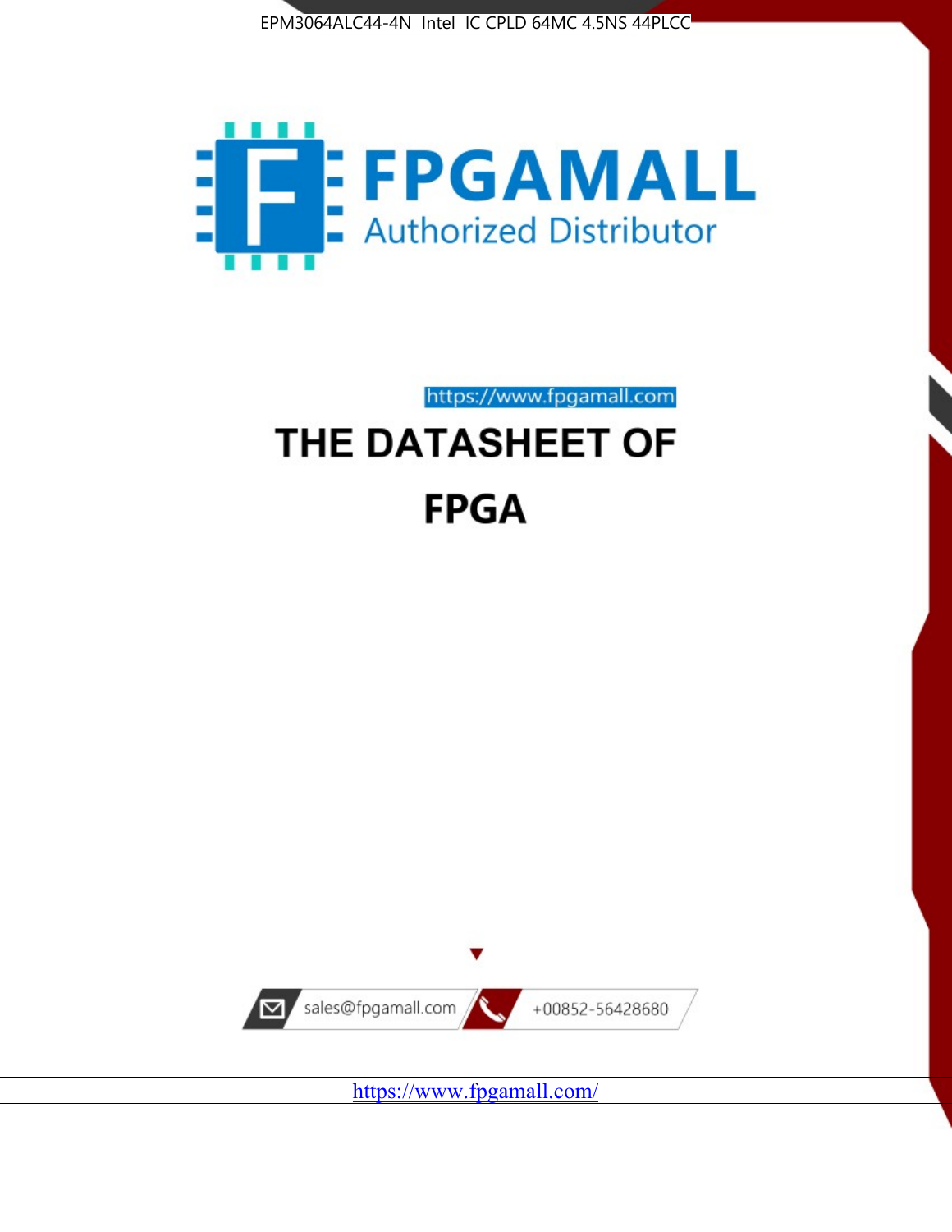EPM3064ALC44-4N Intel IC CPLD 64MC 4.5NS 44PLCC

FPGAMALL

Authorized Distributor

https://www.fpgamall.com

# THE DATASHEET OF

# FPGA

sales@fpgamall.com

+00852-56428680

https://www.fpgamall.com/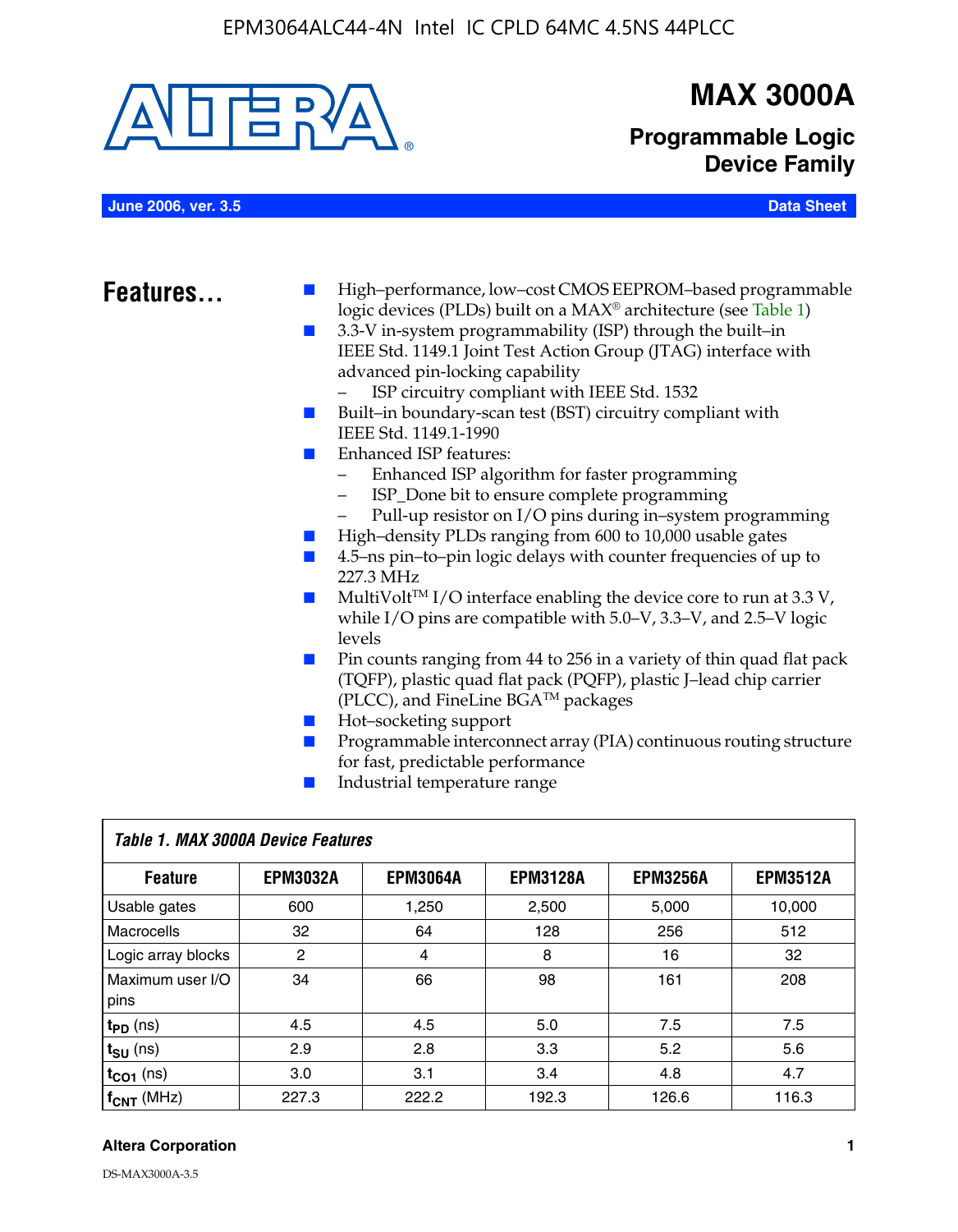# MAX 3000A

## Programmable Logic Device Family

June 2006, ver. 3.5 — Data Sheet

## Features...

- High–performance, low–cost CMOS EEPROM–based programmable logic devices (PLDs) built on a MAX® architecture (see Table 1)
- 3.3-V in-system programmability (ISP) through the built–in IEEE Std. 1149.1 Joint Test Action Group (JTAG) interface with advanced pin-locking capability
  - ISP circuitry compliant with IEEE Std. 1532
- Built–in boundary-scan test (BST) circuitry compliant with IEEE Std. 1149.1-1990
- Enhanced ISP features:
  - Enhanced ISP algorithm for faster programming
  - ISP_Done bit to ensure complete programming
  - Pull-up resistor on I/O pins during in–system programming
- High–density PLDs ranging from 600 to 10,000 usable gates
- 4.5–ns pin–to–pin logic delays with counter frequencies of up to 227.3 MHz
- MultiVolt™ I/O interface enabling the device core to run at 3.3 V, while I/O pins are compatible with 5.0–V, 3.3–V, and 2.5–V logic levels
- Pin counts ranging from 44 to 256 in a variety of thin quad flat pack (TQFP), plastic quad flat pack (PQFP), plastic J–lead chip carrier (PLCC), and FineLine BGA™ packages
- Hot–socketing support
- Programmable interconnect array (PIA) continuous routing structure for fast, predictable performance
- Industrial temperature range

*Table 1. MAX 3000A Device Features*

| Feature | EPM3032A | EPM3064A | EPM3128A | EPM3256A | EPM3512A |
|---|---|---|---|---|---|
| Usable gates | 600 | 1,250 | 2,500 | 5,000 | 10,000 |
| Macrocells | 32 | 64 | 128 | 256 | 512 |
| Logic array blocks | 2 | 4 | 8 | 16 | 32 |
| Maximum user I/O pins | 34 | 66 | 98 | 161 | 208 |
| $t_{PD}$ (ns) | 4.5 | 4.5 | 5.0 | 7.5 | 7.5 |
| $t_{SU}$ (ns) | 2.9 | 2.8 | 3.3 | 5.2 | 5.6 |
| $t_{CO1}$ (ns) | 3.0 | 3.1 | 3.4 | 4.8 | 4.7 |
| $f_{CNT}$ (MHz) | 227.3 | 222.2 | 192.3 | 126.6 | 116.3 |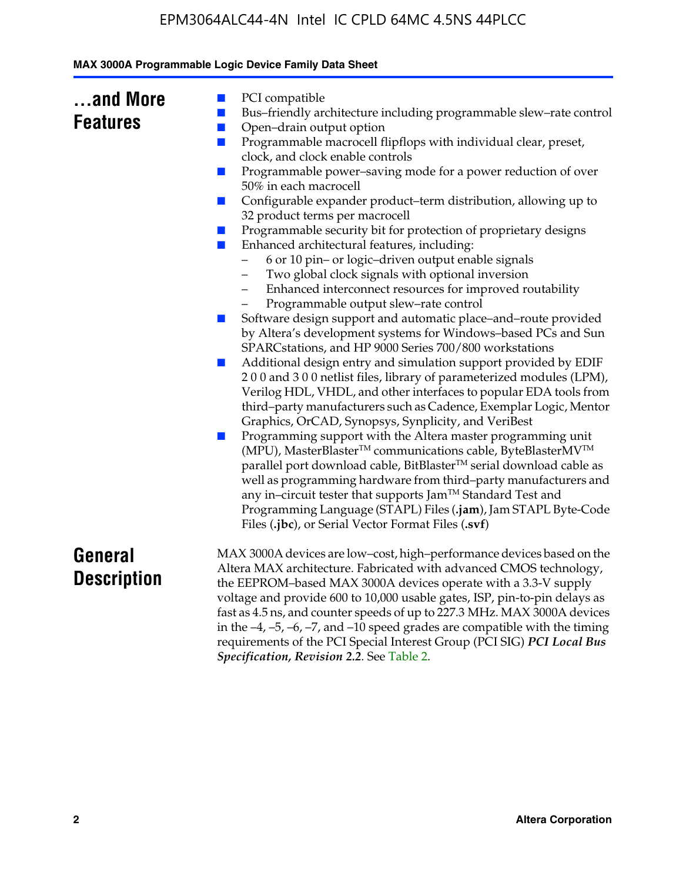## ...and More Features

- PCI compatible
- Bus–friendly architecture including programmable slew–rate control
- Open–drain output option
- Programmable macrocell flipflops with individual clear, preset, clock, and clock enable controls
- Programmable power–saving mode for a power reduction of over 50% in each macrocell
- Configurable expander product–term distribution, allowing up to 32 product terms per macrocell
- Programmable security bit for protection of proprietary designs
- Enhanced architectural features, including:
  - 6 or 10 pin– or logic–driven output enable signals
  - Two global clock signals with optional inversion
  - Enhanced interconnect resources for improved routability
  - Programmable output slew–rate control
- Software design support and automatic place–and–route provided by Altera's development systems for Windows–based PCs and Sun SPARCstations, and HP 9000 Series 700/800 workstations
- Additional design entry and simulation support provided by EDIF 2 0 0 and 3 0 0 netlist files, library of parameterized modules (LPM), Verilog HDL, VHDL, and other interfaces to popular EDA tools from third–party manufacturers such as Cadence, Exemplar Logic, Mentor Graphics, OrCAD, Synopsys, Synplicity, and VeriBest
- Programming support with the Altera master programming unit (MPU), MasterBlaster™ communications cable, ByteBlasterMV™ parallel port download cable, BitBlaster™ serial download cable as well as programming hardware from third–party manufacturers and any in–circuit tester that supports Jam™ Standard Test and Programming Language (STAPL) Files (**.jam**), Jam STAPL Byte-Code Files (**.jbc**), or Serial Vector Format Files (**.svf**)

## General Description

MAX 3000A devices are low–cost, high–performance devices based on the Altera MAX architecture. Fabricated with advanced CMOS technology, the EEPROM–based MAX 3000A devices operate with a 3.3-V supply voltage and provide 600 to 10,000 usable gates, ISP, pin-to-pin delays as fast as 4.5 ns, and counter speeds of up to 227.3 MHz. MAX 3000A devices in the –4, –5, –6, –7, and –10 speed grades are compatible with the timing requirements of the PCI Special Interest Group (PCI SIG) ***PCI Local Bus Specification, Revision 2.2***. See Table 2.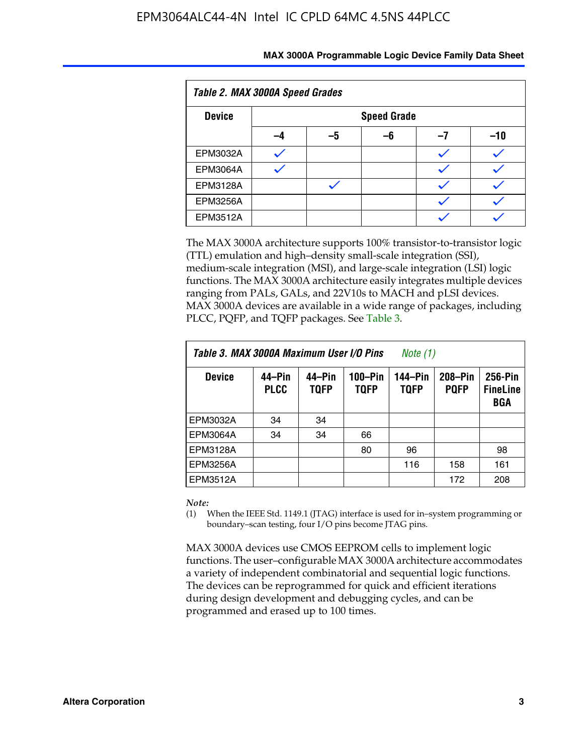**Table 2. MAX 3000A Speed Grades**

| Device | Speed Grade | | | | |
|---|---|---|---|---|---|
| | –4 | –5 | –6 | –7 | –10 |
| EPM3032A | ✓ | | | ✓ | ✓ |
| EPM3064A | ✓ | | | ✓ | ✓ |
| EPM3128A | | ✓ | | ✓ | ✓ |
| EPM3256A | | | | ✓ | ✓ |
| EPM3512A | | | | ✓ | ✓ |

The MAX 3000A architecture supports 100% transistor-to-transistor logic (TTL) emulation and high–density small-scale integration (SSI), medium-scale integration (MSI), and large-scale integration (LSI) logic functions. The MAX 3000A architecture easily integrates multiple devices ranging from PALs, GALs, and 22V10s to MACH and pLSI devices. MAX 3000A devices are available in a wide range of packages, including PLCC, PQFP, and TQFP packages. See Table 3.

**Table 3. MAX 3000A Maximum User I/O Pins** *Note (1)*

| Device | 44–Pin PLCC | 44–Pin TQFP | 100–Pin TQFP | 144–Pin TQFP | 208–Pin PQFP | 256-Pin FineLine BGA |
|---|---|---|---|---|---|---|
| EPM3032A | 34 | 34 | | | | |
| EPM3064A | 34 | 34 | 66 | | | |
| EPM3128A | | | 80 | 96 | | 98 |
| EPM3256A | | | | 116 | 158 | 161 |
| EPM3512A | | | | | 172 | 208 |

*Note:*

(1) When the IEEE Std. 1149.1 (JTAG) interface is used for in–system programming or boundary–scan testing, four I/O pins become JTAG pins.

MAX 3000A devices use CMOS EEPROM cells to implement logic functions. The user–configurable MAX 3000A architecture accommodates a variety of independent combinatorial and sequential logic functions. The devices can be reprogrammed for quick and efficient iterations during design development and debugging cycles, and can be programmed and erased up to 100 times.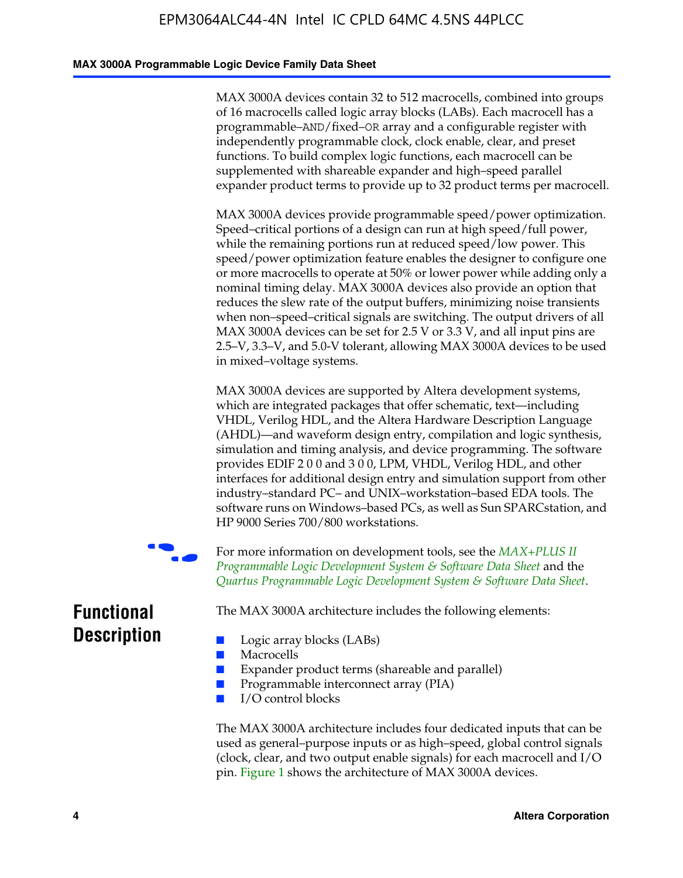MAX 3000A devices contain 32 to 512 macrocells, combined into groups of 16 macrocells called logic array blocks (LABs). Each macrocell has a programmable–AND/fixed–OR array and a configurable register with independently programmable clock, clock enable, clear, and preset functions. To build complex logic functions, each macrocell can be supplemented with shareable expander and high–speed parallel expander product terms to provide up to 32 product terms per macrocell.

MAX 3000A devices provide programmable speed/power optimization. Speed–critical portions of a design can run at high speed/full power, while the remaining portions run at reduced speed/low power. This speed/power optimization feature enables the designer to configure one or more macrocells to operate at 50% or lower power while adding only a nominal timing delay. MAX 3000A devices also provide an option that reduces the slew rate of the output buffers, minimizing noise transients when non–speed–critical signals are switching. The output drivers of all MAX 3000A devices can be set for 2.5 V or 3.3 V, and all input pins are 2.5–V, 3.3–V, and 5.0-V tolerant, allowing MAX 3000A devices to be used in mixed–voltage systems.

MAX 3000A devices are supported by Altera development systems, which are integrated packages that offer schematic, text—including VHDL, Verilog HDL, and the Altera Hardware Description Language (AHDL)—and waveform design entry, compilation and logic synthesis, simulation and timing analysis, and device programming. The software provides EDIF 2 0 0 and 3 0 0, LPM, VHDL, Verilog HDL, and other interfaces for additional design entry and simulation support from other industry–standard PC– and UNIX–workstation–based EDA tools. The software runs on Windows–based PCs, as well as Sun SPARCstation, and HP 9000 Series 700/800 workstations.

For more information on development tools, see the *MAX+PLUS II Programmable Logic Development System & Software Data Sheet* and the *Quartus Programmable Logic Development System & Software Data Sheet*.

## Functional Description

The MAX 3000A architecture includes the following elements:

- Logic array blocks (LABs)
- Macrocells
- Expander product terms (shareable and parallel)
- Programmable interconnect array (PIA)
- I/O control blocks

The MAX 3000A architecture includes four dedicated inputs that can be used as general–purpose inputs or as high–speed, global control signals (clock, clear, and two output enable signals) for each macrocell and I/O pin. Figure 1 shows the architecture of MAX 3000A devices.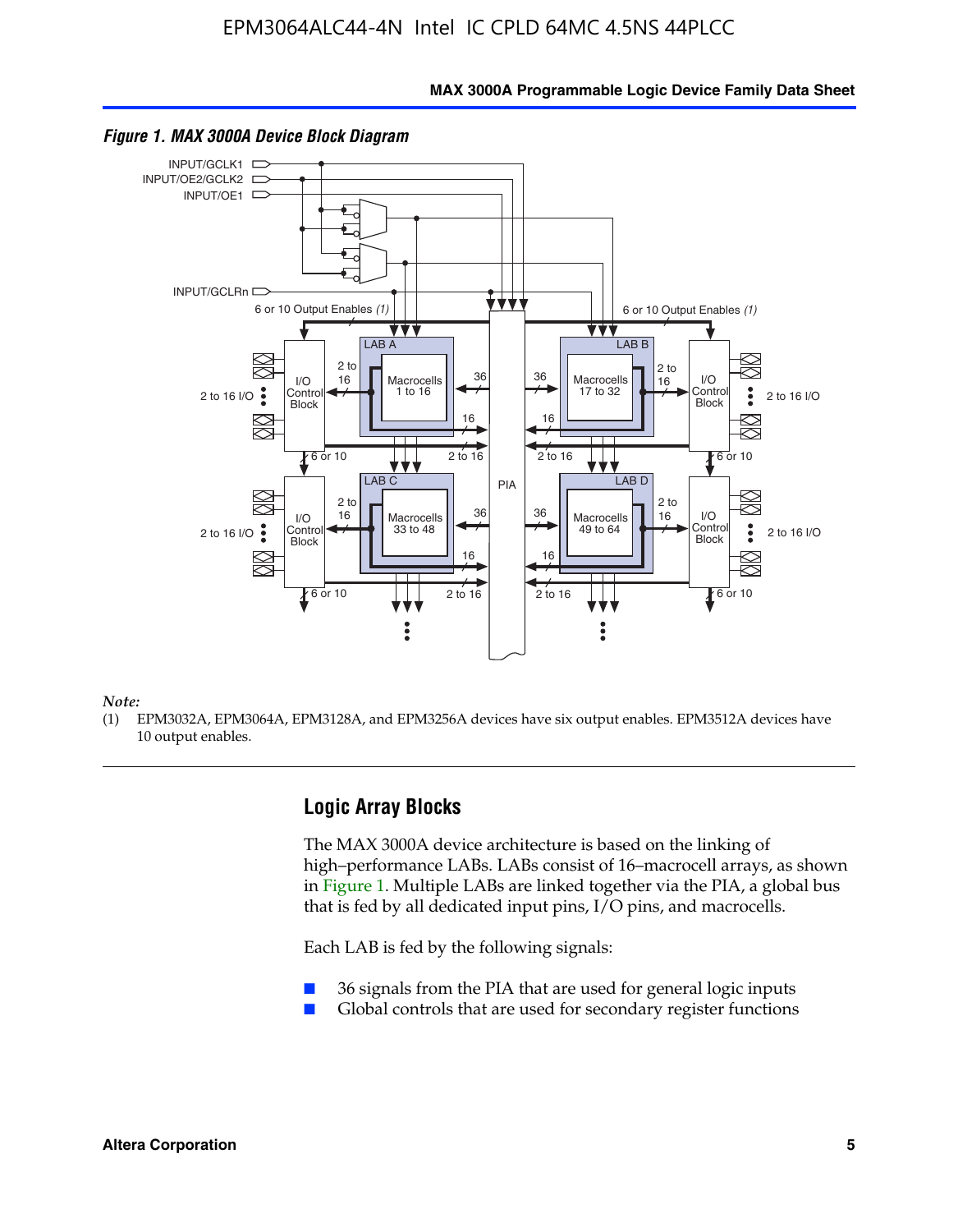*Figure 1. MAX 3000A Device Block Diagram*

*Note:*

(1) EPM3032A, EPM3064A, EPM3128A, and EPM3256A devices have six output enables. EPM3512A devices have 10 output enables.

## Logic Array Blocks

The MAX 3000A device architecture is based on the linking of high–performance LABs. LABs consist of 16–macrocell arrays, as shown in Figure 1. Multiple LABs are linked together via the PIA, a global bus that is fed by all dedicated input pins, I/O pins, and macrocells.

Each LAB is fed by the following signals:

- 36 signals from the PIA that are used for general logic inputs
- Global controls that are used for secondary register functions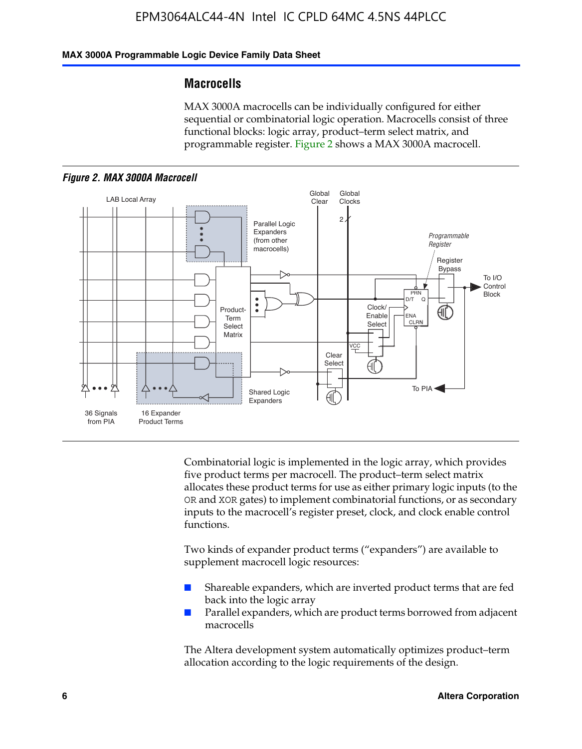## Macrocells

MAX 3000A macrocells can be individually configured for either sequential or combinatorial logic operation. Macrocells consist of three functional blocks: logic array, product–term select matrix, and programmable register. Figure 2 shows a MAX 3000A macrocell.

*Figure 2. MAX 3000A Macrocell*

Combinatorial logic is implemented in the logic array, which provides five product terms per macrocell. The product–term select matrix allocates these product terms for use as either primary logic inputs (to the OR and XOR gates) to implement combinatorial functions, or as secondary inputs to the macrocell's register preset, clock, and clock enable control functions.

Two kinds of expander product terms ("expanders") are available to supplement macrocell logic resources:

- Shareable expanders, which are inverted product terms that are fed back into the logic array
- Parallel expanders, which are product terms borrowed from adjacent macrocells

The Altera development system automatically optimizes product–term allocation according to the logic requirements of the design.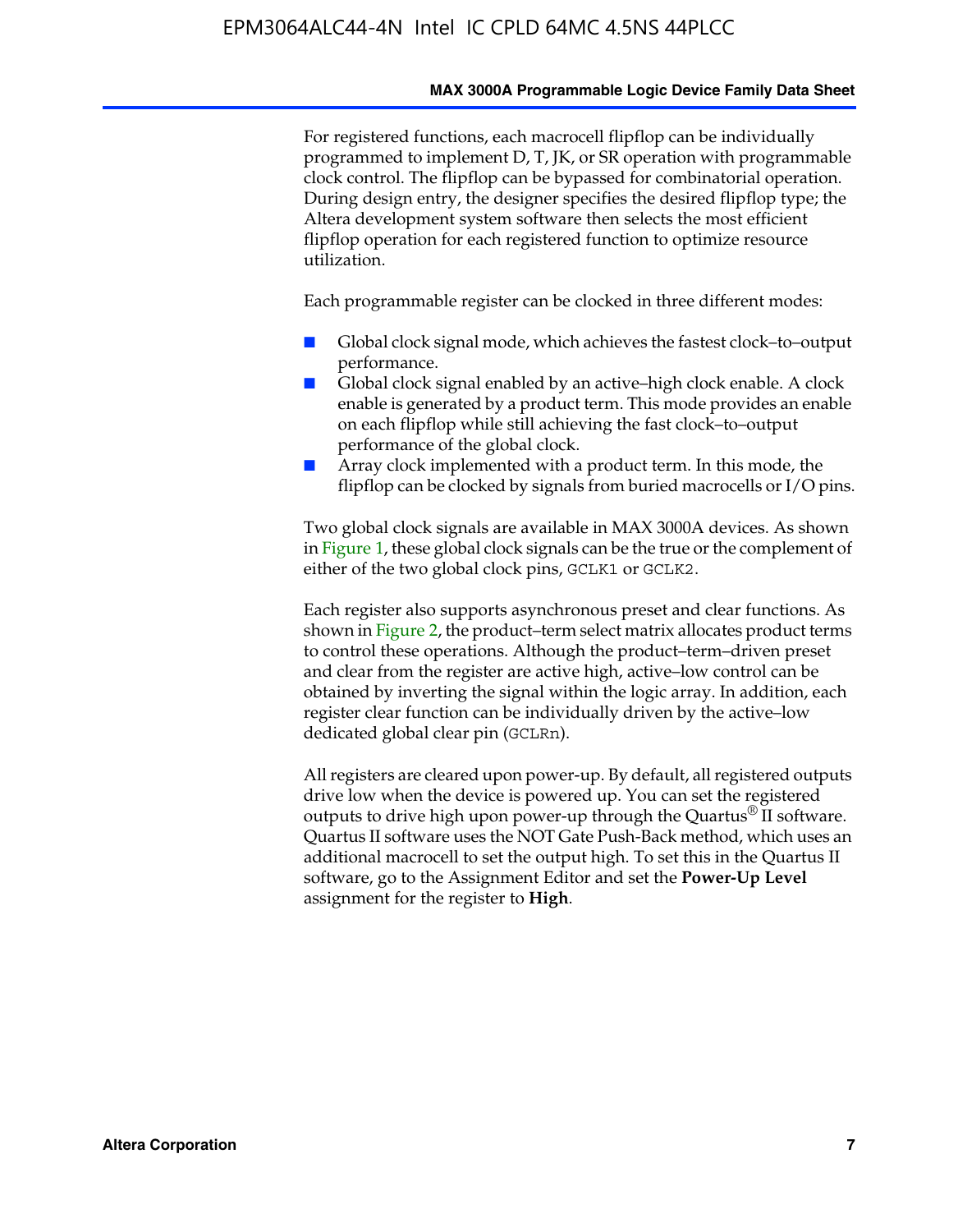For registered functions, each macrocell flipflop can be individually programmed to implement D, T, JK, or SR operation with programmable clock control. The flipflop can be bypassed for combinatorial operation. During design entry, the designer specifies the desired flipflop type; the Altera development system software then selects the most efficient flipflop operation for each registered function to optimize resource utilization.

Each programmable register can be clocked in three different modes:

- Global clock signal mode, which achieves the fastest clock–to–output performance.
- Global clock signal enabled by an active–high clock enable. A clock enable is generated by a product term. This mode provides an enable on each flipflop while still achieving the fast clock–to–output performance of the global clock.
- Array clock implemented with a product term. In this mode, the flipflop can be clocked by signals from buried macrocells or I/O pins.

Two global clock signals are available in MAX 3000A devices. As shown in Figure 1, these global clock signals can be the true or the complement of either of the two global clock pins, `GCLK1` or `GCLK2`.

Each register also supports asynchronous preset and clear functions. As shown in Figure 2, the product–term select matrix allocates product terms to control these operations. Although the product–term–driven preset and clear from the register are active high, active–low control can be obtained by inverting the signal within the logic array. In addition, each register clear function can be individually driven by the active–low dedicated global clear pin (`GCLRn`).

All registers are cleared upon power-up. By default, all registered outputs drive low when the device is powered up. You can set the registered outputs to drive high upon power-up through the Quartus® II software. Quartus II software uses the NOT Gate Push-Back method, which uses an additional macrocell to set the output high. To set this in the Quartus II software, go to the Assignment Editor and set the **Power-Up Level** assignment for the register to **High**.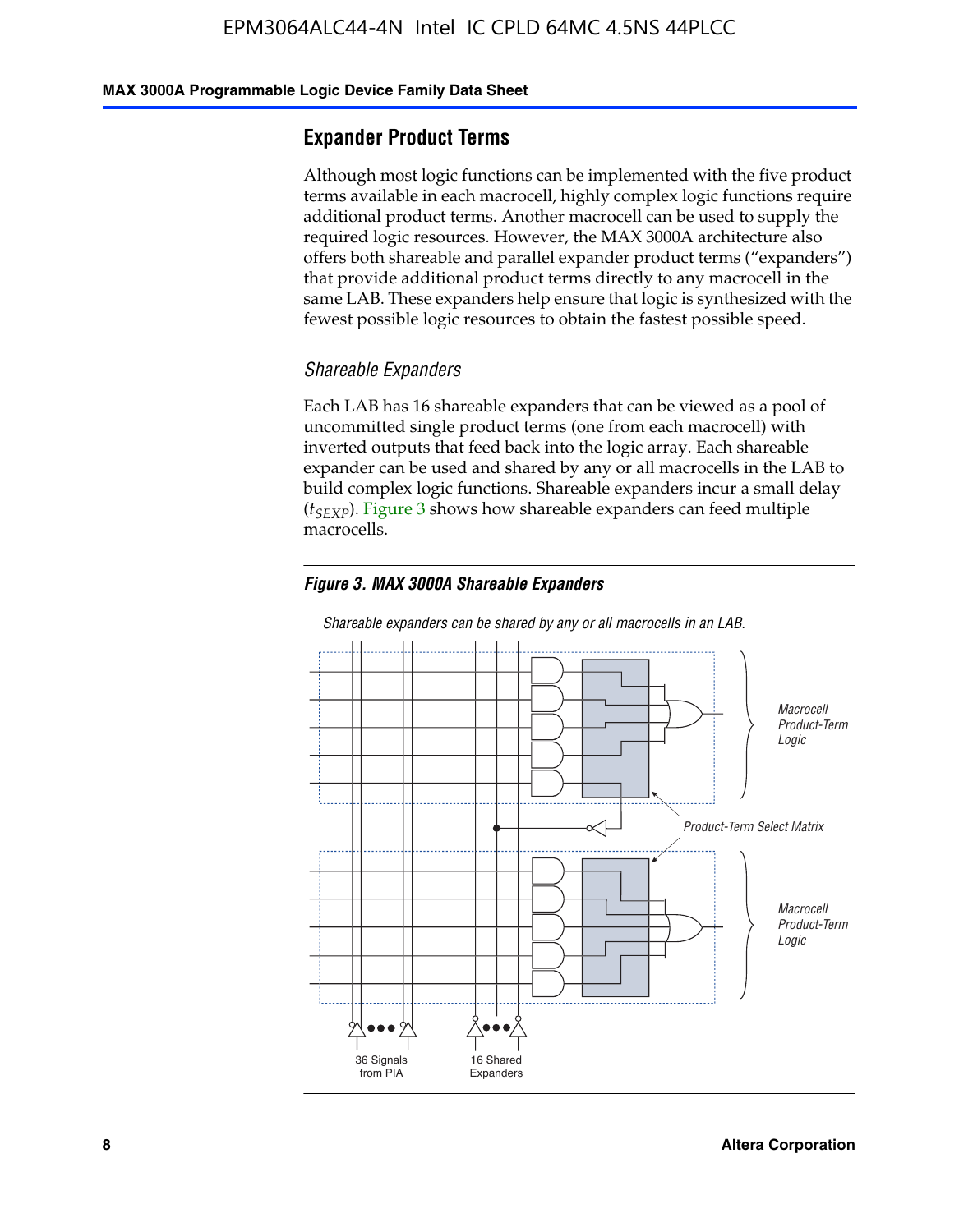## Expander Product Terms

Although most logic functions can be implemented with the five product terms available in each macrocell, highly complex logic functions require additional product terms. Another macrocell can be used to supply the required logic resources. However, the MAX 3000A architecture also offers both shareable and parallel expander product terms ("expanders") that provide additional product terms directly to any macrocell in the same LAB. These expanders help ensure that logic is synthesized with the fewest possible logic resources to obtain the fastest possible speed.

### *Shareable Expanders*

Each LAB has 16 shareable expanders that can be viewed as a pool of uncommitted single product terms (one from each macrocell) with inverted outputs that feed back into the logic array. Each shareable expander can be used and shared by any or all macrocells in the LAB to build complex logic functions. Shareable expanders incur a small delay ($t_{SEXP}$). Figure 3 shows how shareable expanders can feed multiple macrocells.

***Figure 3. MAX 3000A Shareable Expanders***

*Shareable expanders can be shared by any or all macrocells in an LAB.*

*Macrocell Product-Term Logic*

*Product-Term Select Matrix*

*Macrocell Product-Term Logic*

36 Signals from PIA

16 Shared Expanders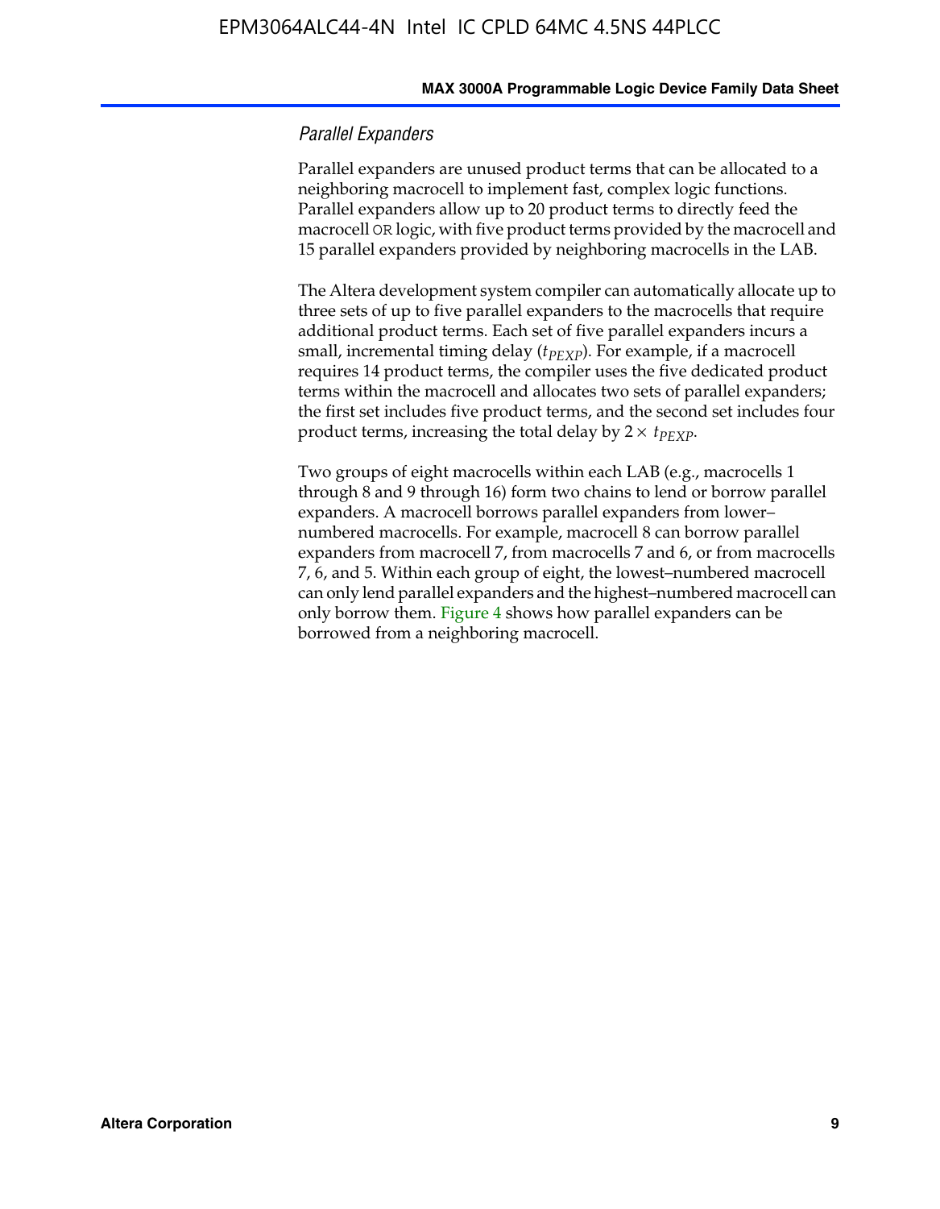### *Parallel Expanders*

Parallel expanders are unused product terms that can be allocated to a neighboring macrocell to implement fast, complex logic functions. Parallel expanders allow up to 20 product terms to directly feed the macrocell OR logic, with five product terms provided by the macrocell and 15 parallel expanders provided by neighboring macrocells in the LAB.

The Altera development system compiler can automatically allocate up to three sets of up to five parallel expanders to the macrocells that require additional product terms. Each set of five parallel expanders incurs a small, incremental timing delay ($t_{PEXP}$). For example, if a macrocell requires 14 product terms, the compiler uses the five dedicated product terms within the macrocell and allocates two sets of parallel expanders; the first set includes five product terms, and the second set includes four product terms, increasing the total delay by $2 \times t_{PEXP}$.

Two groups of eight macrocells within each LAB (e.g., macrocells 1 through 8 and 9 through 16) form two chains to lend or borrow parallel expanders. A macrocell borrows parallel expanders from lower–numbered macrocells. For example, macrocell 8 can borrow parallel expanders from macrocell 7, from macrocells 7 and 6, or from macrocells 7, 6, and 5. Within each group of eight, the lowest–numbered macrocell can only lend parallel expanders and the highest–numbered macrocell can only borrow them. Figure 4 shows how parallel expanders can be borrowed from a neighboring macrocell.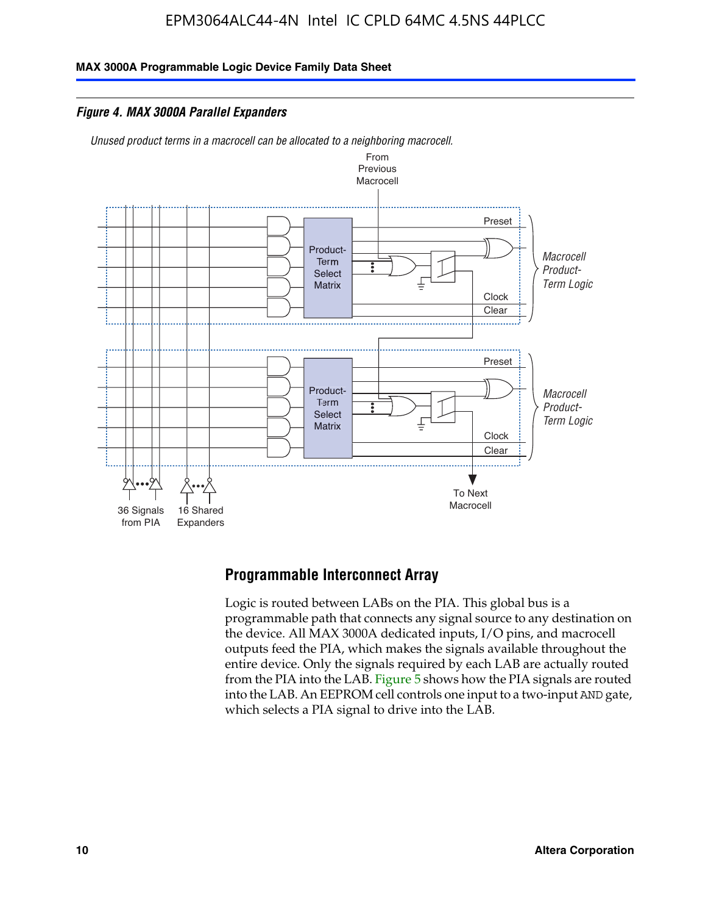*Figure 4. MAX 3000A Parallel Expanders*

*Unused product terms in a macrocell can be allocated to a neighboring macrocell.*

From Previous Macrocell

Preset

Product-Term Select Matrix

Clock

Clear

*Macrocell Product-Term Logic*

Preset

Product-Term Select Matrix

Clock

Clear

*Macrocell Product-Term Logic*

36 Signals from PIA

16 Shared Expanders

To Next Macrocell

## Programmable Interconnect Array

Logic is routed between LABs on the PIA. This global bus is a programmable path that connects any signal source to any destination on the device. All MAX 3000A dedicated inputs, I/O pins, and macrocell outputs feed the PIA, which makes the signals available throughout the entire device. Only the signals required by each LAB are actually routed from the PIA into the LAB. Figure 5 shows how the PIA signals are routed into the LAB. An EEPROM cell controls one input to a two-input AND gate, which selects a PIA signal to drive into the LAB.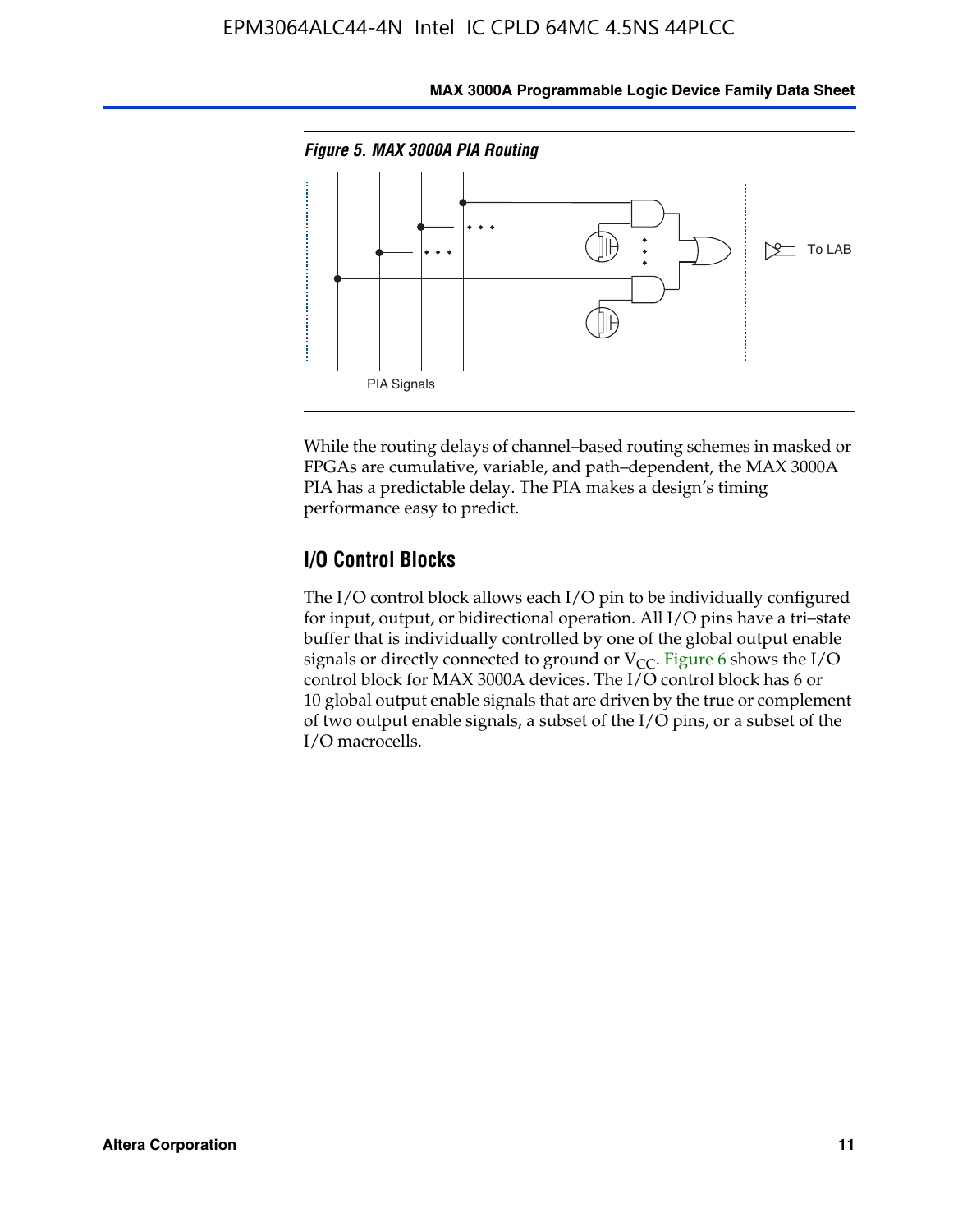*Figure 5. MAX 3000A PIA Routing*

PIA Signals

To LAB

While the routing delays of channel–based routing schemes in masked or FPGAs are cumulative, variable, and path–dependent, the MAX 3000A PIA has a predictable delay. The PIA makes a design's timing performance easy to predict.

## I/O Control Blocks

The I/O control block allows each I/O pin to be individually configured for input, output, or bidirectional operation. All I/O pins have a tri–state buffer that is individually controlled by one of the global output enable signals or directly connected to ground or $V_{CC}$. Figure 6 shows the I/O control block for MAX 3000A devices. The I/O control block has 6 or 10 global output enable signals that are driven by the true or complement of two output enable signals, a subset of the I/O pins, or a subset of the I/O macrocells.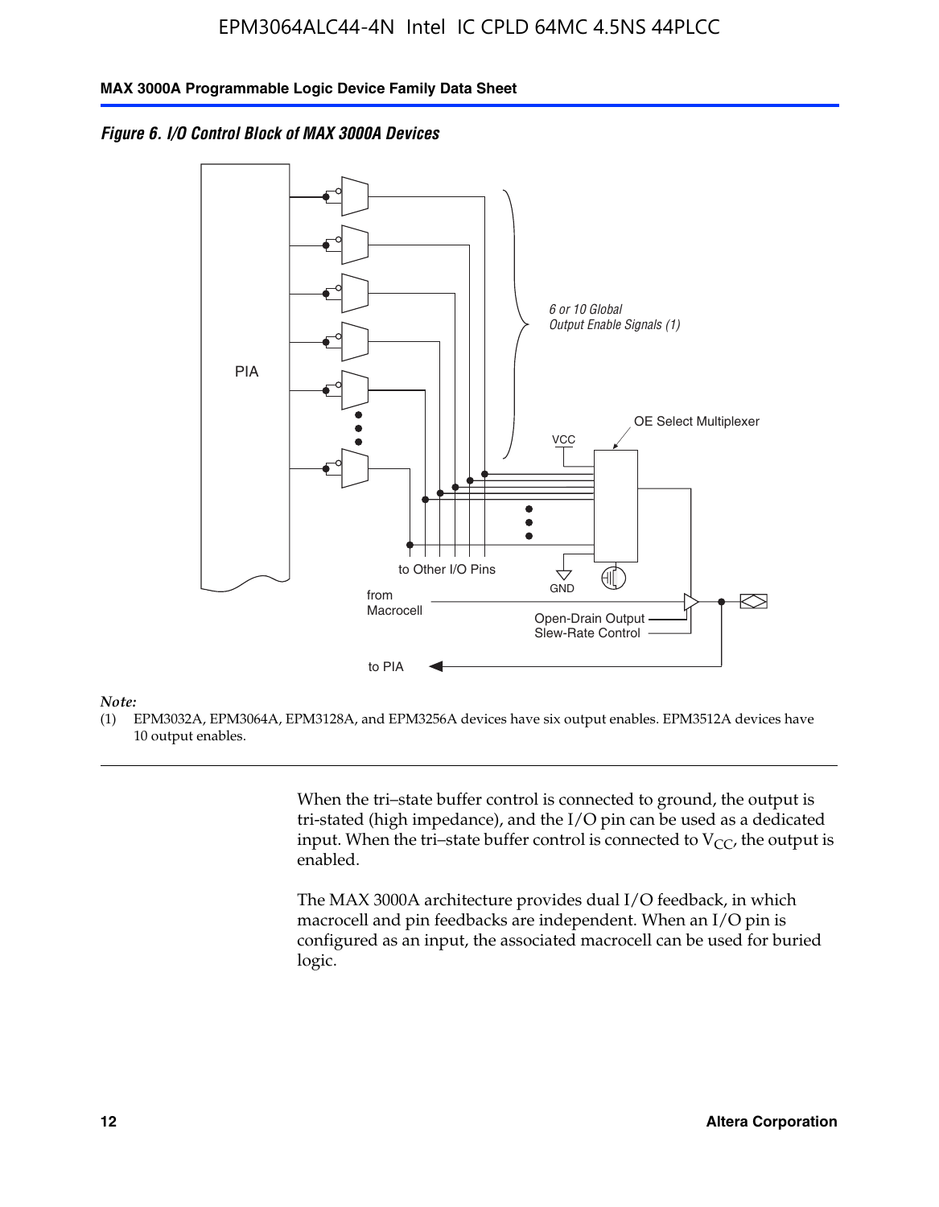*Figure 6. I/O Control Block of MAX 3000A Devices*

PIA

6 or 10 Global Output Enable Signals (1)

OE Select Multiplexer

VCC

GND

to Other I/O Pins

from Macrocell

Open-Drain Output

Slew-Rate Control

to PIA

*Note:*

(1) EPM3032A, EPM3064A, EPM3128A, and EPM3256A devices have six output enables. EPM3512A devices have 10 output enables.

When the tri–state buffer control is connected to ground, the output is tri-stated (high impedance), and the I/O pin can be used as a dedicated input. When the tri–state buffer control is connected to $V_{CC}$, the output is enabled.

The MAX 3000A architecture provides dual I/O feedback, in which macrocell and pin feedbacks are independent. When an I/O pin is configured as an input, the associated macrocell can be used for buried logic.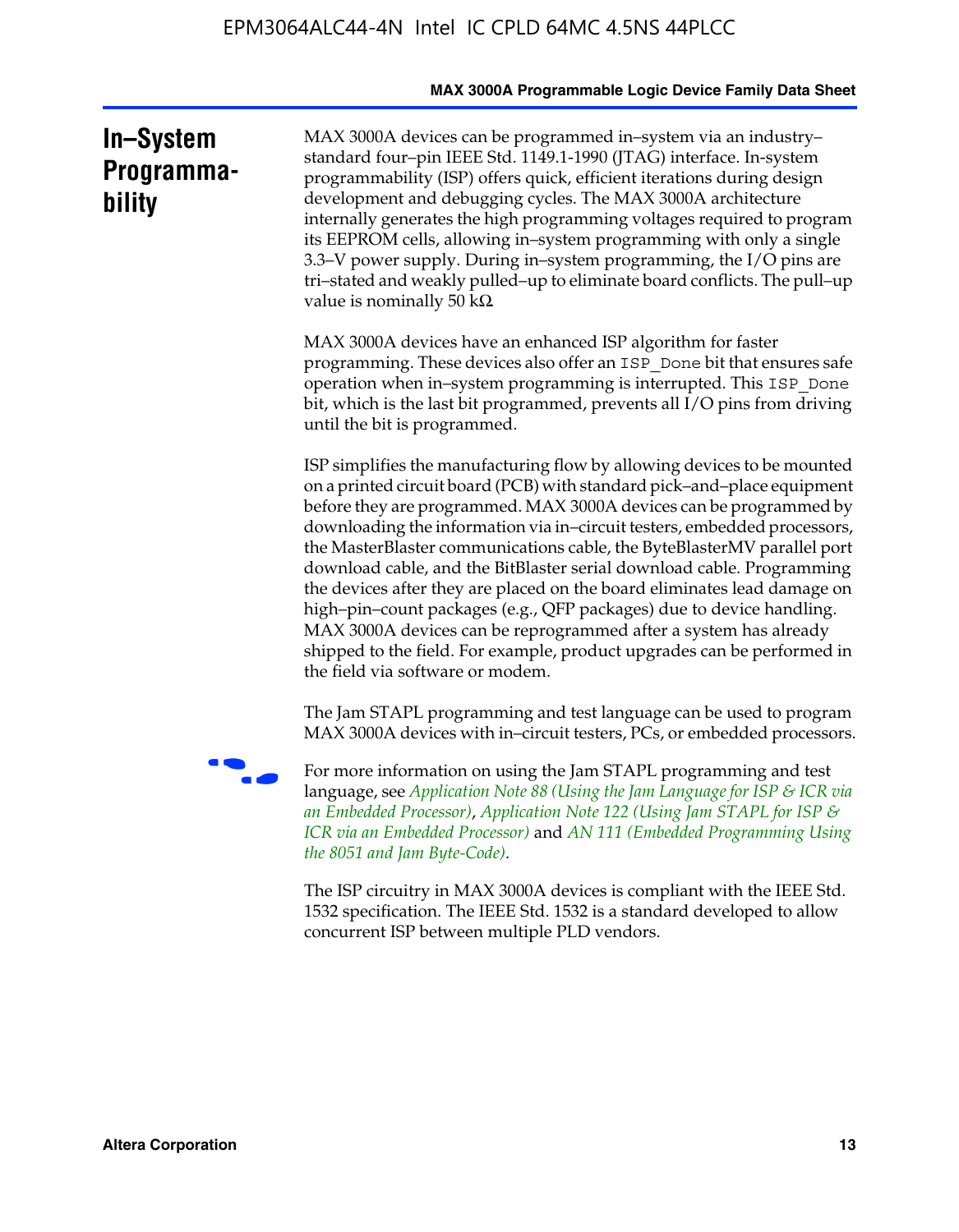## In–System Programmability

MAX 3000A devices can be programmed in–system via an industry–standard four–pin IEEE Std. 1149.1-1990 (JTAG) interface. In-system programmability (ISP) offers quick, efficient iterations during design development and debugging cycles. The MAX 3000A architecture internally generates the high programming voltages required to program its EEPROM cells, allowing in–system programming with only a single 3.3–V power supply. During in–system programming, the I/O pins are tri–stated and weakly pulled–up to eliminate board conflicts. The pull–up value is nominally 50 kΩ.

MAX 3000A devices have an enhanced ISP algorithm for faster programming. These devices also offer an `ISP_Done` bit that ensures safe operation when in–system programming is interrupted. This `ISP_Done` bit, which is the last bit programmed, prevents all I/O pins from driving until the bit is programmed.

ISP simplifies the manufacturing flow by allowing devices to be mounted on a printed circuit board (PCB) with standard pick–and–place equipment before they are programmed. MAX 3000A devices can be programmed by downloading the information via in–circuit testers, embedded processors, the MasterBlaster communications cable, the ByteBlasterMV parallel port download cable, and the BitBlaster serial download cable. Programming the devices after they are placed on the board eliminates lead damage on high–pin–count packages (e.g., QFP packages) due to device handling. MAX 3000A devices can be reprogrammed after a system has already shipped to the field. For example, product upgrades can be performed in the field via software or modem.

The Jam STAPL programming and test language can be used to program MAX 3000A devices with in–circuit testers, PCs, or embedded processors.

For more information on using the Jam STAPL programming and test language, see *Application Note 88 (Using the Jam Language for ISP & ICR via an Embedded Processor)*, *Application Note 122 (Using Jam STAPL for ISP & ICR via an Embedded Processor)* and *AN 111 (Embedded Programming Using the 8051 and Jam Byte-Code)*.

The ISP circuitry in MAX 3000A devices is compliant with the IEEE Std. 1532 specification. The IEEE Std. 1532 is a standard developed to allow concurrent ISP between multiple PLD vendors.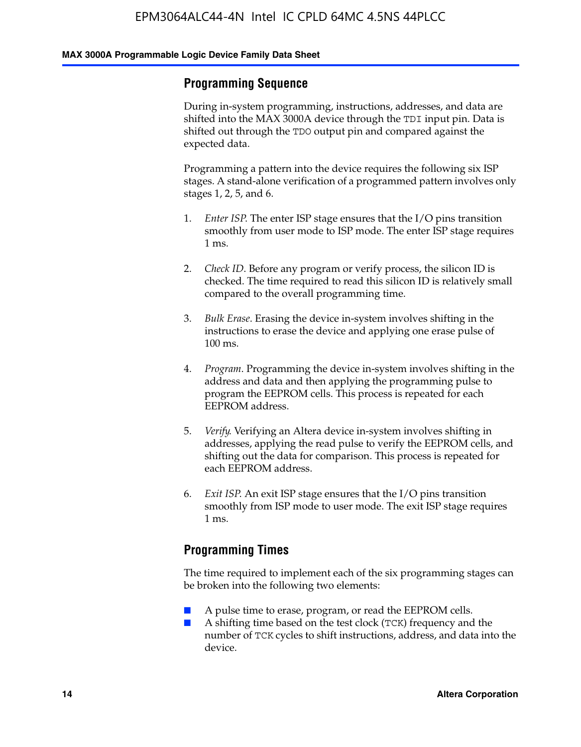## Programming Sequence

During in-system programming, instructions, addresses, and data are shifted into the MAX 3000A device through the `TDI` input pin. Data is shifted out through the `TDO` output pin and compared against the expected data.

Programming a pattern into the device requires the following six ISP stages. A stand-alone verification of a programmed pattern involves only stages 1, 2, 5, and 6.

1. *Enter ISP*. The enter ISP stage ensures that the I/O pins transition smoothly from user mode to ISP mode. The enter ISP stage requires 1 ms.
2. *Check ID*. Before any program or verify process, the silicon ID is checked. The time required to read this silicon ID is relatively small compared to the overall programming time.
3. *Bulk Erase*. Erasing the device in-system involves shifting in the instructions to erase the device and applying one erase pulse of 100 ms.
4. *Program*. Programming the device in-system involves shifting in the address and data and then applying the programming pulse to program the EEPROM cells. This process is repeated for each EEPROM address.
5. *Verify*. Verifying an Altera device in-system involves shifting in addresses, applying the read pulse to verify the EEPROM cells, and shifting out the data for comparison. This process is repeated for each EEPROM address.
6. *Exit ISP*. An exit ISP stage ensures that the I/O pins transition smoothly from ISP mode to user mode. The exit ISP stage requires 1 ms.

## Programming Times

The time required to implement each of the six programming stages can be broken into the following two elements:

- A pulse time to erase, program, or read the EEPROM cells.
- A shifting time based on the test clock (`TCK`) frequency and the number of `TCK` cycles to shift instructions, address, and data into the device.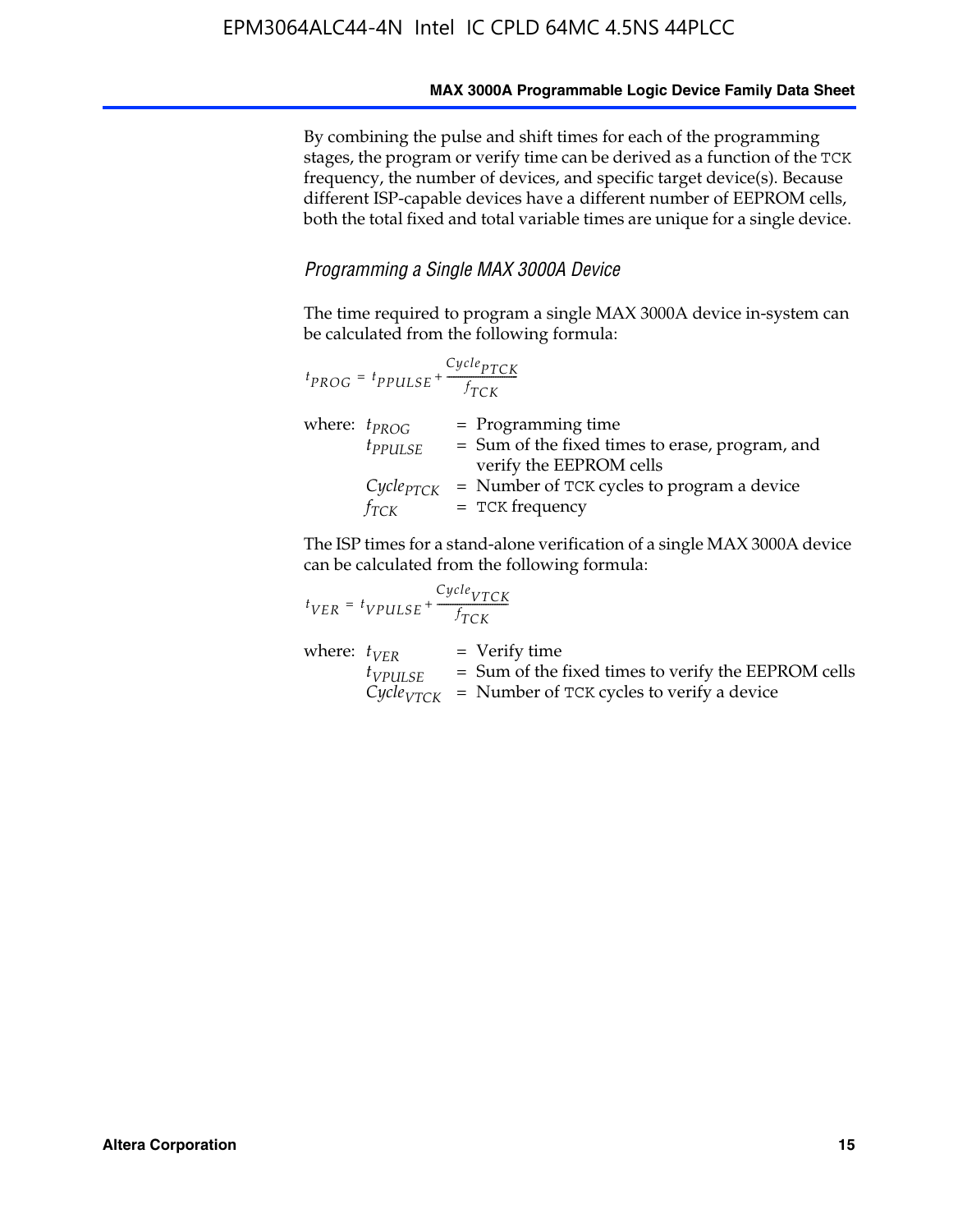By combining the pulse and shift times for each of the programming stages, the program or verify time can be derived as a function of the TCK frequency, the number of devices, and specific target device(s). Because different ISP-capable devices have a different number of EEPROM cells, both the total fixed and total variable times are unique for a single device.

### *Programming a Single MAX 3000A Device*

The time required to program a single MAX 3000A device in-system can be calculated from the following formula:

$$t_{PROG} = t_{PPULSE} + \frac{Cycle_{PTCK}}{f_{TCK}}$$

where:
- $t_{PROG}$ = Programming time
- $t_{PPULSE}$ = Sum of the fixed times to erase, program, and verify the EEPROM cells
- $Cycle_{PTCK}$ = Number of TCK cycles to program a device
- $f_{TCK}$ = TCK frequency

The ISP times for a stand-alone verification of a single MAX 3000A device can be calculated from the following formula:

$$t_{VER} = t_{VPULSE} + \frac{Cycle_{VTCK}}{f_{TCK}}$$

where:
- $t_{VER}$ = Verify time
- $t_{VPULSE}$ = Sum of the fixed times to verify the EEPROM cells
- $Cycle_{VTCK}$ = Number of TCK cycles to verify a device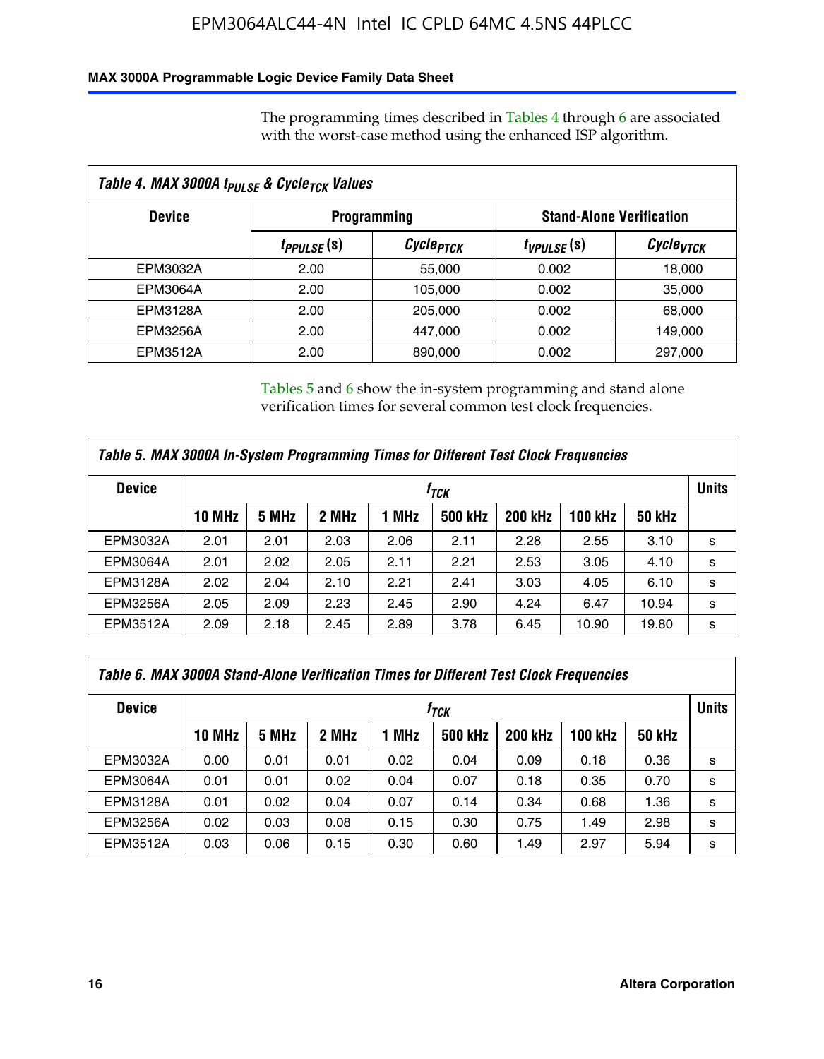The programming times described in Tables 4 through 6 are associated with the worst-case method using the enhanced ISP algorithm.

| *Table 4. MAX 3000A $t_{PULSE}$ & $Cycle_{TCK}$ Values* | | | | |
|---|---|---|---|---|
| **Device** | **Programming** | | **Stand-Alone Verification** | |
| | $t_{PPULSE}$ (s) | $Cycle_{PTCK}$ | $t_{VPULSE}$ (s) | $Cycle_{VTCK}$ |
| EPM3032A | 2.00 | 55,000 | 0.002 | 18,000 |
| EPM3064A | 2.00 | 105,000 | 0.002 | 35,000 |
| EPM3128A | 2.00 | 205,000 | 0.002 | 68,000 |
| EPM3256A | 2.00 | 447,000 | 0.002 | 149,000 |
| EPM3512A | 2.00 | 890,000 | 0.002 | 297,000 |

Tables 5 and 6 show the in-system programming and stand alone verification times for several common test clock frequencies.

| *Table 5. MAX 3000A In-System Programming Times for Different Test Clock Frequencies* | | | | | | | | | |
|---|---|---|---|---|---|---|---|---|---|
| **Device** | $f_{TCK}$ | | | | | | | | **Units** |
| | **10 MHz** | **5 MHz** | **2 MHz** | **1 MHz** | **500 kHz** | **200 kHz** | **100 kHz** | **50 kHz** | |
| EPM3032A | 2.01 | 2.01 | 2.03 | 2.06 | 2.11 | 2.28 | 2.55 | 3.10 | s |
| EPM3064A | 2.01 | 2.02 | 2.05 | 2.11 | 2.21 | 2.53 | 3.05 | 4.10 | s |
| EPM3128A | 2.02 | 2.04 | 2.10 | 2.21 | 2.41 | 3.03 | 4.05 | 6.10 | s |
| EPM3256A | 2.05 | 2.09 | 2.23 | 2.45 | 2.90 | 4.24 | 6.47 | 10.94 | s |
| EPM3512A | 2.09 | 2.18 | 2.45 | 2.89 | 3.78 | 6.45 | 10.90 | 19.80 | s |

| *Table 6. MAX 3000A Stand-Alone Verification Times for Different Test Clock Frequencies* | | | | | | | | | |
|---|---|---|---|---|---|---|---|---|---|
| **Device** | $f_{TCK}$ | | | | | | | | **Units** |
| | **10 MHz** | **5 MHz** | **2 MHz** | **1 MHz** | **500 kHz** | **200 kHz** | **100 kHz** | **50 kHz** | |
| EPM3032A | 0.00 | 0.01 | 0.01 | 0.02 | 0.04 | 0.09 | 0.18 | 0.36 | s |
| EPM3064A | 0.01 | 0.01 | 0.02 | 0.04 | 0.07 | 0.18 | 0.35 | 0.70 | s |
| EPM3128A | 0.01 | 0.02 | 0.04 | 0.07 | 0.14 | 0.34 | 0.68 | 1.36 | s |
| EPM3256A | 0.02 | 0.03 | 0.08 | 0.15 | 0.30 | 0.75 | 1.49 | 2.98 | s |
| EPM3512A | 0.03 | 0.06 | 0.15 | 0.30 | 0.60 | 1.49 | 2.97 | 5.94 | s |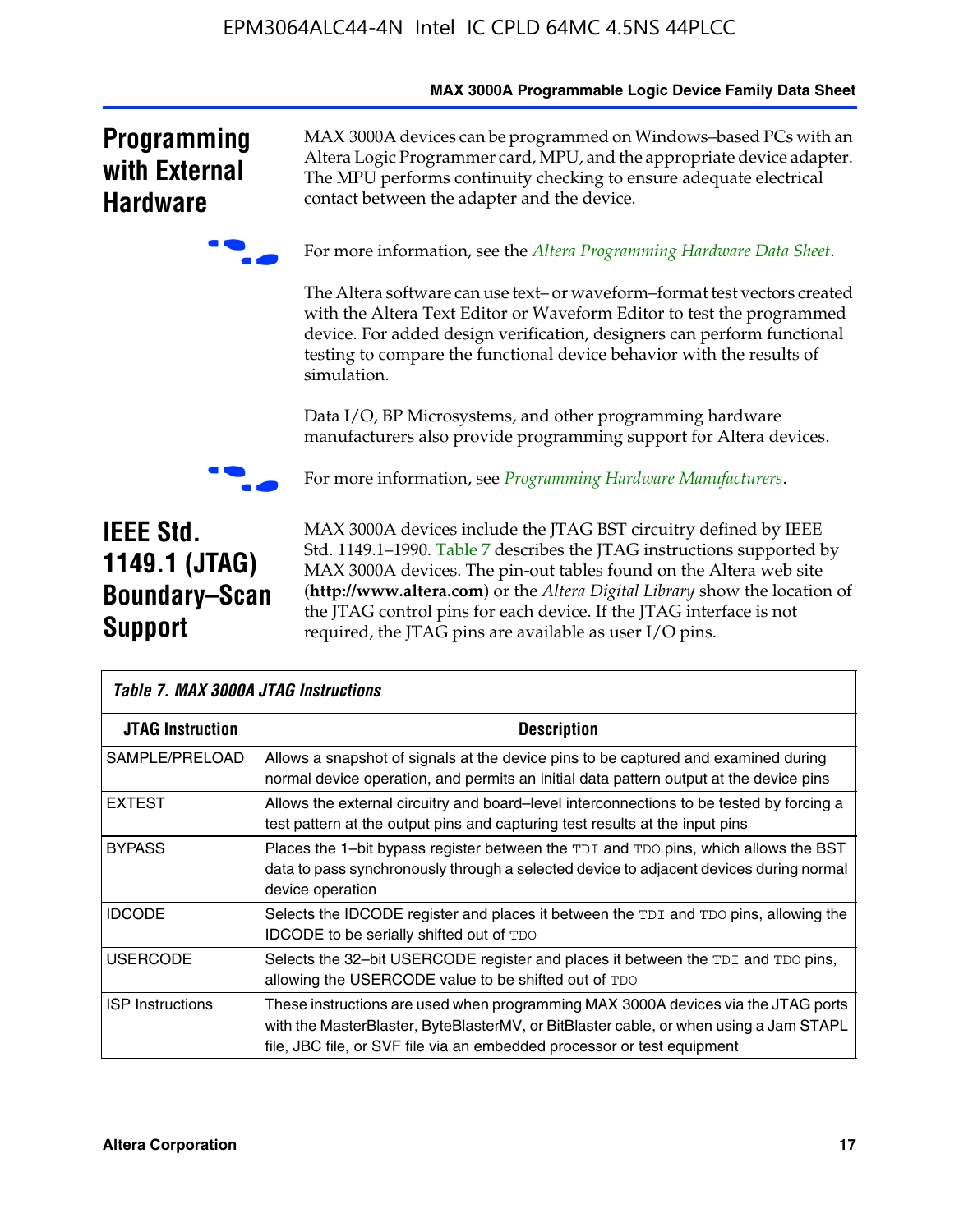## Programming with External Hardware

MAX 3000A devices can be programmed on Windows–based PCs with an Altera Logic Programmer card, MPU, and the appropriate device adapter. The MPU performs continuity checking to ensure adequate electrical contact between the adapter and the device.

For more information, see the *Altera Programming Hardware Data Sheet*.

The Altera software can use text– or waveform–format test vectors created with the Altera Text Editor or Waveform Editor to test the programmed device. For added design verification, designers can perform functional testing to compare the functional device behavior with the results of simulation.

Data I/O, BP Microsystems, and other programming hardware manufacturers also provide programming support for Altera devices.

For more information, see *Programming Hardware Manufacturers*.

## IEEE Std. 1149.1 (JTAG) Boundary–Scan Support

MAX 3000A devices include the JTAG BST circuitry defined by IEEE Std. 1149.1–1990. Table 7 describes the JTAG instructions supported by MAX 3000A devices. The pin-out tables found on the Altera web site (**http://www.altera.com**) or the *Altera Digital Library* show the location of the JTAG control pins for each device. If the JTAG interface is not required, the JTAG pins are available as user I/O pins.

*Table 7. MAX 3000A JTAG Instructions*

| JTAG Instruction | Description |
|---|---|
| SAMPLE/PRELOAD | Allows a snapshot of signals at the device pins to be captured and examined during normal device operation, and permits an initial data pattern output at the device pins |
| EXTEST | Allows the external circuitry and board–level interconnections to be tested by forcing a test pattern at the output pins and capturing test results at the input pins |
| BYPASS | Places the 1–bit bypass register between the `TDI` and `TDO` pins, which allows the BST data to pass synchronously through a selected device to adjacent devices during normal device operation |
| IDCODE | Selects the IDCODE register and places it between the `TDI` and `TDO` pins, allowing the IDCODE to be serially shifted out of `TDO` |
| USERCODE | Selects the 32–bit USERCODE register and places it between the `TDI` and `TDO` pins, allowing the USERCODE value to be shifted out of `TDO` |
| ISP Instructions | These instructions are used when programming MAX 3000A devices via the JTAG ports with the MasterBlaster, ByteBlasterMV, or BitBlaster cable, or when using a Jam STAPL file, JBC file, or SVF file via an embedded processor or test equipment |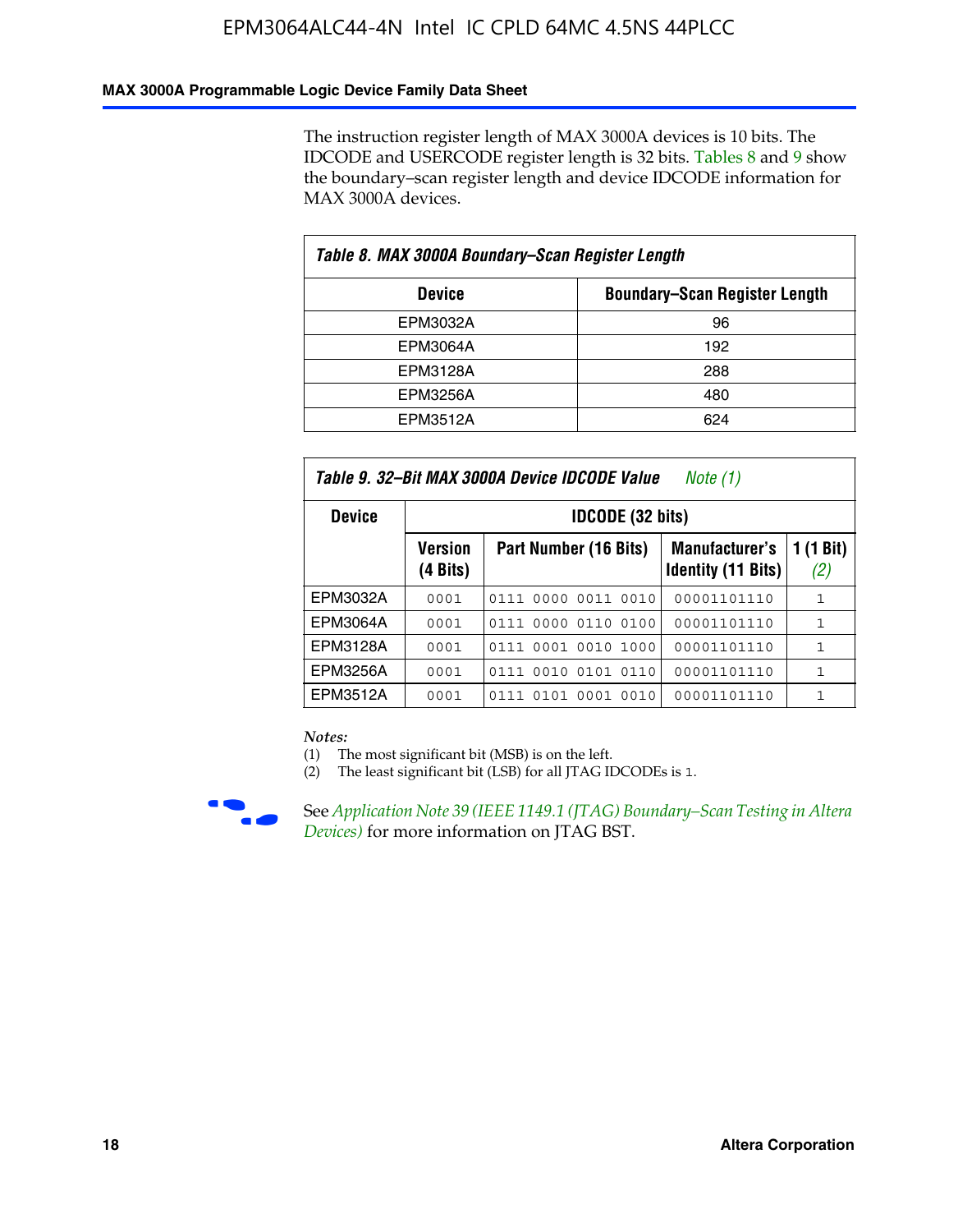The instruction register length of MAX 3000A devices is 10 bits. The IDCODE and USERCODE register length is 32 bits. Tables 8 and 9 show the boundary–scan register length and device IDCODE information for MAX 3000A devices.

| *Table 8. MAX 3000A Boundary–Scan Register Length* | |
|---|---|
| **Device** | **Boundary–Scan Register Length** |
| EPM3032A | 96 |
| EPM3064A | 192 |
| EPM3128A | 288 |
| EPM3256A | 480 |
| EPM3512A | 624 |

*Table 9. 32–Bit MAX 3000A Device IDCODE Value* *Note (1)*

| Device | IDCODE (32 bits) | | | |
|---|---|---|---|---|
| | Version (4 Bits) | Part Number (16 Bits) | Manufacturer's Identity (11 Bits) | 1 (1 Bit) *(2)* |
| EPM3032A | 0001 | 0111 0000 0011 0010 | 00001101110 | 1 |
| EPM3064A | 0001 | 0111 0000 0110 0100 | 00001101110 | 1 |
| EPM3128A | 0001 | 0111 0001 0010 1000 | 00001101110 | 1 |
| EPM3256A | 0001 | 0111 0010 0101 0110 | 00001101110 | 1 |
| EPM3512A | 0001 | 0111 0101 0001 0010 | 00001101110 | 1 |

*Notes:*

(1) The most significant bit (MSB) is on the left.

(2) The least significant bit (LSB) for all JTAG IDCODEs is 1.

See *Application Note 39 (IEEE 1149.1 (JTAG) Boundary–Scan Testing in Altera Devices)* for more information on JTAG BST.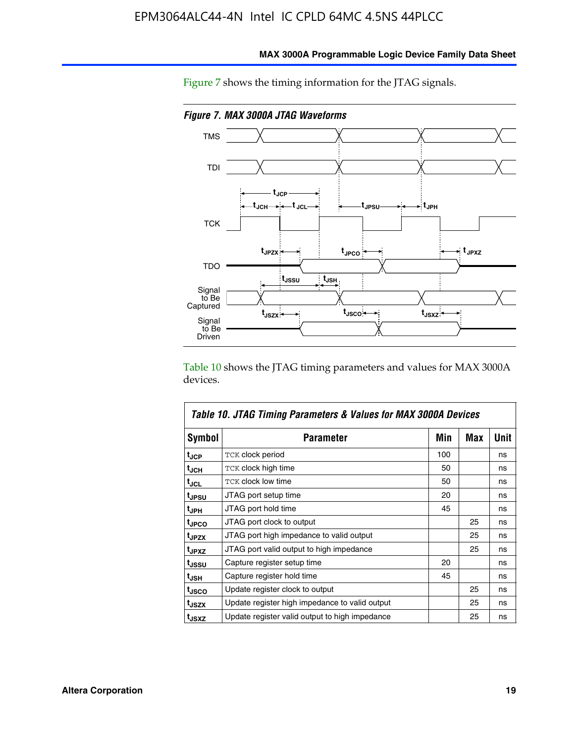Figure 7 shows the timing information for the JTAG signals.

*Figure 7. MAX 3000A JTAG Waveforms*

Table 10 shows the JTAG timing parameters and values for MAX 3000A devices.

**Table 10. JTAG Timing Parameters & Values for MAX 3000A Devices**

| Symbol | Parameter | Min | Max | Unit |
|---|---|---|---|---|
| $t_{JCP}$ | TCK clock period | 100 | | ns |
| $t_{JCH}$ | TCK clock high time | 50 | | ns |
| $t_{JCL}$ | TCK clock low time | 50 | | ns |
| $t_{JPSU}$ | JTAG port setup time | 20 | | ns |
| $t_{JPH}$ | JTAG port hold time | 45 | | ns |
| $t_{JPCO}$ | JTAG port clock to output | | 25 | ns |
| $t_{JPZX}$ | JTAG port high impedance to valid output | | 25 | ns |
| $t_{JPXZ}$ | JTAG port valid output to high impedance | | 25 | ns |
| $t_{JSSU}$ | Capture register setup time | 20 | | ns |
| $t_{JSH}$ | Capture register hold time | 45 | | ns |
| $t_{JSCO}$ | Update register clock to output | | 25 | ns |
| $t_{JSZX}$ | Update register high impedance to valid output | | 25 | ns |
| $t_{JSXZ}$ | Update register valid output to high impedance | | 25 | ns |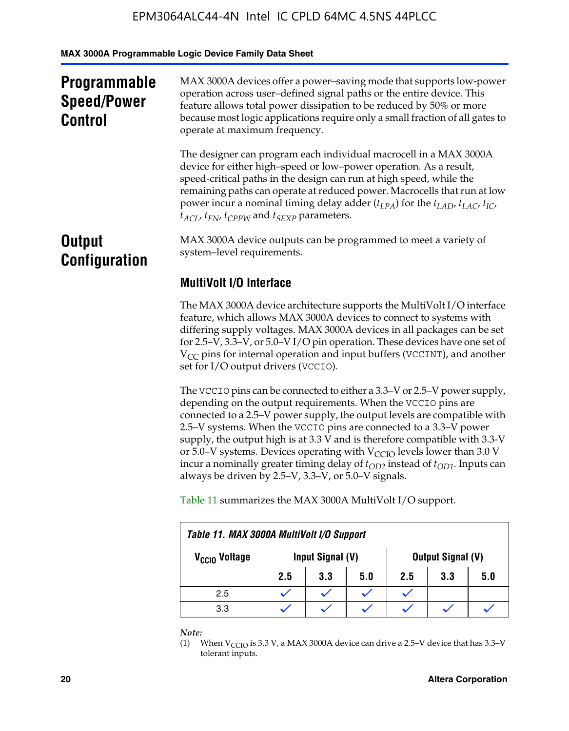## Programmable Speed/Power Control

MAX 3000A devices offer a power–saving mode that supports low-power operation across user–defined signal paths or the entire device. This feature allows total power dissipation to be reduced by 50% or more because most logic applications require only a small fraction of all gates to operate at maximum frequency.

The designer can program each individual macrocell in a MAX 3000A device for either high–speed or low–power operation. As a result, speed-critical paths in the design can run at high speed, while the remaining paths can operate at reduced power. Macrocells that run at low power incur a nominal timing delay adder ($t_{LPA}$) for the $t_{LAD}$, $t_{LAC}$, $t_{IC}$, $t_{ACL}$, $t_{EN}$, $t_{CPPW}$ and $t_{SEXP}$ parameters.

## Output Configuration

MAX 3000A device outputs can be programmed to meet a variety of system–level requirements.

### MultiVolt I/O Interface

The MAX 3000A device architecture supports the MultiVolt I/O interface feature, which allows MAX 3000A devices to connect to systems with differing supply voltages. MAX 3000A devices in all packages can be set for 2.5–V, 3.3–V, or 5.0–V I/O pin operation. These devices have one set of $V_{CC}$ pins for internal operation and input buffers (VCCINT), and another set for I/O output drivers (VCCIO).

The VCCIO pins can be connected to either a 3.3–V or 2.5–V power supply, depending on the output requirements. When the VCCIO pins are connected to a 2.5–V power supply, the output levels are compatible with 2.5–V systems. When the VCCIO pins are connected to a 3.3–V power supply, the output high is at 3.3 V and is therefore compatible with 3.3-V or 5.0–V systems. Devices operating with $V_{CCIO}$ levels lower than 3.0 V incur a nominally greater timing delay of $t_{OD2}$ instead of $t_{OD1}$. Inputs can always be driven by 2.5–V, 3.3–V, or 5.0–V signals.

Table 11 summarizes the MAX 3000A MultiVolt I/O support.

*Table 11. MAX 3000A MultiVolt I/O Support*

| $V_{CCIO}$ Voltage | Input Signal (V) | | | Output Signal (V) | | |
|---|---|---|---|---|---|---|
| | 2.5 | 3.3 | 5.0 | 2.5 | 3.3 | 5.0 |
| 2.5 | ✓ | ✓ | ✓ | ✓ | | |
| 3.3 | ✓ | ✓ | ✓ | ✓ | ✓ | ✓ |

*Note:*

(1) When $V_{CCIO}$ is 3.3 V, a MAX 3000A device can drive a 2.5–V device that has 3.3–V tolerant inputs.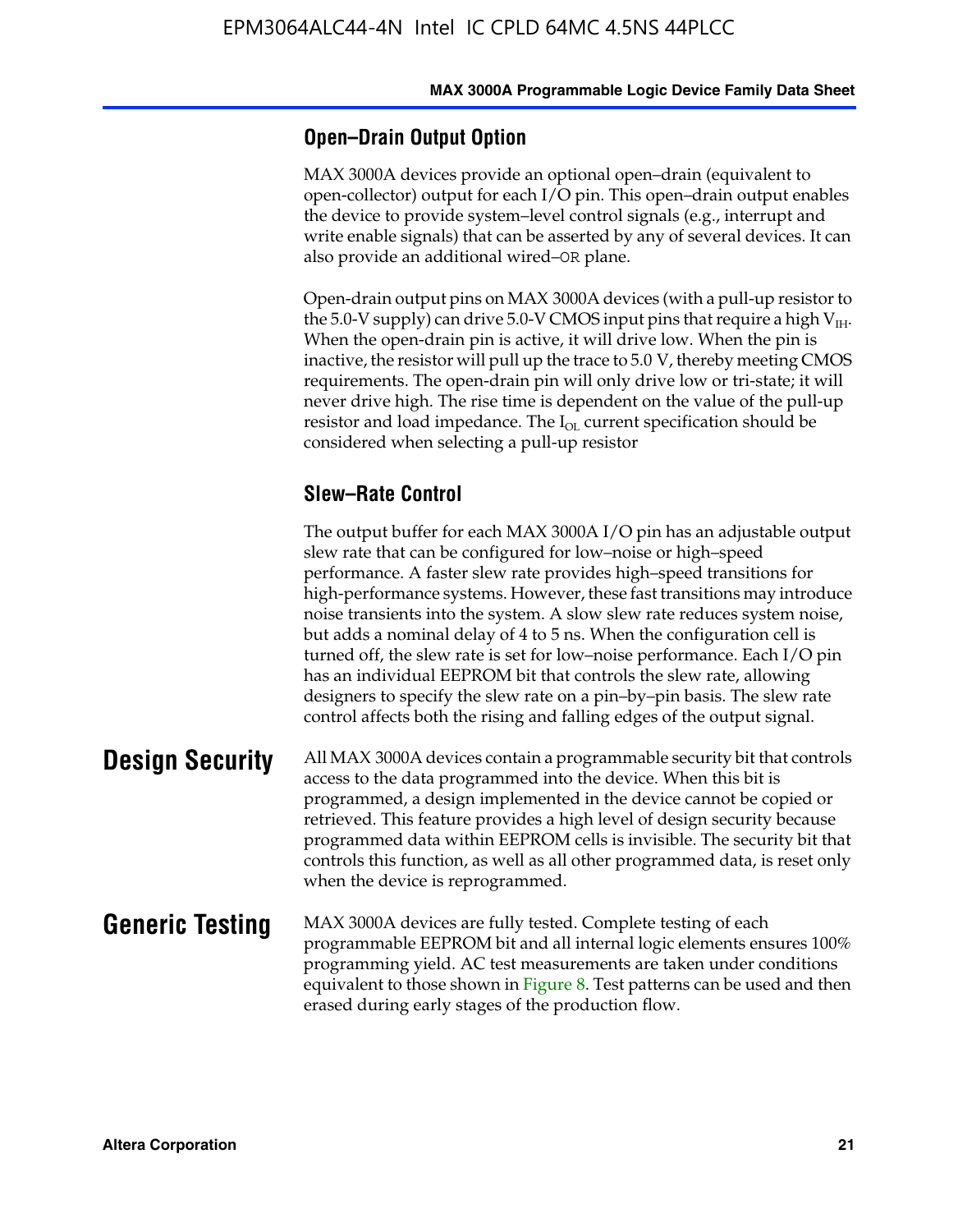### Open–Drain Output Option

MAX 3000A devices provide an optional open–drain (equivalent to open-collector) output for each I/O pin. This open–drain output enables the device to provide system–level control signals (e.g., interrupt and write enable signals) that can be asserted by any of several devices. It can also provide an additional wired–OR plane.

Open-drain output pins on MAX 3000A devices (with a pull-up resistor to the 5.0-V supply) can drive 5.0-V CMOS input pins that require a high $V_{IH}$. When the open-drain pin is active, it will drive low. When the pin is inactive, the resistor will pull up the trace to 5.0 V, thereby meeting CMOS requirements. The open-drain pin will only drive low or tri-state; it will never drive high. The rise time is dependent on the value of the pull-up resistor and load impedance. The $I_{OL}$ current specification should be considered when selecting a pull-up resistor

### Slew–Rate Control

The output buffer for each MAX 3000A I/O pin has an adjustable output slew rate that can be configured for low–noise or high–speed performance. A faster slew rate provides high–speed transitions for high-performance systems. However, these fast transitions may introduce noise transients into the system. A slow slew rate reduces system noise, but adds a nominal delay of 4 to 5 ns. When the configuration cell is turned off, the slew rate is set for low–noise performance. Each I/O pin has an individual EEPROM bit that controls the slew rate, allowing designers to specify the slew rate on a pin–by–pin basis. The slew rate control affects both the rising and falling edges of the output signal.

## Design Security

All MAX 3000A devices contain a programmable security bit that controls access to the data programmed into the device. When this bit is programmed, a design implemented in the device cannot be copied or retrieved. This feature provides a high level of design security because programmed data within EEPROM cells is invisible. The security bit that controls this function, as well as all other programmed data, is reset only when the device is reprogrammed.

## Generic Testing

MAX 3000A devices are fully tested. Complete testing of each programmable EEPROM bit and all internal logic elements ensures 100% programming yield. AC test measurements are taken under conditions equivalent to those shown in Figure 8. Test patterns can be used and then erased during early stages of the production flow.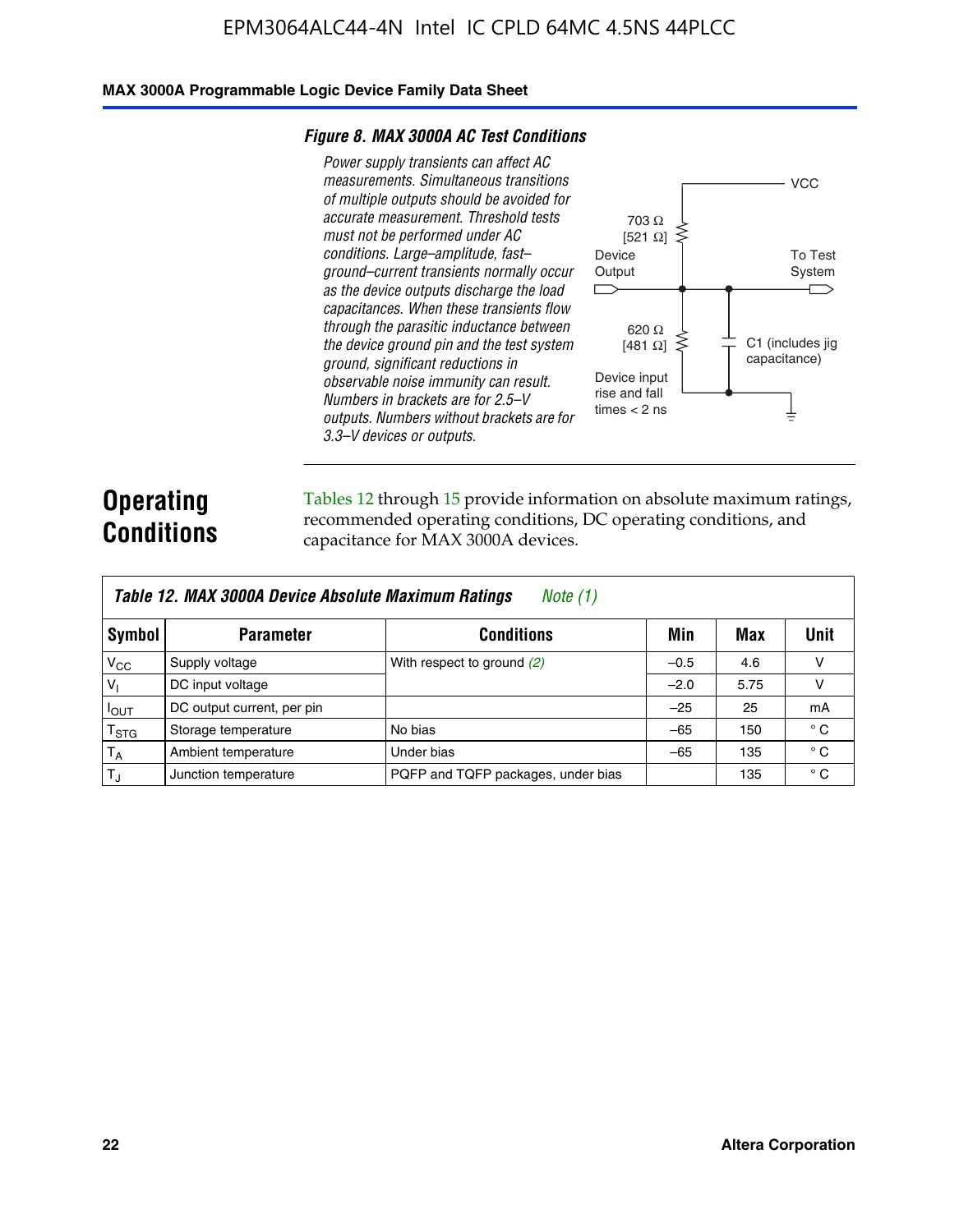*Figure 8. MAX 3000A AC Test Conditions*

*Power supply transients can affect AC measurements. Simultaneous transitions of multiple outputs should be avoided for accurate measurement. Threshold tests must not be performed under AC conditions. Large–amplitude, fast–ground–current transients normally occur as the device outputs discharge the load capacitances. When these transients flow through the parasitic inductance between the device ground pin and the test system ground, significant reductions in observable noise immunity can result. Numbers in brackets are for 2.5–V outputs. Numbers without brackets are for 3.3–V devices or outputs.*

VCC

703 Ω [521 Ω]

Device Output

To Test System

620 Ω [481 Ω]

C1 (includes jig capacitance)

Device input rise and fall times < 2 ns

## Operating Conditions

Tables 12 through 15 provide information on absolute maximum ratings, recommended operating conditions, DC operating conditions, and capacitance for MAX 3000A devices.

**Table 12. MAX 3000A Device Absolute Maximum Ratings** *Note (1)*

| Symbol | Parameter | Conditions | Min | Max | Unit |
|---|---|---|---|---|---|
| $V_{CC}$ | Supply voltage | With respect to ground *(2)* | –0.5 | 4.6 | V |
| $V_I$ | DC input voltage | | –2.0 | 5.75 | V |
| $I_{OUT}$ | DC output current, per pin | | –25 | 25 | mA |
| $T_{STG}$ | Storage temperature | No bias | –65 | 150 | ° C |
| $T_A$ | Ambient temperature | Under bias | –65 | 135 | ° C |
| $T_J$ | Junction temperature | PQFP and TQFP packages, under bias | | 135 | ° C |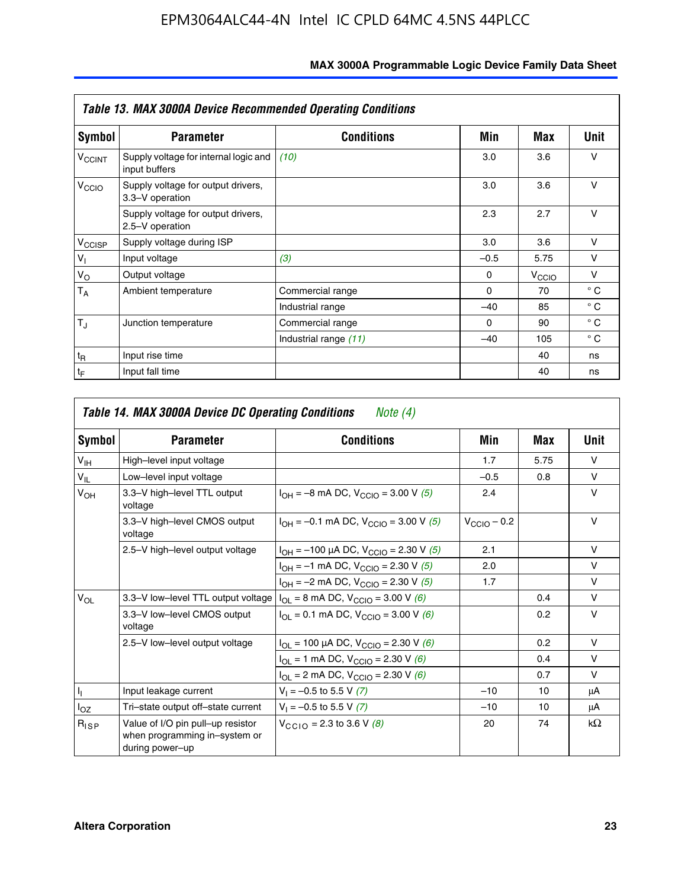## Table 13. MAX 3000A Device Recommended Operating Conditions

| Symbol | Parameter | Conditions | Min | Max | Unit |
|---|---|---|---|---|---|
| $V_{CCINT}$ | Supply voltage for internal logic and input buffers | *(10)* | 3.0 | 3.6 | V |
| $V_{CCIO}$ | Supply voltage for output drivers, 3.3–V operation | | 3.0 | 3.6 | V |
| | Supply voltage for output drivers, 2.5–V operation | | 2.3 | 2.7 | V |
| $V_{CCISP}$ | Supply voltage during ISP | | 3.0 | 3.6 | V |
| $V_I$ | Input voltage | *(3)* | –0.5 | 5.75 | V |
| $V_O$ | Output voltage | | 0 | $V_{CCIO}$ | V |
| $T_A$ | Ambient temperature | Commercial range | 0 | 70 | ° C |
| | | Industrial range | –40 | 85 | ° C |
| $T_J$ | Junction temperature | Commercial range | 0 | 90 | ° C |
| | | Industrial range *(11)* | –40 | 105 | ° C |
| $t_R$ | Input rise time | | | 40 | ns |
| $t_F$ | Input fall time | | | 40 | ns |

## Table 14. MAX 3000A Device DC Operating Conditions *Note (4)*

| Symbol | Parameter | Conditions | Min | Max | Unit |
|---|---|---|---|---|---|
| $V_{IH}$ | High–level input voltage | | 1.7 | 5.75 | V |
| $V_{IL}$ | Low–level input voltage | | –0.5 | 0.8 | V |
| $V_{OH}$ | 3.3–V high–level TTL output voltage | $I_{OH}$ = –8 mA DC, $V_{CCIO}$ = 3.00 V *(5)* | 2.4 | | V |
| | 3.3–V high–level CMOS output voltage | $I_{OH}$ = –0.1 mA DC, $V_{CCIO}$ = 3.00 V *(5)* | $V_{CCIO}$ – 0.2 | | V |
| | 2.5–V high–level output voltage | $I_{OH}$ = –100 µA DC, $V_{CCIO}$ = 2.30 V *(5)* | 2.1 | | V |
| | | $I_{OH}$ = –1 mA DC, $V_{CCIO}$ = 2.30 V *(5)* | 2.0 | | V |
| | | $I_{OH}$ = –2 mA DC, $V_{CCIO}$ = 2.30 V *(5)* | 1.7 | | V |
| $V_{OL}$ | 3.3–V low–level TTL output voltage | $I_{OL}$ = 8 mA DC, $V_{CCIO}$ = 3.00 V *(6)* | | 0.4 | V |
| | 3.3–V low–level CMOS output voltage | $I_{OL}$ = 0.1 mA DC, $V_{CCIO}$ = 3.00 V *(6)* | | 0.2 | V |
| | 2.5–V low–level output voltage | $I_{OL}$ = 100 µA DC, $V_{CCIO}$ = 2.30 V *(6)* | | 0.2 | V |
| | | $I_{OL}$ = 1 mA DC, $V_{CCIO}$ = 2.30 V *(6)* | | 0.4 | V |
| | | $I_{OL}$ = 2 mA DC, $V_{CCIO}$ = 2.30 V *(6)* | | 0.7 | V |
| $I_I$ | Input leakage current | $V_I$ = –0.5 to 5.5 V *(7)* | –10 | 10 | µA |
| $I_{OZ}$ | Tri–state output off–state current | $V_I$ = –0.5 to 5.5 V *(7)* | –10 | 10 | µA |
| $R_{ISP}$ | Value of I/O pin pull–up resistor when programming in–system or during power–up | $V_{CCIO}$ = 2.3 to 3.6 V *(8)* | 20 | 74 | kΩ |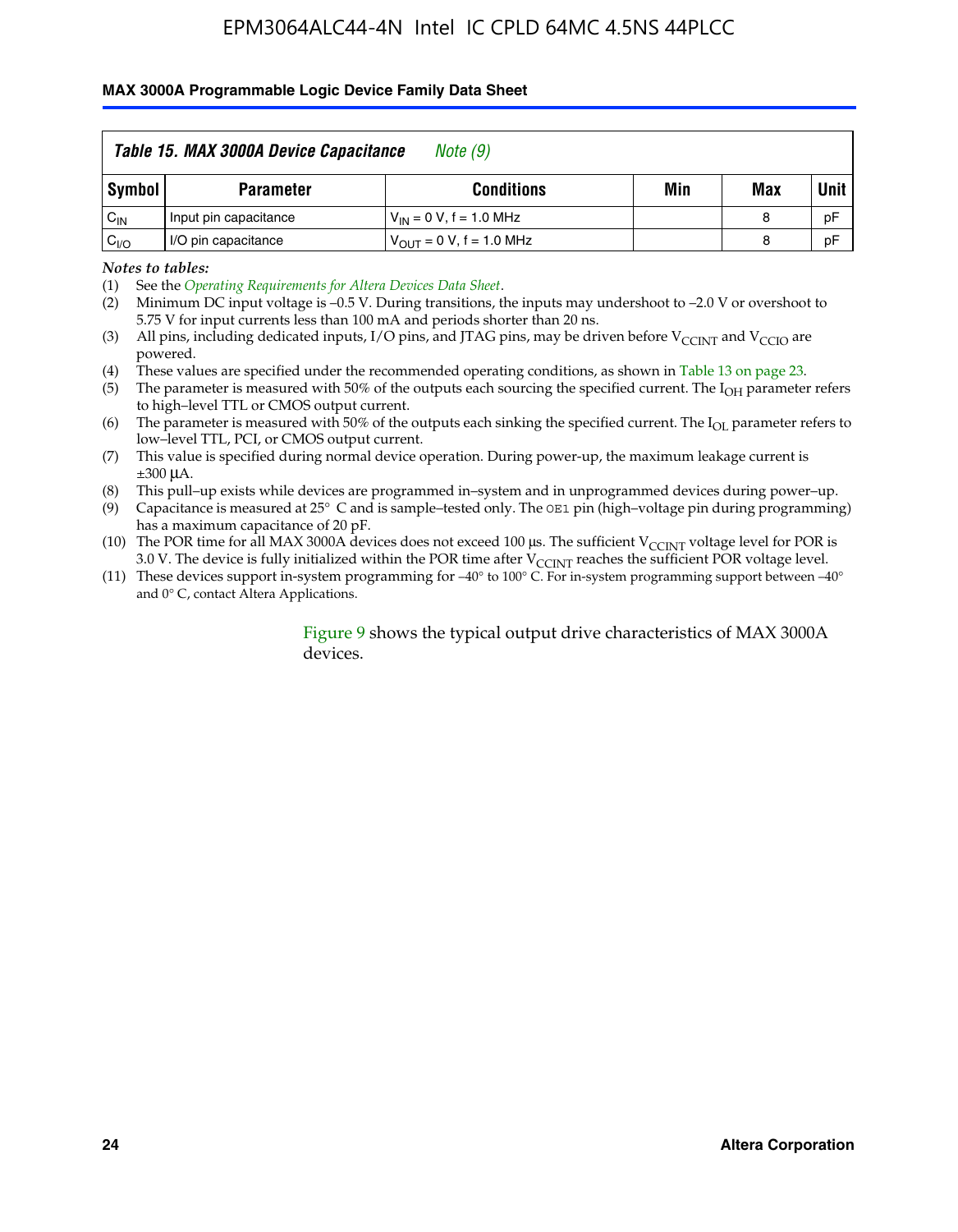| Table 15. MAX 3000A Device Capacitance *Note (9)* | | | | | |
|---|---|---|---|---|---|
| **Symbol** | **Parameter** | **Conditions** | **Min** | **Max** | **Unit** |
| $C_{IN}$ | Input pin capacitance | $V_{IN}$ = 0 V, f = 1.0 MHz | | 8 | pF |
| $C_{I/O}$ | I/O pin capacitance | $V_{OUT}$ = 0 V, f = 1.0 MHz | | 8 | pF |

*Notes to tables:*

(1) See the *Operating Requirements for Altera Devices Data Sheet*.

(2) Minimum DC input voltage is –0.5 V. During transitions, the inputs may undershoot to –2.0 V or overshoot to 5.75 V for input currents less than 100 mA and periods shorter than 20 ns.

(3) All pins, including dedicated inputs, I/O pins, and JTAG pins, may be driven before $V_{CCINT}$ and $V_{CCIO}$ are powered.

(4) These values are specified under the recommended operating conditions, as shown in Table 13 on page 23.

(5) The parameter is measured with 50% of the outputs each sourcing the specified current. The $I_{OH}$ parameter refers to high–level TTL or CMOS output current.

(6) The parameter is measured with 50% of the outputs each sinking the specified current. The $I_{OL}$ parameter refers to low–level TTL, PCI, or CMOS output current.

(7) This value is specified during normal device operation. During power-up, the maximum leakage current is ±300 μA.

(8) This pull–up exists while devices are programmed in–system and in unprogrammed devices during power–up.

(9) Capacitance is measured at 25° C and is sample–tested only. The `OE1` pin (high–voltage pin during programming) has a maximum capacitance of 20 pF.

(10) The POR time for all MAX 3000A devices does not exceed 100 μs. The sufficient $V_{CCINT}$ voltage level for POR is 3.0 V. The device is fully initialized within the POR time after $V_{CCINT}$ reaches the sufficient POR voltage level.

(11) These devices support in-system programming for –40° to 100° C. For in-system programming support between –40° and 0° C, contact Altera Applications.

Figure 9 shows the typical output drive characteristics of MAX 3000A devices.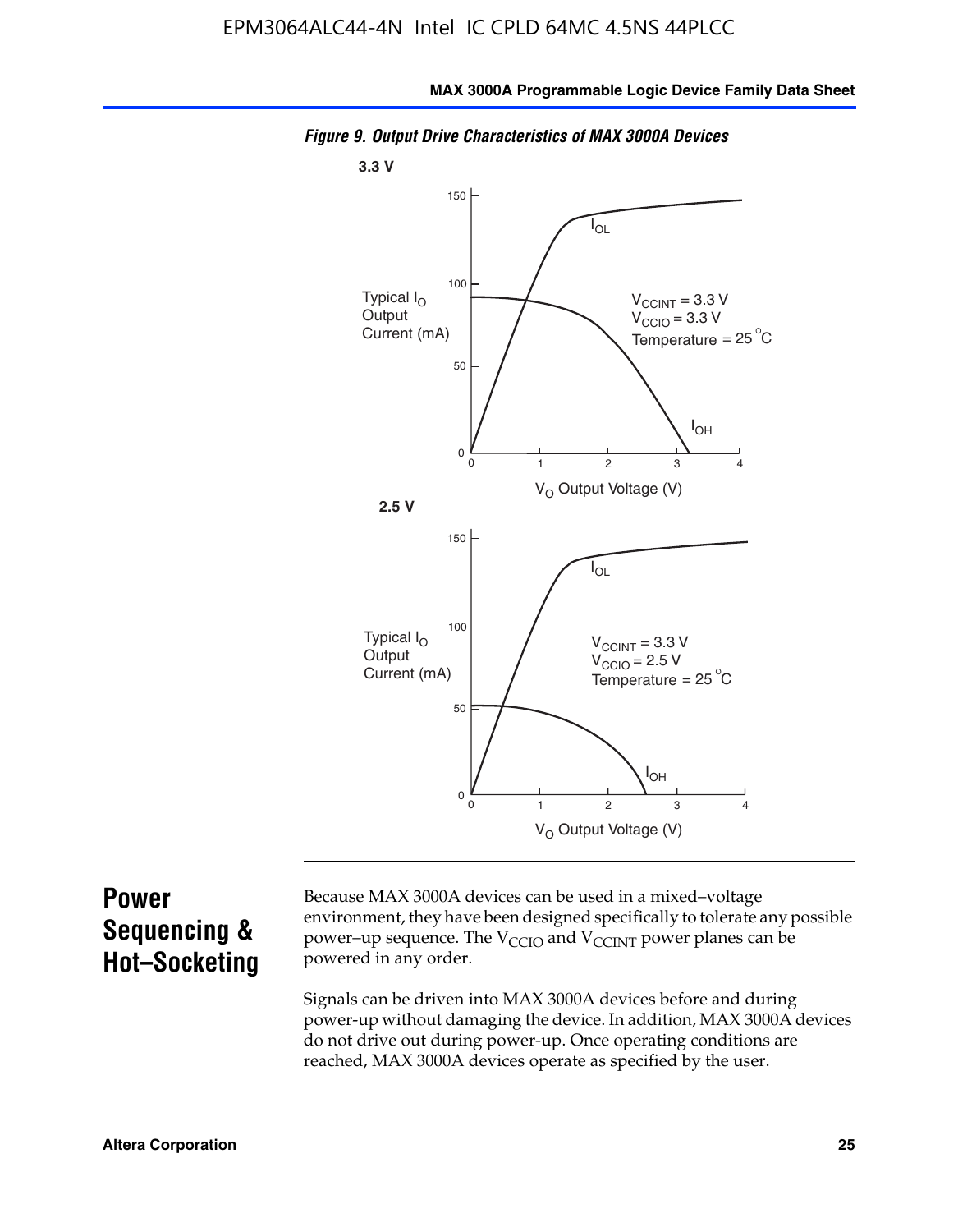*Figure 9. Output Drive Characteristics of MAX 3000A Devices*

3.3 V

Typical $I_O$ Output Current (mA)

$V_{CCINT}$ = 3.3 V
$V_{CCIO}$ = 3.3 V
Temperature = 25 °C

$I_{OL}$

$I_{OH}$

$V_O$ Output Voltage (V)

2.5 V

Typical $I_O$ Output Current (mA)

$V_{CCINT}$ = 3.3 V
$V_{CCIO}$ = 2.5 V
Temperature = 25 °C

$I_{OL}$

$I_{OH}$

$V_O$ Output Voltage (V)

## Power Sequencing & Hot–Socketing

Because MAX 3000A devices can be used in a mixed–voltage environment, they have been designed specifically to tolerate any possible power–up sequence. The $V_{CCIO}$ and $V_{CCINT}$ power planes can be powered in any order.

Signals can be driven into MAX 3000A devices before and during power-up without damaging the device. In addition, MAX 3000A devices do not drive out during power-up. Once operating conditions are reached, MAX 3000A devices operate as specified by the user.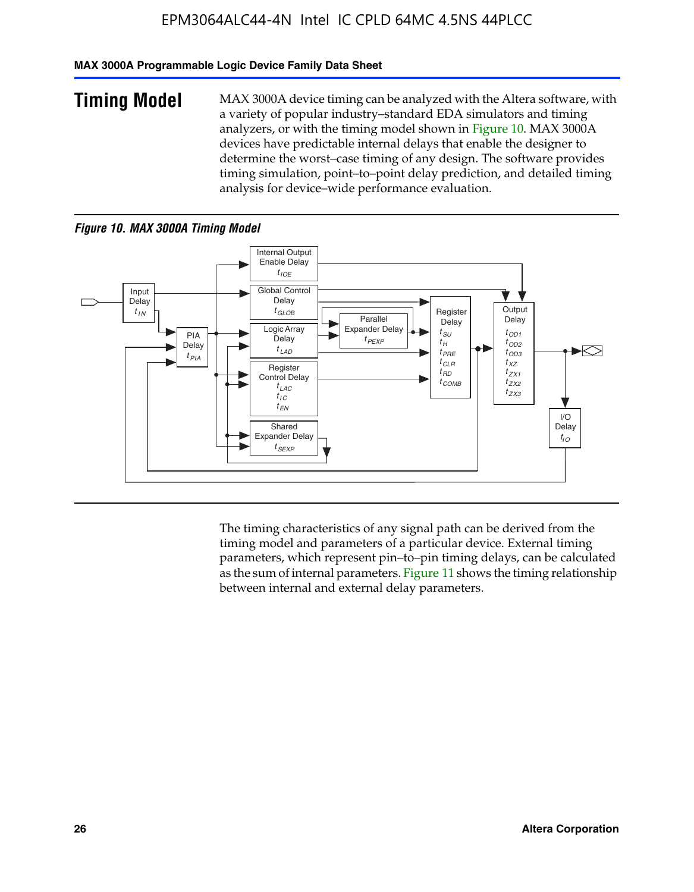# Timing Model

MAX 3000A device timing can be analyzed with the Altera software, with a variety of popular industry–standard EDA simulators and timing analyzers, or with the timing model shown in Figure 10. MAX 3000A devices have predictable internal delays that enable the designer to determine the worst–case timing of any design. The software provides timing simulation, point–to–point delay prediction, and detailed timing analysis for device–wide performance evaluation.

*Figure 10. MAX 3000A Timing Model*

Input Delay $t_{IN}$

PIA Delay $t_{PIA}$

Internal Output Enable Delay $t_{IOE}$

Global Control Delay $t_{GLOB}$

Logic Array Delay $t_{LAD}$

Parallel Expander Delay $t_{PEXP}$

Register Control Delay $t_{LAC}$ $t_{IC}$ $t_{EN}$

Shared Expander Delay $t_{SEXP}$

Register Delay $t_{SU}$ $t_H$ $t_{PRE}$ $t_{CLR}$ $t_{RD}$ $t_{COMB}$

Output Delay $t_{OD1}$ $t_{OD2}$ $t_{OD3}$ $t_{XZ}$ $t_{ZX1}$ $t_{ZX2}$ $t_{ZX3}$

I/O Delay $t_{IO}$

The timing characteristics of any signal path can be derived from the timing model and parameters of a particular device. External timing parameters, which represent pin–to–pin timing delays, can be calculated as the sum of internal parameters. Figure 11 shows the timing relationship between internal and external delay parameters.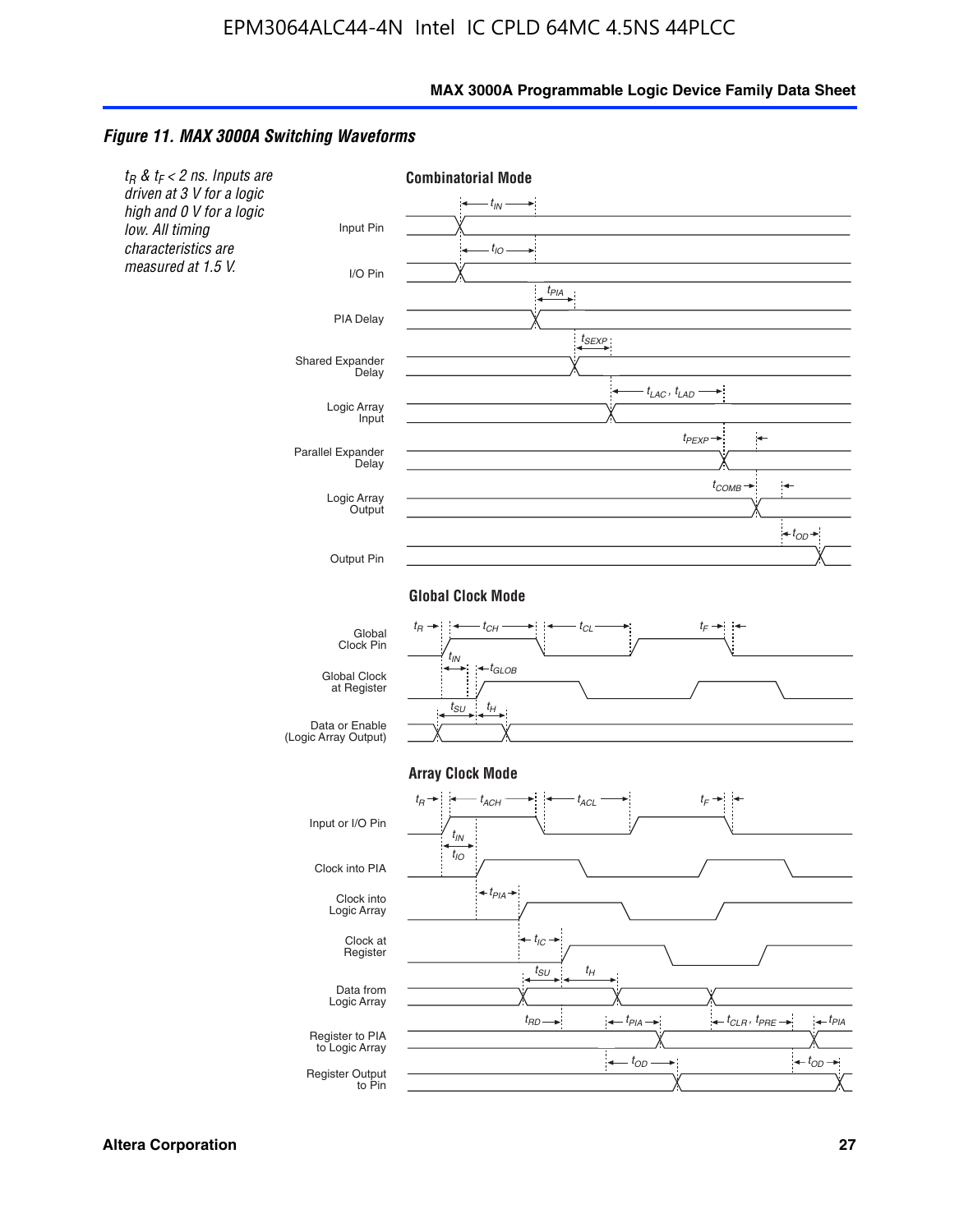### *Figure 11. MAX 3000A Switching Waveforms*

*$t_R$ & $t_F$ < 2 ns. Inputs are driven at 3 V for a logic high and 0 V for a logic low. All timing characteristics are measured at 1.5 V.*

**Combinatorial Mode**

Input Pin — $t_{IN}$

I/O Pin — $t_{IO}$

PIA Delay — $t_{PIA}$

Shared Expander Delay — $t_{SEXP}$

Logic Array Input — $t_{LAC}$, $t_{LAD}$

Parallel Expander Delay — $t_{PEXP}$

Logic Array Output — $t_{COMB}$

Output Pin — $t_{OD}$

**Global Clock Mode**

Global Clock Pin — $t_R$, $t_{CH}$, $t_{CL}$, $t_F$

Global Clock at Register — $t_{IN}$, $t_{GLOB}$

Data or Enable (Logic Array Output) — $t_{SU}$, $t_H$

**Array Clock Mode**

Input or I/O Pin — $t_R$, $t_{ACH}$, $t_{ACL}$, $t_F$

Clock into PIA — $t_{IN}$, $t_{IO}$

Clock into Logic Array — $t_{PIA}$

Clock at Register — $t_{IC}$

Data from Logic Array — $t_{SU}$, $t_H$

Register to PIA to Logic Array — $t_{RD}$, $t_{PIA}$, $t_{CLR}$, $t_{PRE}$, $t_{PIA}$

Register Output to Pin — $t_{OD}$, $t_{OD}$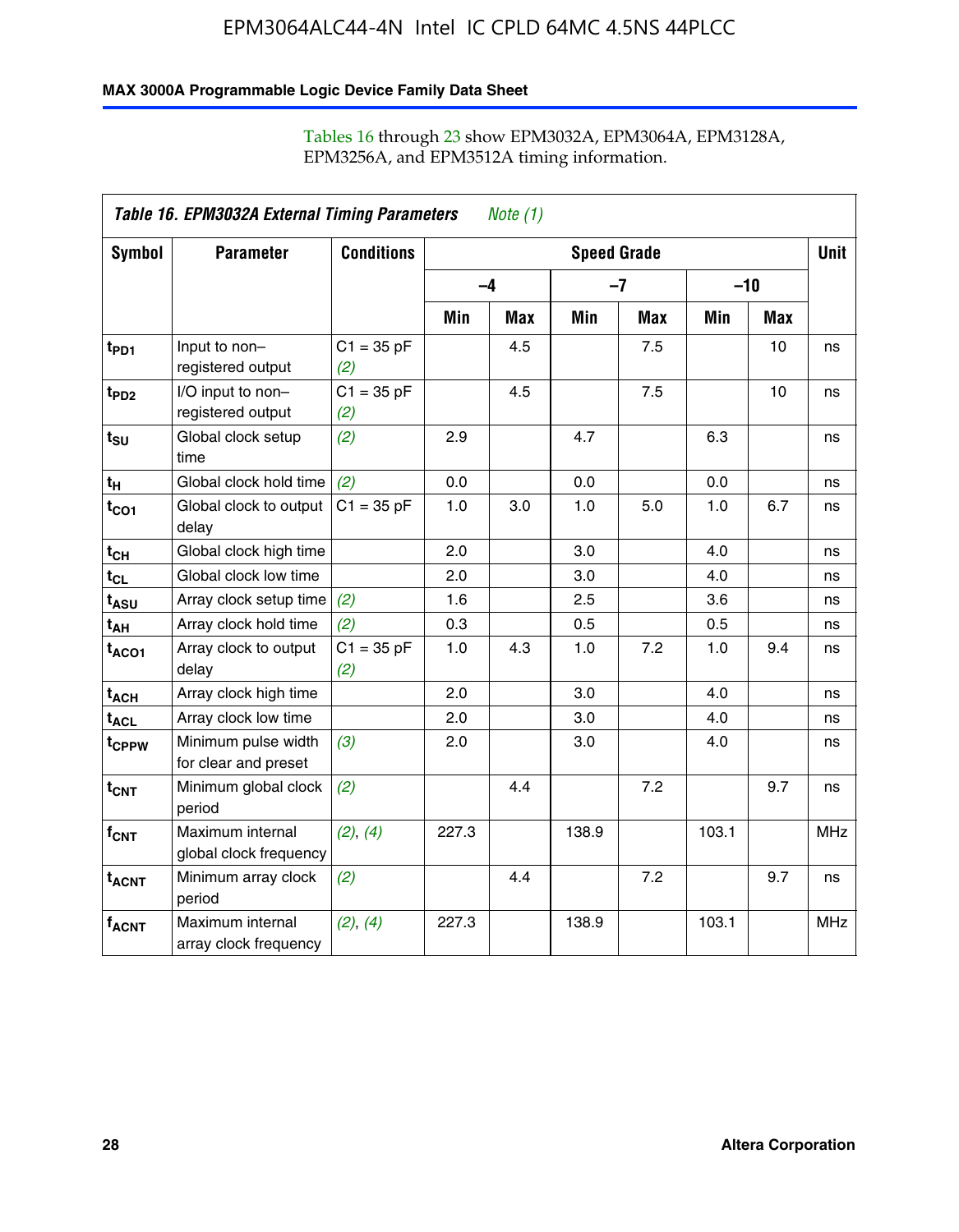Tables 16 through 23 show EPM3032A, EPM3064A, EPM3128A, EPM3256A, and EPM3512A timing information.

| *Table 16. EPM3032A External Timing Parameters* *Note (1)* | | | | | | | | | |
|---|---|---|---|---|---|---|---|---|---|
| **Symbol** | **Parameter** | **Conditions** | **Speed Grade** | | | | | | **Unit** |
| | | | **–4** | | **–7** | | **–10** | | |
| | | | **Min** | **Max** | **Min** | **Max** | **Min** | **Max** | |
| $t_{PD1}$ | Input to non–registered output | C1 = 35 pF *(2)* | | 4.5 | | 7.5 | | 10 | ns |
| $t_{PD2}$ | I/O input to non–registered output | C1 = 35 pF *(2)* | | 4.5 | | 7.5 | | 10 | ns |
| $t_{SU}$ | Global clock setup time | *(2)* | 2.9 | | 4.7 | | 6.3 | | ns |
| $t_{H}$ | Global clock hold time | *(2)* | 0.0 | | 0.0 | | 0.0 | | ns |
| $t_{CO1}$ | Global clock to output delay | C1 = 35 pF | 1.0 | 3.0 | 1.0 | 5.0 | 1.0 | 6.7 | ns |
| $t_{CH}$ | Global clock high time | | 2.0 | | 3.0 | | 4.0 | | ns |
| $t_{CL}$ | Global clock low time | | 2.0 | | 3.0 | | 4.0 | | ns |
| $t_{ASU}$ | Array clock setup time | *(2)* | 1.6 | | 2.5 | | 3.6 | | ns |
| $t_{AH}$ | Array clock hold time | *(2)* | 0.3 | | 0.5 | | 0.5 | | ns |
| $t_{ACO1}$ | Array clock to output delay | C1 = 35 pF *(2)* | 1.0 | 4.3 | 1.0 | 7.2 | 1.0 | 9.4 | ns |
| $t_{ACH}$ | Array clock high time | | 2.0 | | 3.0 | | 4.0 | | ns |
| $t_{ACL}$ | Array clock low time | | 2.0 | | 3.0 | | 4.0 | | ns |
| $t_{CPPW}$ | Minimum pulse width for clear and preset | *(3)* | 2.0 | | 3.0 | | 4.0 | | ns |
| $t_{CNT}$ | Minimum global clock period | *(2)* | | 4.4 | | 7.2 | | 9.7 | ns |
| $f_{CNT}$ | Maximum internal global clock frequency | *(2)*, *(4)* | 227.3 | | 138.9 | | 103.1 | | MHz |
| $t_{ACNT}$ | Minimum array clock period | *(2)* | | 4.4 | | 7.2 | | 9.7 | ns |
| $f_{ACNT}$ | Maximum internal array clock frequency | *(2)*, *(4)* | 227.3 | | 138.9 | | 103.1 | | MHz |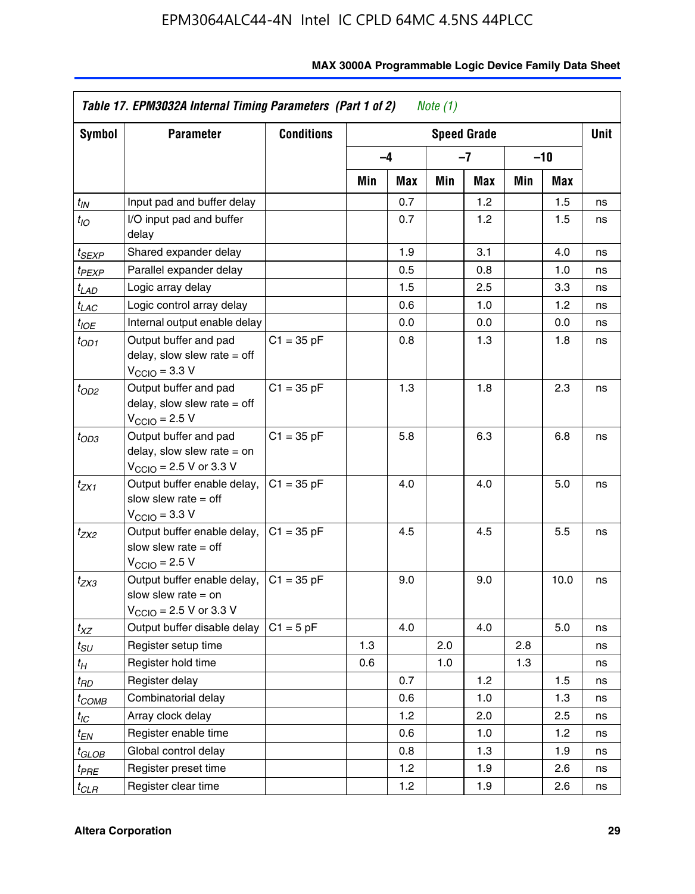**Table 17. EPM3032A Internal Timing Parameters (Part 1 of 2)** *Note (1)*

| Symbol | Parameter | Conditions | Speed Grade | | | | | | Unit |
|---|---|---|---|---|---|---|---|---|---|
| | | | –4 | | –7 | | –10 | | |
| | | | Min | Max | Min | Max | Min | Max | |
| $t_{IN}$ | Input pad and buffer delay | | | 0.7 | | 1.2 | | 1.5 | ns |
| $t_{IO}$ | I/O input pad and buffer delay | | | 0.7 | | 1.2 | | 1.5 | ns |
| $t_{SEXP}$ | Shared expander delay | | | 1.9 | | 3.1 | | 4.0 | ns |
| $t_{PEXP}$ | Parallel expander delay | | | 0.5 | | 0.8 | | 1.0 | ns |
| $t_{LAD}$ | Logic array delay | | | 1.5 | | 2.5 | | 3.3 | ns |
| $t_{LAC}$ | Logic control array delay | | | 0.6 | | 1.0 | | 1.2 | ns |
| $t_{IOE}$ | Internal output enable delay | | | 0.0 | | 0.0 | | 0.0 | ns |
| $t_{OD1}$ | Output buffer and pad delay, slow slew rate = off $V_{CCIO}$ = 3.3 V | C1 = 35 pF | | 0.8 | | 1.3 | | 1.8 | ns |
| $t_{OD2}$ | Output buffer and pad delay, slow slew rate = off $V_{CCIO}$ = 2.5 V | C1 = 35 pF | | 1.3 | | 1.8 | | 2.3 | ns |
| $t_{OD3}$ | Output buffer and pad delay, slow slew rate = on $V_{CCIO}$ = 2.5 V or 3.3 V | C1 = 35 pF | | 5.8 | | 6.3 | | 6.8 | ns |
| $t_{ZX1}$ | Output buffer enable delay, slow slew rate = off $V_{CCIO}$ = 3.3 V | C1 = 35 pF | | 4.0 | | 4.0 | | 5.0 | ns |
| $t_{ZX2}$ | Output buffer enable delay, slow slew rate = off $V_{CCIO}$ = 2.5 V | C1 = 35 pF | | 4.5 | | 4.5 | | 5.5 | ns |
| $t_{ZX3}$ | Output buffer enable delay, slow slew rate = on $V_{CCIO}$ = 2.5 V or 3.3 V | C1 = 35 pF | | 9.0 | | 9.0 | | 10.0 | ns |
| $t_{XZ}$ | Output buffer disable delay | C1 = 5 pF | | 4.0 | | 4.0 | | 5.0 | ns |
| $t_{SU}$ | Register setup time | | 1.3 | | 2.0 | | 2.8 | | ns |
| $t_{H}$ | Register hold time | | 0.6 | | 1.0 | | 1.3 | | ns |
| $t_{RD}$ | Register delay | | | 0.7 | | 1.2 | | 1.5 | ns |
| $t_{COMB}$ | Combinatorial delay | | | 0.6 | | 1.0 | | 1.3 | ns |
| $t_{IC}$ | Array clock delay | | | 1.2 | | 2.0 | | 2.5 | ns |
| $t_{EN}$ | Register enable time | | | 0.6 | | 1.0 | | 1.2 | ns |
| $t_{GLOB}$ | Global control delay | | | 0.8 | | 1.3 | | 1.9 | ns |
| $t_{PRE}$ | Register preset time | | | 1.2 | | 1.9 | | 2.6 | ns |
| $t_{CLR}$ | Register clear time | | | 1.2 | | 1.9 | | 2.6 | ns |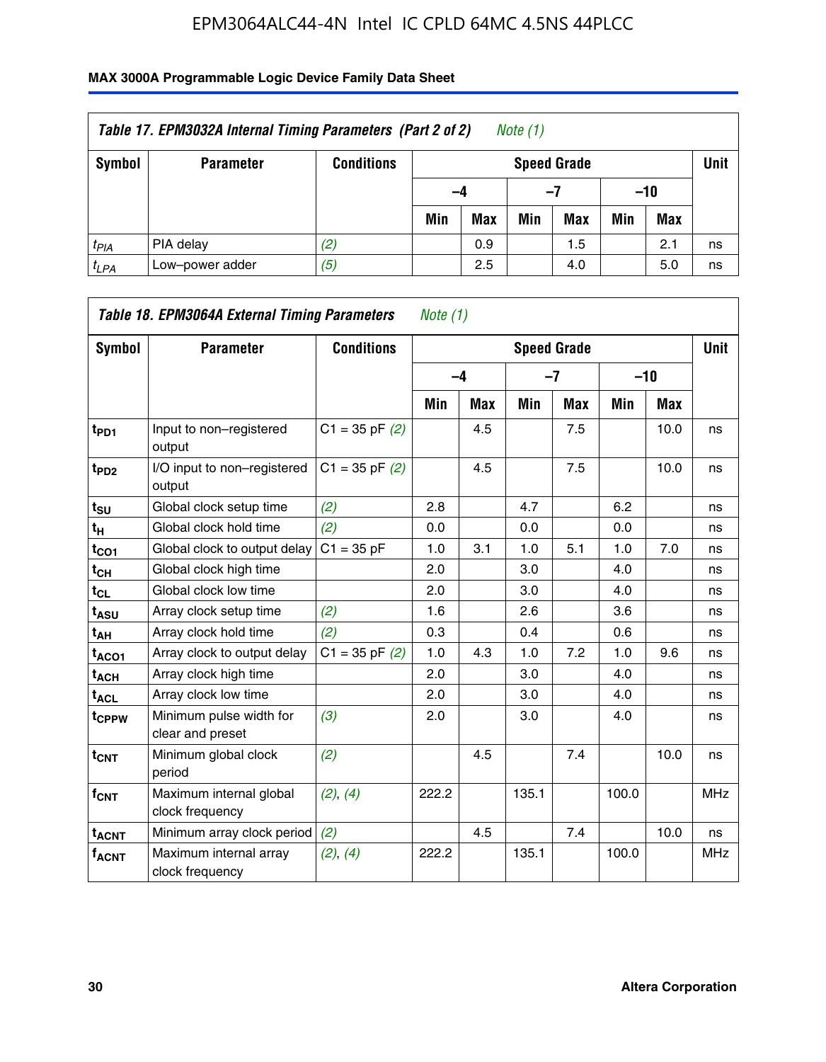**Table 17. EPM3032A Internal Timing Parameters (Part 2 of 2)** *Note (1)*

| Symbol | Parameter | Conditions | Speed Grade | | | | | | Unit |
|---|---|---|---|---|---|---|---|---|---|
| | | | –4 | | –7 | | –10 | | |
| | | | Min | Max | Min | Max | Min | Max | |
| $t_{PIA}$ | PIA delay | *(2)* | | 0.9 | | 1.5 | | 2.1 | ns |
| $t_{LPA}$ | Low–power adder | *(5)* | | 2.5 | | 4.0 | | 5.0 | ns |

**Table 18. EPM3064A External Timing Parameters** *Note (1)*

| Symbol | Parameter | Conditions | Speed Grade | | | | | | Unit |
|---|---|---|---|---|---|---|---|---|---|
| | | | –4 | | –7 | | –10 | | |
| | | | Min | Max | Min | Max | Min | Max | |
| $t_{PD1}$ | Input to non–registered output | C1 = 35 pF *(2)* | | 4.5 | | 7.5 | | 10.0 | ns |
| $t_{PD2}$ | I/O input to non–registered output | C1 = 35 pF *(2)* | | 4.5 | | 7.5 | | 10.0 | ns |
| $t_{SU}$ | Global clock setup time | *(2)* | 2.8 | | 4.7 | | 6.2 | | ns |
| $t_{H}$ | Global clock hold time | *(2)* | 0.0 | | 0.0 | | 0.0 | | ns |
| $t_{CO1}$ | Global clock to output delay | C1 = 35 pF | 1.0 | 3.1 | 1.0 | 5.1 | 1.0 | 7.0 | ns |
| $t_{CH}$ | Global clock high time | | 2.0 | | 3.0 | | 4.0 | | ns |
| $t_{CL}$ | Global clock low time | | 2.0 | | 3.0 | | 4.0 | | ns |
| $t_{ASU}$ | Array clock setup time | *(2)* | 1.6 | | 2.6 | | 3.6 | | ns |
| $t_{AH}$ | Array clock hold time | *(2)* | 0.3 | | 0.4 | | 0.6 | | ns |
| $t_{ACO1}$ | Array clock to output delay | C1 = 35 pF *(2)* | 1.0 | 4.3 | 1.0 | 7.2 | 1.0 | 9.6 | ns |
| $t_{ACH}$ | Array clock high time | | 2.0 | | 3.0 | | 4.0 | | ns |
| $t_{ACL}$ | Array clock low time | | 2.0 | | 3.0 | | 4.0 | | ns |
| $t_{CPPW}$ | Minimum pulse width for clear and preset | *(3)* | 2.0 | | 3.0 | | 4.0 | | ns |
| $t_{CNT}$ | Minimum global clock period | *(2)* | | 4.5 | | 7.4 | | 10.0 | ns |
| $f_{CNT}$ | Maximum internal global clock frequency | *(2)*, *(4)* | 222.2 | | 135.1 | | 100.0 | | MHz |
| $t_{ACNT}$ | Minimum array clock period | *(2)* | | 4.5 | | 7.4 | | 10.0 | ns |
| $f_{ACNT}$ | Maximum internal array clock frequency | *(2)*, *(4)* | 222.2 | | 135.1 | | 100.0 | | MHz |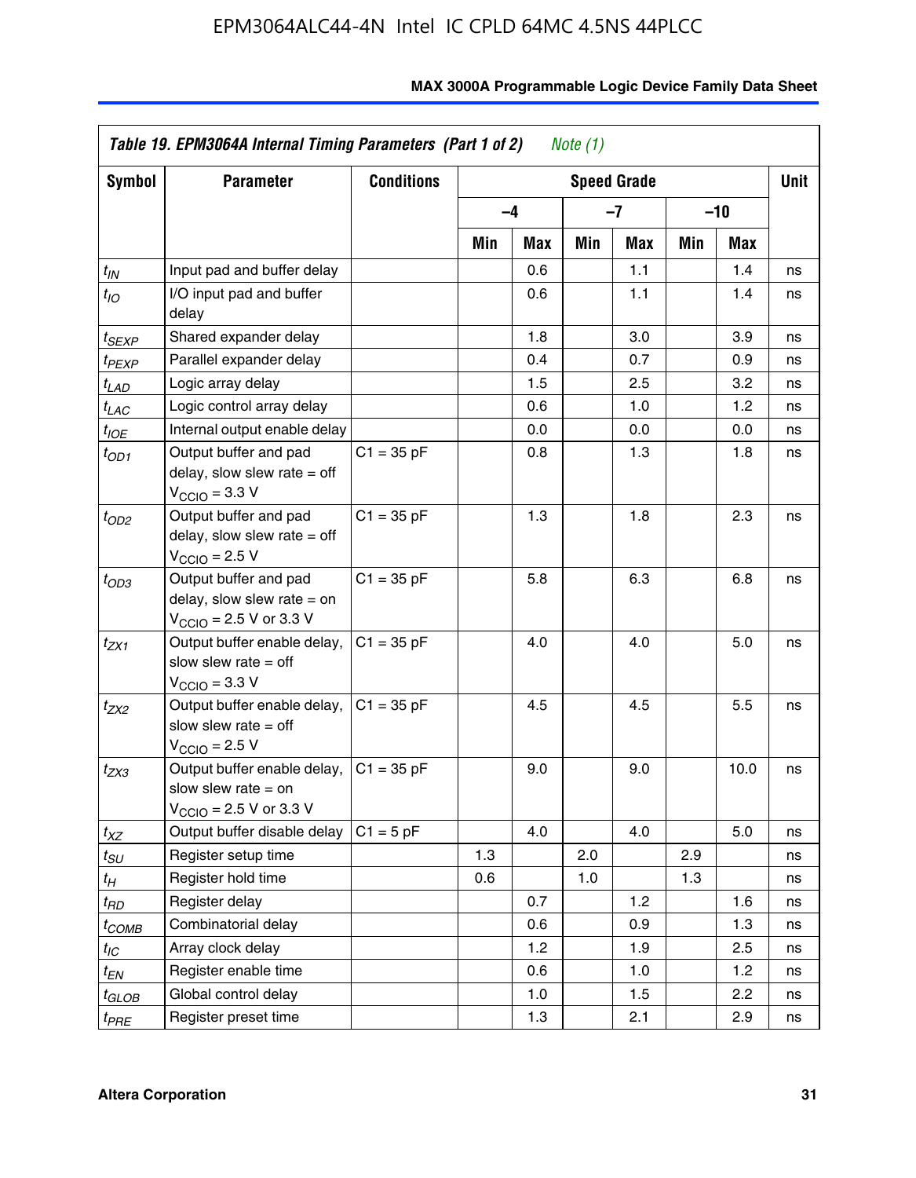| Symbol | Parameter | Conditions | Speed Grade | | | | | | Unit |
|---|---|---|---|---|---|---|---|---|---|
| | | | –4 | | –7 | | –10 | | |
| | | | Min | Max | Min | Max | Min | Max | |
| $t_{IN}$ | Input pad and buffer delay | | | 0.6 | | 1.1 | | 1.4 | ns |
| $t_{IO}$ | I/O input pad and buffer delay | | | 0.6 | | 1.1 | | 1.4 | ns |
| $t_{SEXP}$ | Shared expander delay | | | 1.8 | | 3.0 | | 3.9 | ns |
| $t_{PEXP}$ | Parallel expander delay | | | 0.4 | | 0.7 | | 0.9 | ns |
| $t_{LAD}$ | Logic array delay | | | 1.5 | | 2.5 | | 3.2 | ns |
| $t_{LAC}$ | Logic control array delay | | | 0.6 | | 1.0 | | 1.2 | ns |
| $t_{IOE}$ | Internal output enable delay | | | 0.0 | | 0.0 | | 0.0 | ns |
| $t_{OD1}$ | Output buffer and pad delay, slow slew rate = off $V_{CCIO}$ = 3.3 V | C1 = 35 pF | | 0.8 | | 1.3 | | 1.8 | ns |
| $t_{OD2}$ | Output buffer and pad delay, slow slew rate = off $V_{CCIO}$ = 2.5 V | C1 = 35 pF | | 1.3 | | 1.8 | | 2.3 | ns |
| $t_{OD3}$ | Output buffer and pad delay, slow slew rate = on $V_{CCIO}$ = 2.5 V or 3.3 V | C1 = 35 pF | | 5.8 | | 6.3 | | 6.8 | ns |
| $t_{ZX1}$ | Output buffer enable delay, slow slew rate = off $V_{CCIO}$ = 3.3 V | C1 = 35 pF | | 4.0 | | 4.0 | | 5.0 | ns |
| $t_{ZX2}$ | Output buffer enable delay, slow slew rate = off $V_{CCIO}$ = 2.5 V | C1 = 35 pF | | 4.5 | | 4.5 | | 5.5 | ns |
| $t_{ZX3}$ | Output buffer enable delay, slow slew rate = on $V_{CCIO}$ = 2.5 V or 3.3 V | C1 = 35 pF | | 9.0 | | 9.0 | | 10.0 | ns |
| $t_{XZ}$ | Output buffer disable delay | C1 = 5 pF | | 4.0 | | 4.0 | | 5.0 | ns |
| $t_{SU}$ | Register setup time | | 1.3 | | 2.0 | | 2.9 | | ns |
| $t_{H}$ | Register hold time | | 0.6 | | 1.0 | | 1.3 | | ns |
| $t_{RD}$ | Register delay | | | 0.7 | | 1.2 | | 1.6 | ns |
| $t_{COMB}$ | Combinatorial delay | | | 0.6 | | 0.9 | | 1.3 | ns |
| $t_{IC}$ | Array clock delay | | | 1.2 | | 1.9 | | 2.5 | ns |
| $t_{EN}$ | Register enable time | | | 0.6 | | 1.0 | | 1.2 | ns |
| $t_{GLOB}$ | Global control delay | | | 1.0 | | 1.5 | | 2.2 | ns |
| $t_{PRE}$ | Register preset time | | | 1.3 | | 2.1 | | 2.9 | ns |

*Table 19. EPM3064A Internal Timing Parameters (Part 1 of 2) Note (1)*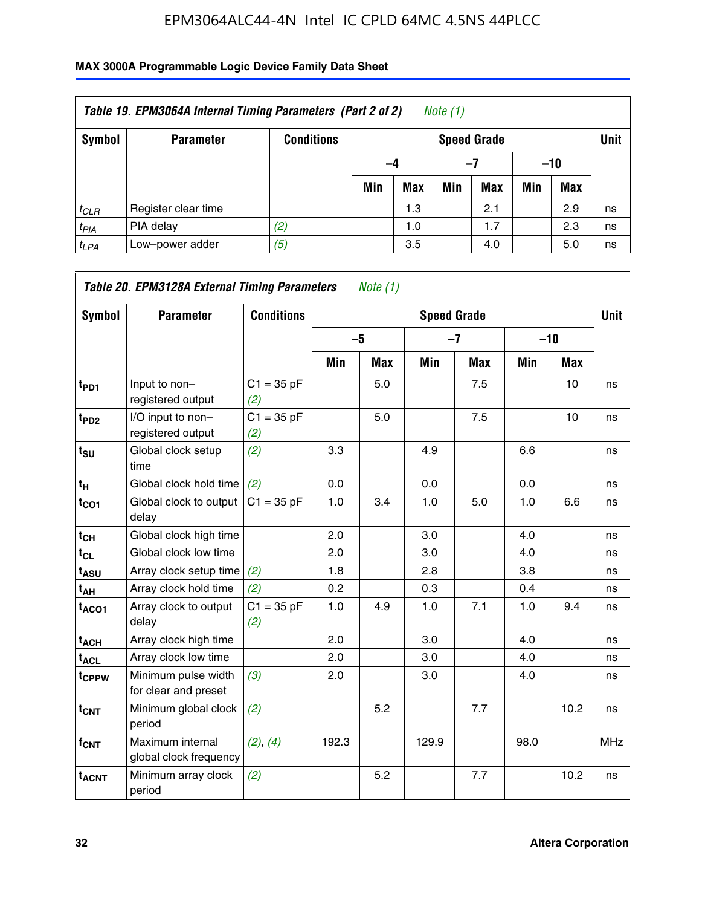**Table 19. EPM3064A Internal Timing Parameters (Part 2 of 2)** *Note (1)*

| Symbol | Parameter | Conditions | Speed Grade | | | | | | Unit |
|---|---|---|---|---|---|---|---|---|---|
| | | | –4 | | –7 | | –10 | | |
| | | | Min | Max | Min | Max | Min | Max | |
| $t_{CLR}$ | Register clear time | | | 1.3 | | 2.1 | | 2.9 | ns |
| $t_{PIA}$ | PIA delay | *(2)* | | 1.0 | | 1.7 | | 2.3 | ns |
| $t_{LPA}$ | Low–power adder | *(5)* | | 3.5 | | 4.0 | | 5.0 | ns |

**Table 20. EPM3128A External Timing Parameters** *Note (1)*

| Symbol | Parameter | Conditions | Speed Grade | | | | | | Unit |
|---|---|---|---|---|---|---|---|---|---|
| | | | –5 | | –7 | | –10 | | |
| | | | Min | Max | Min | Max | Min | Max | |
| $t_{PD1}$ | Input to non–registered output | C1 = 35 pF *(2)* | | 5.0 | | 7.5 | | 10 | ns |
| $t_{PD2}$ | I/O input to non–registered output | C1 = 35 pF *(2)* | | 5.0 | | 7.5 | | 10 | ns |
| $t_{SU}$ | Global clock setup time | *(2)* | 3.3 | | 4.9 | | 6.6 | | ns |
| $t_{H}$ | Global clock hold time | *(2)* | 0.0 | | 0.0 | | 0.0 | | ns |
| $t_{CO1}$ | Global clock to output delay | C1 = 35 pF | 1.0 | 3.4 | 1.0 | 5.0 | 1.0 | 6.6 | ns |
| $t_{CH}$ | Global clock high time | | 2.0 | | 3.0 | | 4.0 | | ns |
| $t_{CL}$ | Global clock low time | | 2.0 | | 3.0 | | 4.0 | | ns |
| $t_{ASU}$ | Array clock setup time | *(2)* | 1.8 | | 2.8 | | 3.8 | | ns |
| $t_{AH}$ | Array clock hold time | *(2)* | 0.2 | | 0.3 | | 0.4 | | ns |
| $t_{ACO1}$ | Array clock to output delay | C1 = 35 pF *(2)* | 1.0 | 4.9 | 1.0 | 7.1 | 1.0 | 9.4 | ns |
| $t_{ACH}$ | Array clock high time | | 2.0 | | 3.0 | | 4.0 | | ns |
| $t_{ACL}$ | Array clock low time | | 2.0 | | 3.0 | | 4.0 | | ns |
| $t_{CPPW}$ | Minimum pulse width for clear and preset | *(3)* | 2.0 | | 3.0 | | 4.0 | | ns |
| $t_{CNT}$ | Minimum global clock period | *(2)* | | 5.2 | | 7.7 | | 10.2 | ns |
| $f_{CNT}$ | Maximum internal global clock frequency | *(2)*, *(4)* | 192.3 | | 129.9 | | 98.0 | | MHz |
| $t_{ACNT}$ | Minimum array clock period | *(2)* | | 5.2 | | 7.7 | | 10.2 | ns |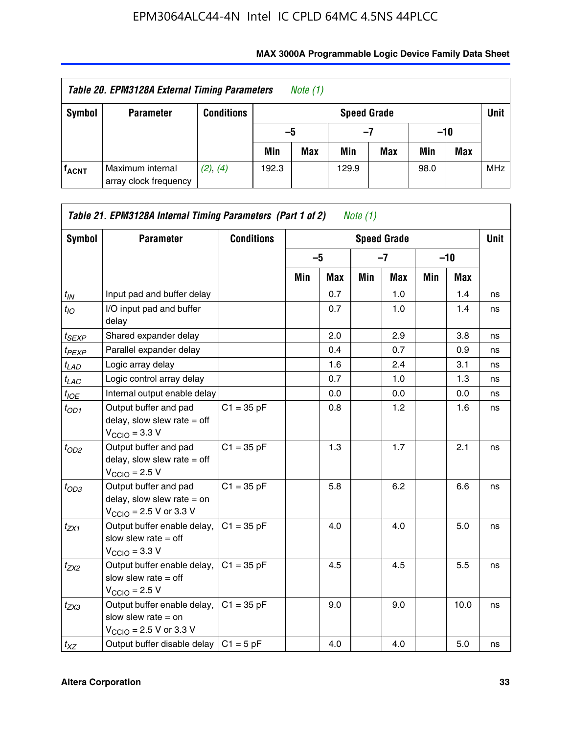**Table 20. EPM3128A External Timing Parameters** *Note (1)*

| Symbol | Parameter | Conditions | Speed Grade | | | | | | Unit |
|---|---|---|---|---|---|---|---|---|---|
| | | | –5 | | –7 | | –10 | | |
| | | | Min | Max | Min | Max | Min | Max | |
| $f_{ACNT}$ | Maximum internal array clock frequency | *(2)*, *(4)* | 192.3 | | 129.9 | | 98.0 | | MHz |

**Table 21. EPM3128A Internal Timing Parameters (Part 1 of 2)** *Note (1)*

| Symbol | Parameter | Conditions | Speed Grade | | | | | | Unit |
|---|---|---|---|---|---|---|---|---|---|
| | | | –5 | | –7 | | –10 | | |
| | | | Min | Max | Min | Max | Min | Max | |
| $t_{IN}$ | Input pad and buffer delay | | | 0.7 | | 1.0 | | 1.4 | ns |
| $t_{IO}$ | I/O input pad and buffer delay | | | 0.7 | | 1.0 | | 1.4 | ns |
| $t_{SEXP}$ | Shared expander delay | | | 2.0 | | 2.9 | | 3.8 | ns |
| $t_{PEXP}$ | Parallel expander delay | | | 0.4 | | 0.7 | | 0.9 | ns |
| $t_{LAD}$ | Logic array delay | | | 1.6 | | 2.4 | | 3.1 | ns |
| $t_{LAC}$ | Logic control array delay | | | 0.7 | | 1.0 | | 1.3 | ns |
| $t_{IOE}$ | Internal output enable delay | | | 0.0 | | 0.0 | | 0.0 | ns |
| $t_{OD1}$ | Output buffer and pad delay, slow slew rate = off $V_{CCIO}$ = 3.3 V | C1 = 35 pF | | 0.8 | | 1.2 | | 1.6 | ns |
| $t_{OD2}$ | Output buffer and pad delay, slow slew rate = off $V_{CCIO}$ = 2.5 V | C1 = 35 pF | | 1.3 | | 1.7 | | 2.1 | ns |
| $t_{OD3}$ | Output buffer and pad delay, slow slew rate = on $V_{CCIO}$ = 2.5 V or 3.3 V | C1 = 35 pF | | 5.8 | | 6.2 | | 6.6 | ns |
| $t_{ZX1}$ | Output buffer enable delay, slow slew rate = off $V_{CCIO}$ = 3.3 V | C1 = 35 pF | | 4.0 | | 4.0 | | 5.0 | ns |
| $t_{ZX2}$ | Output buffer enable delay, slow slew rate = off $V_{CCIO}$ = 2.5 V | C1 = 35 pF | | 4.5 | | 4.5 | | 5.5 | ns |
| $t_{ZX3}$ | Output buffer enable delay, slow slew rate = on $V_{CCIO}$ = 2.5 V or 3.3 V | C1 = 35 pF | | 9.0 | | 9.0 | | 10.0 | ns |
| $t_{XZ}$ | Output buffer disable delay | C1 = 5 pF | | 4.0 | | 4.0 | | 5.0 | ns |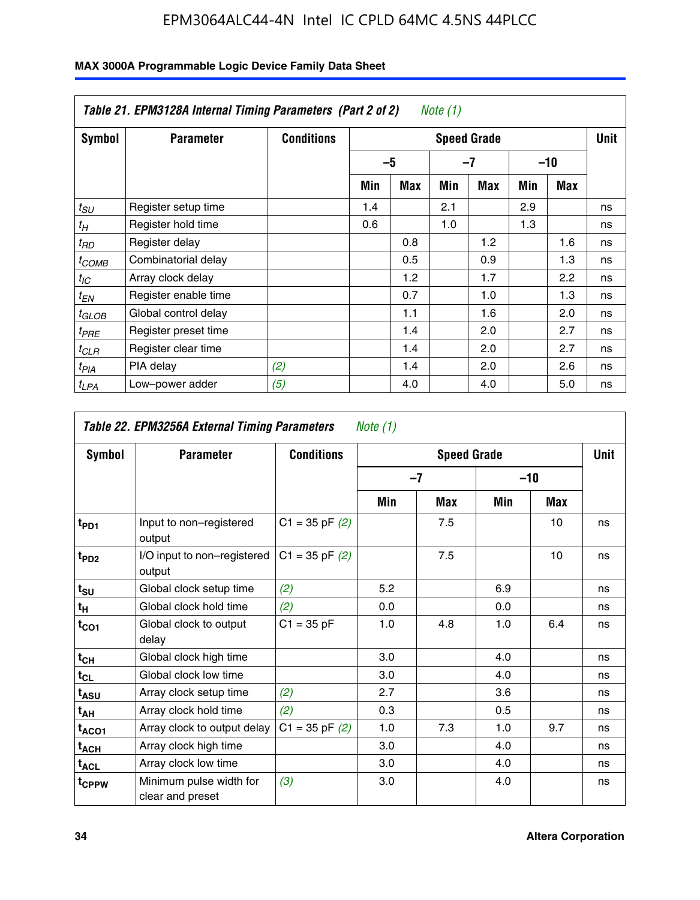**Table 21. EPM3128A Internal Timing Parameters (Part 2 of 2)** *Note (1)*

| Symbol | Parameter | Conditions | Speed Grade | | | | | | Unit |
|---|---|---|---|---|---|---|---|---|---|
| | | | –5 | | –7 | | –10 | | |
| | | | Min | Max | Min | Max | Min | Max | |
| $t_{SU}$ | Register setup time | | 1.4 | | 2.1 | | 2.9 | | ns |
| $t_{H}$ | Register hold time | | 0.6 | | 1.0 | | 1.3 | | ns |
| $t_{RD}$ | Register delay | | | 0.8 | | 1.2 | | 1.6 | ns |
| $t_{COMB}$ | Combinatorial delay | | | 0.5 | | 0.9 | | 1.3 | ns |
| $t_{IC}$ | Array clock delay | | | 1.2 | | 1.7 | | 2.2 | ns |
| $t_{EN}$ | Register enable time | | | 0.7 | | 1.0 | | 1.3 | ns |
| $t_{GLOB}$ | Global control delay | | | 1.1 | | 1.6 | | 2.0 | ns |
| $t_{PRE}$ | Register preset time | | | 1.4 | | 2.0 | | 2.7 | ns |
| $t_{CLR}$ | Register clear time | | | 1.4 | | 2.0 | | 2.7 | ns |
| $t_{PIA}$ | PIA delay | *(2)* | | 1.4 | | 2.0 | | 2.6 | ns |
| $t_{LPA}$ | Low–power adder | *(5)* | | 4.0 | | 4.0 | | 5.0 | ns |

**Table 22. EPM3256A External Timing Parameters** *Note (1)*

| Symbol | Parameter | Conditions | Speed Grade | | | | Unit |
|---|---|---|---|---|---|---|---|
| | | | –7 | | –10 | | |
| | | | Min | Max | Min | Max | |
| $t_{PD1}$ | Input to non–registered output | C1 = 35 pF *(2)* | | 7.5 | | 10 | ns |
| $t_{PD2}$ | I/O input to non–registered output | C1 = 35 pF *(2)* | | 7.5 | | 10 | ns |
| $t_{SU}$ | Global clock setup time | *(2)* | 5.2 | | 6.9 | | ns |
| $t_{H}$ | Global clock hold time | *(2)* | 0.0 | | 0.0 | | ns |
| $t_{CO1}$ | Global clock to output delay | C1 = 35 pF | 1.0 | 4.8 | 1.0 | 6.4 | ns |
| $t_{CH}$ | Global clock high time | | 3.0 | | 4.0 | | ns |
| $t_{CL}$ | Global clock low time | | 3.0 | | 4.0 | | ns |
| $t_{ASU}$ | Array clock setup time | *(2)* | 2.7 | | 3.6 | | ns |
| $t_{AH}$ | Array clock hold time | *(2)* | 0.3 | | 0.5 | | ns |
| $t_{ACO1}$ | Array clock to output delay | C1 = 35 pF *(2)* | 1.0 | 7.3 | 1.0 | 9.7 | ns |
| $t_{ACH}$ | Array clock high time | | 3.0 | | 4.0 | | ns |
| $t_{ACL}$ | Array clock low time | | 3.0 | | 4.0 | | ns |
| $t_{CPPW}$ | Minimum pulse width for clear and preset | *(3)* | 3.0 | | 4.0 | | ns |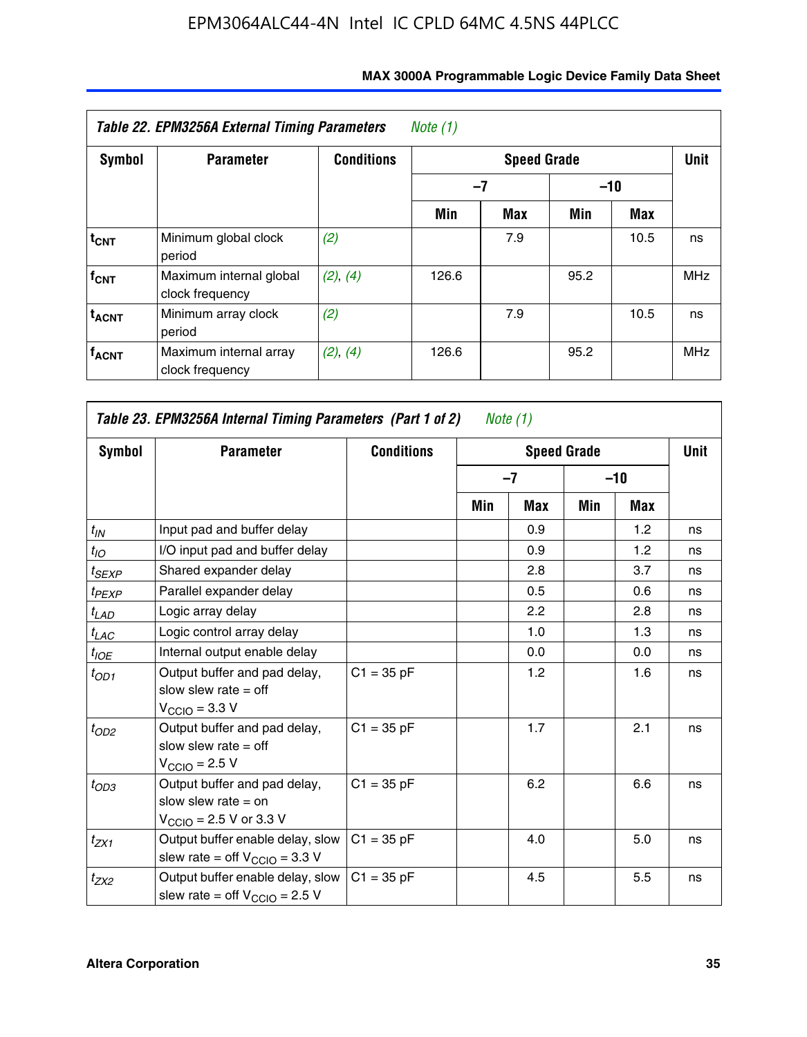**Table 22. EPM3256A External Timing Parameters** *Note (1)*

| Symbol | Parameter | Conditions | Speed Grade | | | | Unit |
|---|---|---|---|---|---|---|---|
| | | | –7 | | –10 | | |
| | | | Min | Max | Min | Max | |
| $t_{CNT}$ | Minimum global clock period | *(2)* | | 7.9 | | 10.5 | ns |
| $f_{CNT}$ | Maximum internal global clock frequency | *(2)*, *(4)* | 126.6 | | 95.2 | | MHz |
| $t_{ACNT}$ | Minimum array clock period | *(2)* | | 7.9 | | 10.5 | ns |
| $f_{ACNT}$ | Maximum internal array clock frequency | *(2)*, *(4)* | 126.6 | | 95.2 | | MHz |

**Table 23. EPM3256A Internal Timing Parameters (Part 1 of 2)** *Note (1)*

| Symbol | Parameter | Conditions | Speed Grade | | | | Unit |
|---|---|---|---|---|---|---|---|
| | | | –7 | | –10 | | |
| | | | Min | Max | Min | Max | |
| $t_{IN}$ | Input pad and buffer delay | | | 0.9 | | 1.2 | ns |
| $t_{IO}$ | I/O input pad and buffer delay | | | 0.9 | | 1.2 | ns |
| $t_{SEXP}$ | Shared expander delay | | | 2.8 | | 3.7 | ns |
| $t_{PEXP}$ | Parallel expander delay | | | 0.5 | | 0.6 | ns |
| $t_{LAD}$ | Logic array delay | | | 2.2 | | 2.8 | ns |
| $t_{LAC}$ | Logic control array delay | | | 1.0 | | 1.3 | ns |
| $t_{IOE}$ | Internal output enable delay | | | 0.0 | | 0.0 | ns |
| $t_{OD1}$ | Output buffer and pad delay, slow slew rate = off $V_{CCIO}$ = 3.3 V | C1 = 35 pF | | 1.2 | | 1.6 | ns |
| $t_{OD2}$ | Output buffer and pad delay, slow slew rate = off $V_{CCIO}$ = 2.5 V | C1 = 35 pF | | 1.7 | | 2.1 | ns |
| $t_{OD3}$ | Output buffer and pad delay, slow slew rate = on $V_{CCIO}$ = 2.5 V or 3.3 V | C1 = 35 pF | | 6.2 | | 6.6 | ns |
| $t_{ZX1}$ | Output buffer enable delay, slow slew rate = off $V_{CCIO}$ = 3.3 V | C1 = 35 pF | | 4.0 | | 5.0 | ns |
| $t_{ZX2}$ | Output buffer enable delay, slow slew rate = off $V_{CCIO}$ = 2.5 V | C1 = 35 pF | | 4.5 | | 5.5 | ns |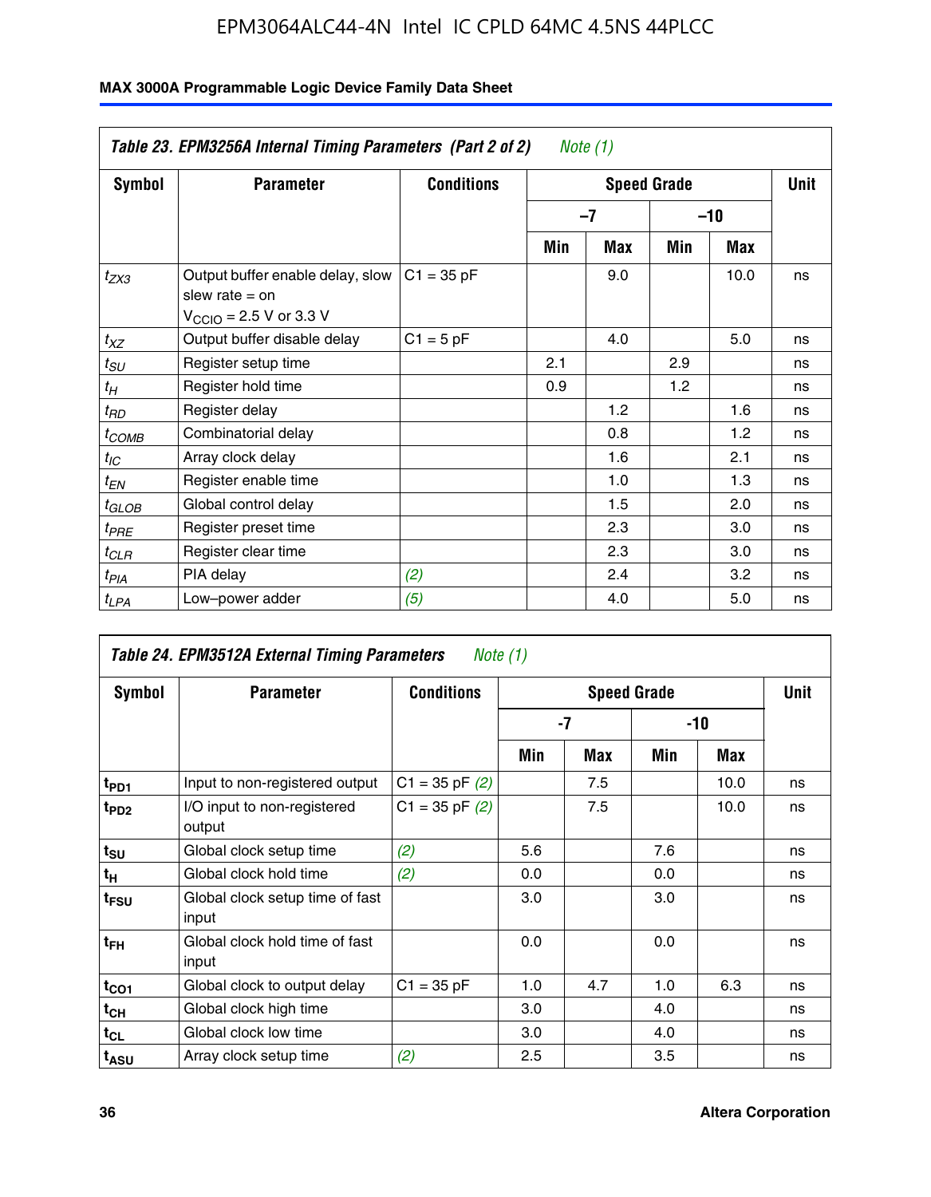## Table 23. EPM3256A Internal Timing Parameters (Part 2 of 2) *Note (1)*

| Symbol | Parameter | Conditions | Speed Grade | | | | Unit |
|---|---|---|---|---|---|---|---|
| | | | –7 | | –10 | | |
| | | | Min | Max | Min | Max | |
| $t_{ZX3}$ | Output buffer enable delay, slow slew rate = on $V_{CCIO}$ = 2.5 V or 3.3 V | C1 = 35 pF | | 9.0 | | 10.0 | ns |
| $t_{XZ}$ | Output buffer disable delay | C1 = 5 pF | | 4.0 | | 5.0 | ns |
| $t_{SU}$ | Register setup time | | 2.1 | | 2.9 | | ns |
| $t_{H}$ | Register hold time | | 0.9 | | 1.2 | | ns |
| $t_{RD}$ | Register delay | | | 1.2 | | 1.6 | ns |
| $t_{COMB}$ | Combinatorial delay | | | 0.8 | | 1.2 | ns |
| $t_{IC}$ | Array clock delay | | | 1.6 | | 2.1 | ns |
| $t_{EN}$ | Register enable time | | | 1.0 | | 1.3 | ns |
| $t_{GLOB}$ | Global control delay | | | 1.5 | | 2.0 | ns |
| $t_{PRE}$ | Register preset time | | | 2.3 | | 3.0 | ns |
| $t_{CLR}$ | Register clear time | | | 2.3 | | 3.0 | ns |
| $t_{PIA}$ | PIA delay | *(2)* | | 2.4 | | 3.2 | ns |
| $t_{LPA}$ | Low–power adder | *(5)* | | 4.0 | | 5.0 | ns |

## Table 24. EPM3512A External Timing Parameters *Note (1)*

| Symbol | Parameter | Conditions | Speed Grade | | | | Unit |
|---|---|---|---|---|---|---|---|
| | | | -7 | | -10 | | |
| | | | Min | Max | Min | Max | |
| $t_{PD1}$ | Input to non-registered output | C1 = 35 pF *(2)* | | 7.5 | | 10.0 | ns |
| $t_{PD2}$ | I/O input to non-registered output | C1 = 35 pF *(2)* | | 7.5 | | 10.0 | ns |
| $t_{SU}$ | Global clock setup time | *(2)* | 5.6 | | 7.6 | | ns |
| $t_{H}$ | Global clock hold time | *(2)* | 0.0 | | 0.0 | | ns |
| $t_{FSU}$ | Global clock setup time of fast input | | 3.0 | | 3.0 | | ns |
| $t_{FH}$ | Global clock hold time of fast input | | 0.0 | | 0.0 | | ns |
| $t_{CO1}$ | Global clock to output delay | C1 = 35 pF | 1.0 | 4.7 | 1.0 | 6.3 | ns |
| $t_{CH}$ | Global clock high time | | 3.0 | | 4.0 | | ns |
| $t_{CL}$ | Global clock low time | | 3.0 | | 4.0 | | ns |
| $t_{ASU}$ | Array clock setup time | *(2)* | 2.5 | | 3.5 | | ns |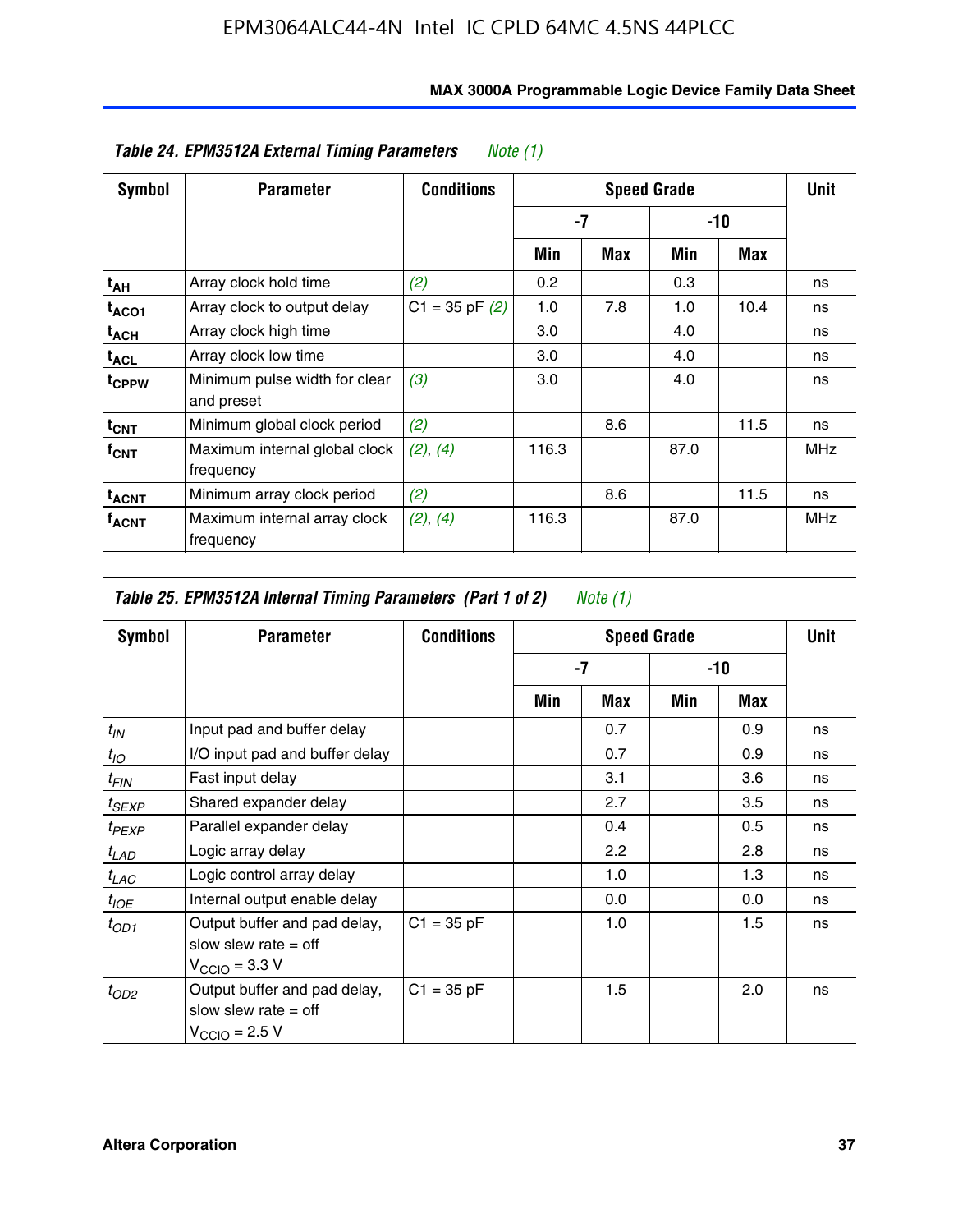| Table 24. EPM3512A External Timing Parameters *Note (1)* | | | | | | | |
|---|---|---|---|---|---|---|---|
| **Symbol** | **Parameter** | **Conditions** | **Speed Grade** | | | | **Unit** |
| | | | **-7** | | **-10** | | |
| | | | **Min** | **Max** | **Min** | **Max** | |
| $t_{AH}$ | Array clock hold time | *(2)* | 0.2 | | 0.3 | | ns |
| $t_{ACO1}$ | Array clock to output delay | C1 = 35 pF *(2)* | 1.0 | 7.8 | 1.0 | 10.4 | ns |
| $t_{ACH}$ | Array clock high time | | 3.0 | | 4.0 | | ns |
| $t_{ACL}$ | Array clock low time | | 3.0 | | 4.0 | | ns |
| $t_{CPPW}$ | Minimum pulse width for clear and preset | *(3)* | 3.0 | | 4.0 | | ns |
| $t_{CNT}$ | Minimum global clock period | *(2)* | | 8.6 | | 11.5 | ns |
| $f_{CNT}$ | Maximum internal global clock frequency | *(2)*, *(4)* | 116.3 | | 87.0 | | MHz |
| $t_{ACNT}$ | Minimum array clock period | *(2)* | | 8.6 | | 11.5 | ns |
| $f_{ACNT}$ | Maximum internal array clock frequency | *(2)*, *(4)* | 116.3 | | 87.0 | | MHz |

| Table 25. EPM3512A Internal Timing Parameters (Part 1 of 2) *Note (1)* | | | | | | | |
|---|---|---|---|---|---|---|---|
| **Symbol** | **Parameter** | **Conditions** | **Speed Grade** | | | | **Unit** |
| | | | **-7** | | **-10** | | |
| | | | **Min** | **Max** | **Min** | **Max** | |
| $t_{IN}$ | Input pad and buffer delay | | | 0.7 | | 0.9 | ns |
| $t_{IO}$ | I/O input pad and buffer delay | | | 0.7 | | 0.9 | ns |
| $t_{FIN}$ | Fast input delay | | | 3.1 | | 3.6 | ns |
| $t_{SEXP}$ | Shared expander delay | | | 2.7 | | 3.5 | ns |
| $t_{PEXP}$ | Parallel expander delay | | | 0.4 | | 0.5 | ns |
| $t_{LAD}$ | Logic array delay | | | 2.2 | | 2.8 | ns |
| $t_{LAC}$ | Logic control array delay | | | 1.0 | | 1.3 | ns |
| $t_{IOE}$ | Internal output enable delay | | | 0.0 | | 0.0 | ns |
| $t_{OD1}$ | Output buffer and pad delay, slow slew rate = off $V_{CCIO}$ = 3.3 V | C1 = 35 pF | | 1.0 | | 1.5 | ns |
| $t_{OD2}$ | Output buffer and pad delay, slow slew rate = off $V_{CCIO}$ = 2.5 V | C1 = 35 pF | | 1.5 | | 2.0 | ns |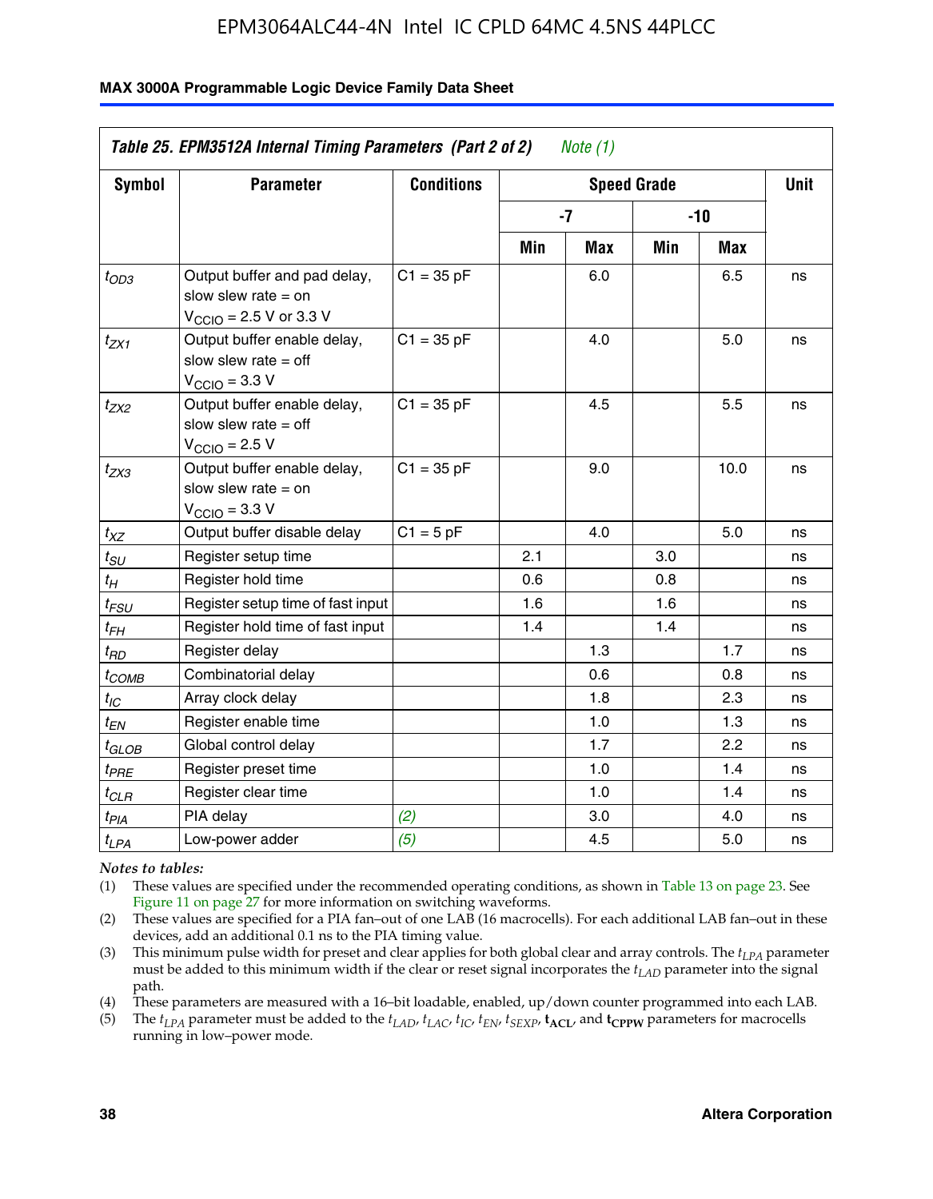| Table 25. EPM3512A Internal Timing Parameters (Part 2 of 2) *Note (1)* | | | | | | | |
|---|---|---|---|---|---|---|---|
| Symbol | Parameter | Conditions | Speed Grade | | | | Unit |
| | | | -7 | | -10 | | |
| | | | Min | Max | Min | Max | |
| $t_{OD3}$ | Output buffer and pad delay, slow slew rate = on $V_{CCIO}$ = 2.5 V or 3.3 V | C1 = 35 pF | | 6.0 | | 6.5 | ns |
| $t_{ZX1}$ | Output buffer enable delay, slow slew rate = off $V_{CCIO}$ = 3.3 V | C1 = 35 pF | | 4.0 | | 5.0 | ns |
| $t_{ZX2}$ | Output buffer enable delay, slow slew rate = off $V_{CCIO}$ = 2.5 V | C1 = 35 pF | | 4.5 | | 5.5 | ns |
| $t_{ZX3}$ | Output buffer enable delay, slow slew rate = on $V_{CCIO}$ = 3.3 V | C1 = 35 pF | | 9.0 | | 10.0 | ns |
| $t_{XZ}$ | Output buffer disable delay | C1 = 5 pF | | 4.0 | | 5.0 | ns |
| $t_{SU}$ | Register setup time | | 2.1 | | 3.0 | | ns |
| $t_{H}$ | Register hold time | | 0.6 | | 0.8 | | ns |
| $t_{FSU}$ | Register setup time of fast input | | 1.6 | | 1.6 | | ns |
| $t_{FH}$ | Register hold time of fast input | | 1.4 | | 1.4 | | ns |
| $t_{RD}$ | Register delay | | | 1.3 | | 1.7 | ns |
| $t_{COMB}$ | Combinatorial delay | | | 0.6 | | 0.8 | ns |
| $t_{IC}$ | Array clock delay | | | 1.8 | | 2.3 | ns |
| $t_{EN}$ | Register enable time | | | 1.0 | | 1.3 | ns |
| $t_{GLOB}$ | Global control delay | | | 1.7 | | 2.2 | ns |
| $t_{PRE}$ | Register preset time | | | 1.0 | | 1.4 | ns |
| $t_{CLR}$ | Register clear time | | | 1.0 | | 1.4 | ns |
| $t_{PIA}$ | PIA delay | *(2)* | | 3.0 | | 4.0 | ns |
| $t_{LPA}$ | Low-power adder | *(5)* | | 4.5 | | 5.0 | ns |

*Notes to tables:*

(1) These values are specified under the recommended operating conditions, as shown in Table 13 on page 23. See Figure 11 on page 27 for more information on switching waveforms.

(2) These values are specified for a PIA fan–out of one LAB (16 macrocells). For each additional LAB fan–out in these devices, add an additional 0.1 ns to the PIA timing value.

(3) This minimum pulse width for preset and clear applies for both global clear and array controls. The $t_{LPA}$ parameter must be added to this minimum width if the clear or reset signal incorporates the $t_{LAD}$ parameter into the signal path.

(4) These parameters are measured with a 16–bit loadable, enabled, up/down counter programmed into each LAB.

(5) The $t_{LPA}$ parameter must be added to the $t_{LAD}$, $t_{LAC}$, $t_{IC}$, $t_{EN}$, $t_{SEXP}$, $\mathbf{t_{ACL}}$, and $\mathbf{t_{CPPW}}$ parameters for macrocells running in low–power mode.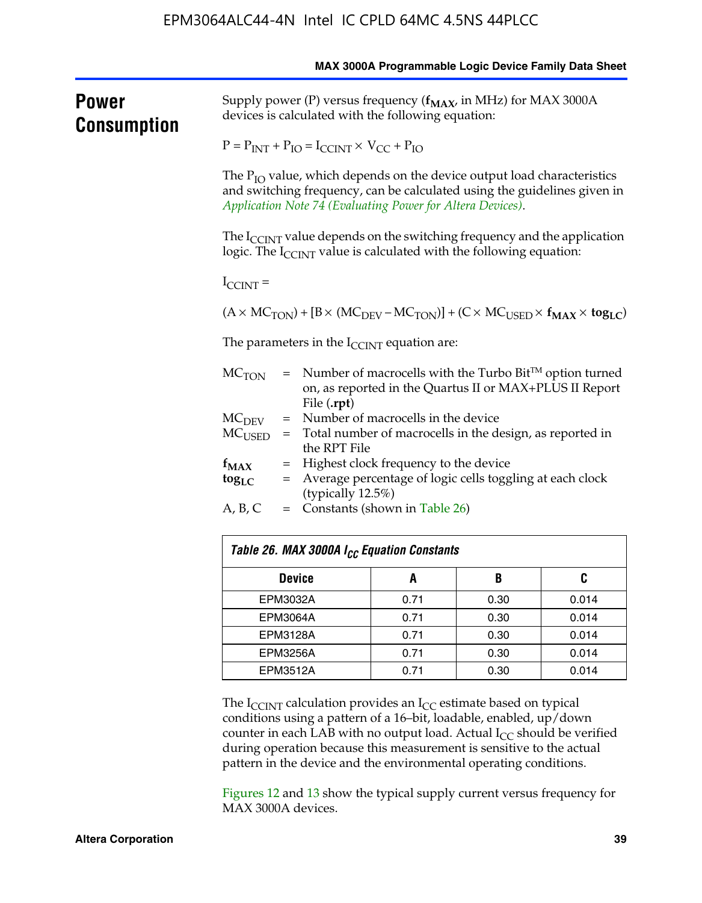## Power Consumption

Supply power (P) versus frequency (**$f_{MAX}$**, in MHz) for MAX 3000A devices is calculated with the following equation:

$$P = P_{INT} + P_{IO} = I_{CCINT} \times V_{CC} + P_{IO}$$

The $P_{IO}$ value, which depends on the device output load characteristics and switching frequency, can be calculated using the guidelines given in *Application Note 74 (Evaluating Power for Altera Devices)*.

The $I_{CCINT}$ value depends on the switching frequency and the application logic. The $I_{CCINT}$ value is calculated with the following equation:

$$I_{CCINT} =$$

$$(A \times MC_{TON}) + [B \times (MC_{DEV} - MC_{TON})] + (C \times MC_{USED} \times \mathbf{f_{MAX}} \times \mathbf{tog_{LC}})$$

The parameters in the $I_{CCINT}$ equation are:

- $MC_{TON}$ = Number of macrocells with the Turbo Bit™ option turned on, as reported in the Quartus II or MAX+PLUS II Report File (**.rpt**)
- $MC_{DEV}$ = Number of macrocells in the device
- $MC_{USED}$ = Total number of macrocells in the design, as reported in the RPT File
- **$f_{MAX}$** = Highest clock frequency to the device
- **$tog_{LC}$** = Average percentage of logic cells toggling at each clock (typically 12.5%)
- A, B, C = Constants (shown in Table 26)

**Table 26. MAX 3000A $I_{CC}$ Equation Constants**

| Device | A | B | C |
|---|---|---|---|
| EPM3032A | 0.71 | 0.30 | 0.014 |
| EPM3064A | 0.71 | 0.30 | 0.014 |
| EPM3128A | 0.71 | 0.30 | 0.014 |
| EPM3256A | 0.71 | 0.30 | 0.014 |
| EPM3512A | 0.71 | 0.30 | 0.014 |

The $I_{CCINT}$ calculation provides an $I_{CC}$ estimate based on typical conditions using a pattern of a 16–bit, loadable, enabled, up/down counter in each LAB with no output load. Actual $I_{CC}$ should be verified during operation because this measurement is sensitive to the actual pattern in the device and the environmental operating conditions.

Figures 12 and 13 show the typical supply current versus frequency for MAX 3000A devices.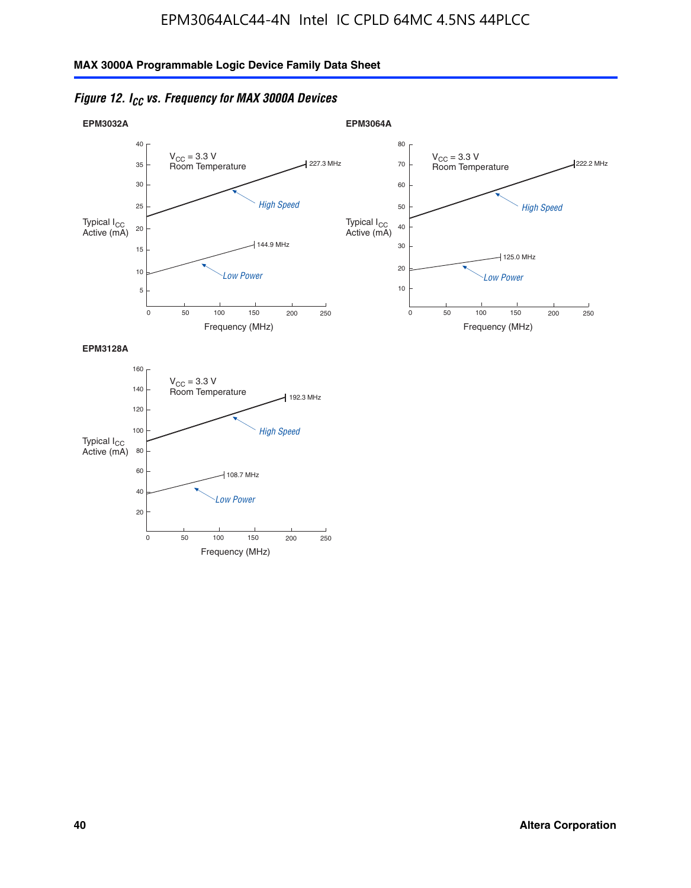*Figure 12. $I_{CC}$ vs. Frequency for MAX 3000A Devices*

**EPM3032A**

$V_{CC}$ = 3.3 V
Room Temperature

Typical $I_{CC}$ Active (mA)

High Speed — 227.3 MHz

Low Power — 144.9 MHz

Frequency (MHz)

**EPM3064A**

$V_{CC}$ = 3.3 V
Room Temperature

Typical $I_{CC}$ Active (mA)

High Speed — 222.2 MHz

Low Power — 125.0 MHz

Frequency (MHz)

**EPM3128A**

$V_{CC}$ = 3.3 V
Room Temperature

Typical $I_{CC}$ Active (mA)

High Speed — 192.3 MHz

Low Power — 108.7 MHz

Frequency (MHz)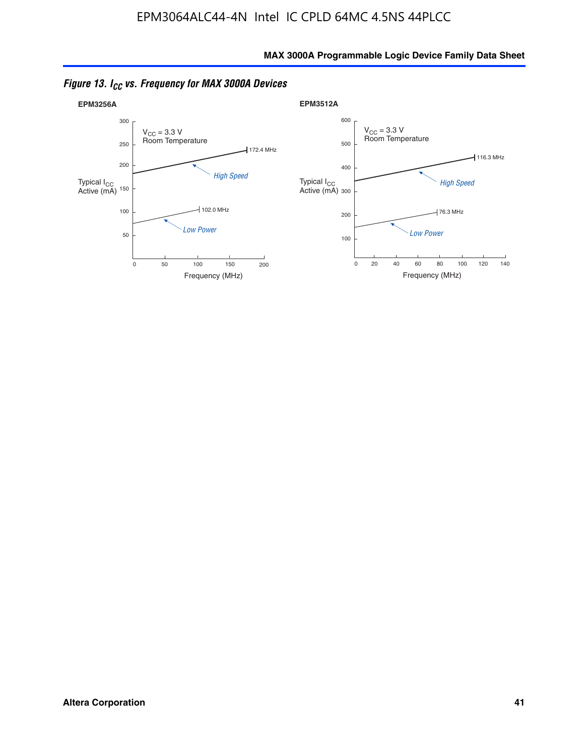*Figure 13. $I_{CC}$ vs. Frequency for MAX 3000A Devices*

**EPM3256A**

$V_{CC}$ = 3.3 V
Room Temperature

Typical $I_{CC}$ Active (mA)

High Speed — 172.4 MHz

Low Power — 102.0 MHz

Frequency (MHz)

**EPM3512A**

$V_{CC}$ = 3.3 V
Room Temperature

Typical $I_{CC}$ Active (mA)

High Speed — 116.3 MHz

Low Power — 76.3 MHz

Frequency (MHz)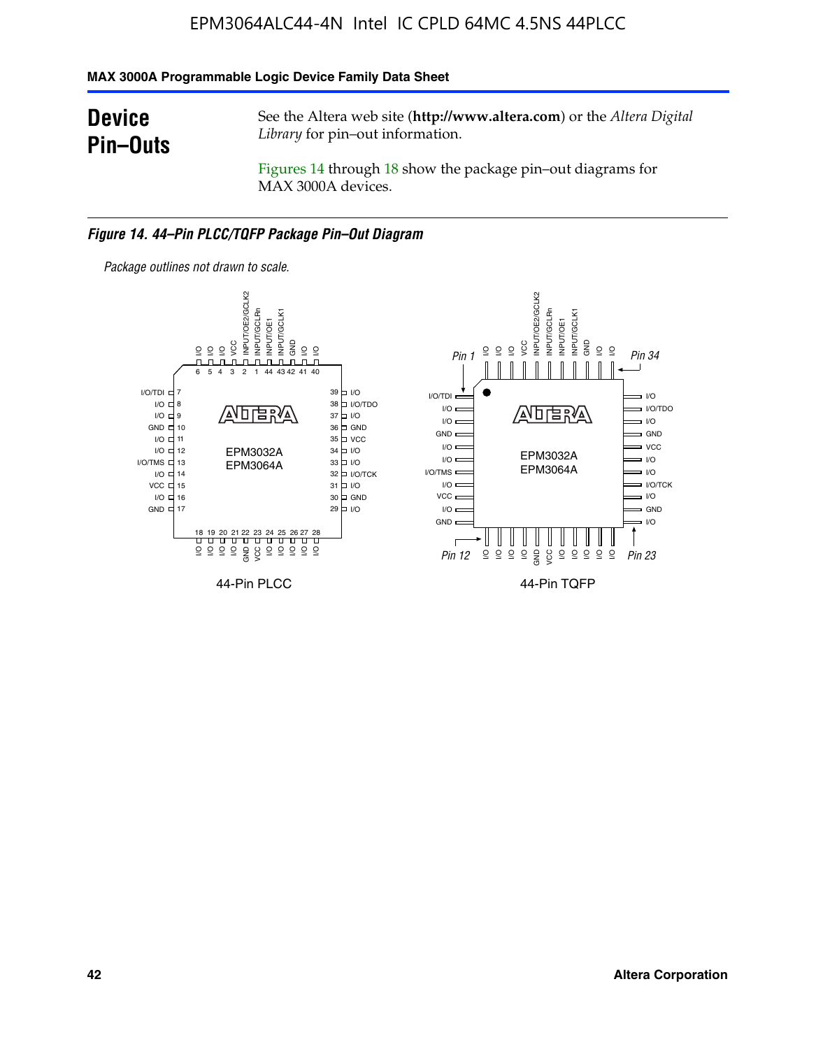# Device Pin–Outs

See the Altera web site (**http://www.altera.com**) or the *Altera Digital Library* for pin–out information.

Figures 14 through 18 show the package pin–out diagrams for MAX 3000A devices.

***Figure 14. 44–Pin PLCC/TQFP Package Pin–Out Diagram***

*Package outlines not drawn to scale.*

44-Pin PLCC

44-Pin TQFP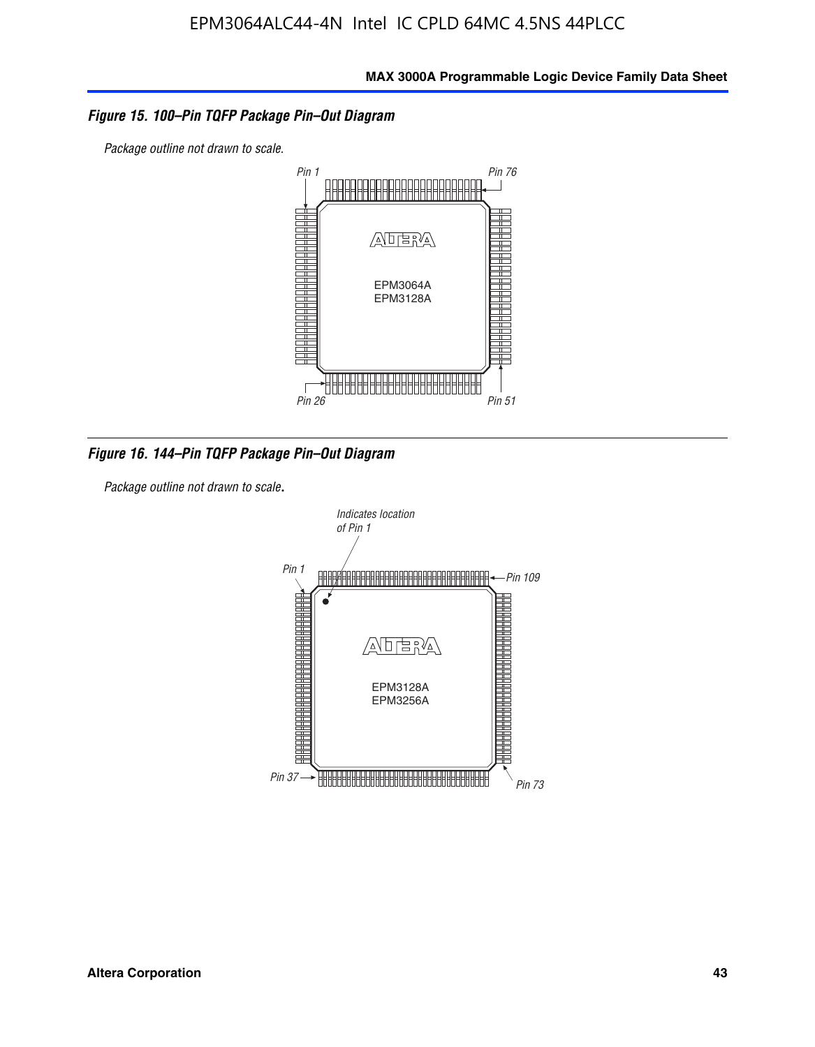### Figure 15. 100–Pin TQFP Package Pin–Out Diagram

*Package outline not drawn to scale.*

Pin 1 | Pin 76 | EPM3064A | EPM3128A | Pin 26 | Pin 51

### Figure 16. 144–Pin TQFP Package Pin–Out Diagram

*Package outline not drawn to scale.*

Indicates location of Pin 1 | Pin 1 | Pin 109 | EPM3128A | EPM3256A | Pin 37 | Pin 73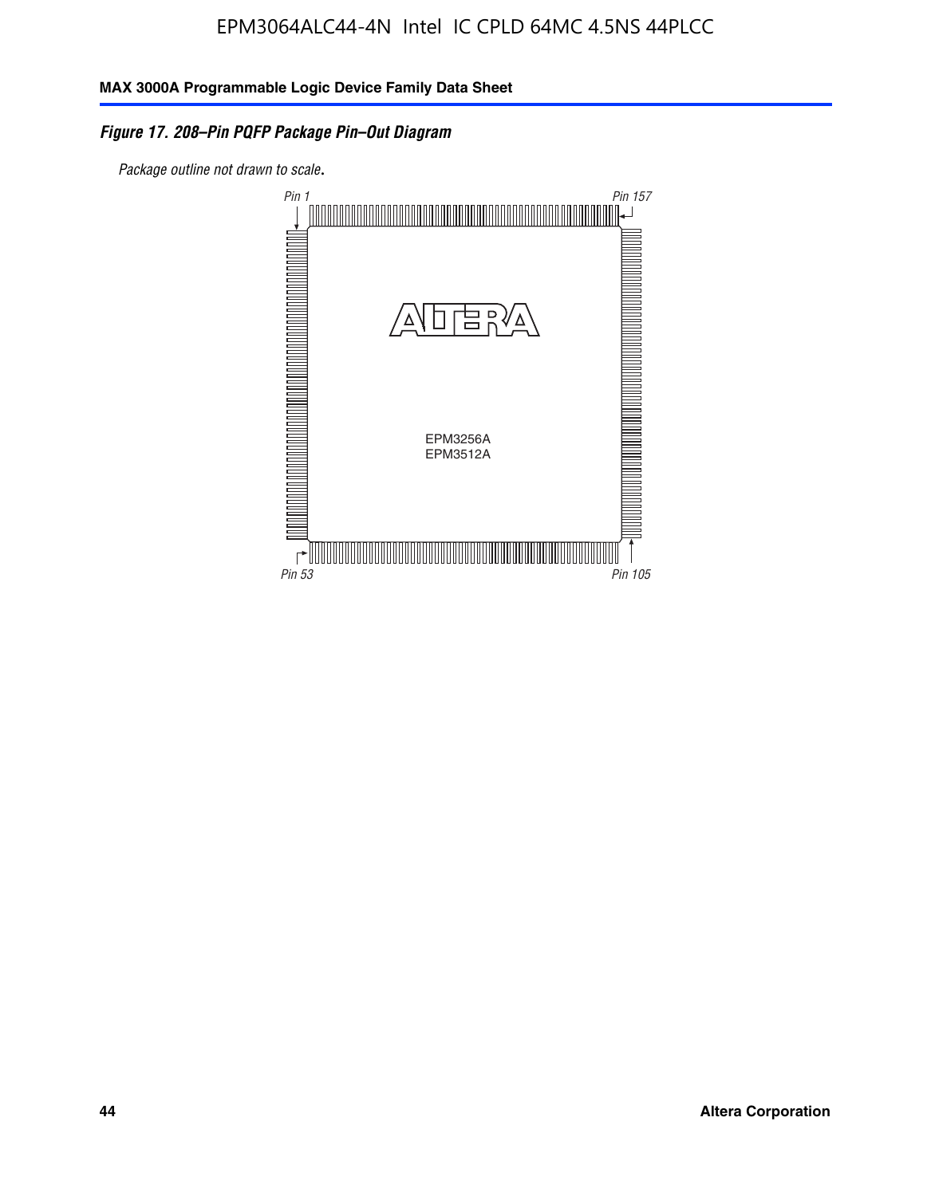**Figure 17. 208–Pin PQFP Package Pin–Out Diagram**

*Package outline not drawn to scale.*

Pin 1

Pin 157

EPM3256A
EPM3512A

Pin 53

Pin 105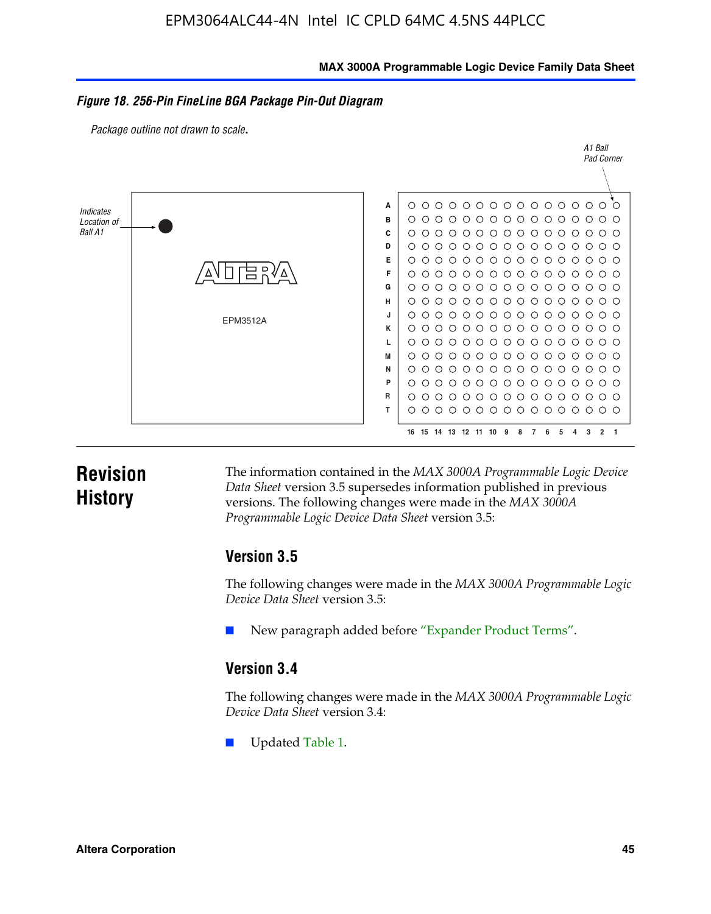**Figure 18. 256-Pin FineLine BGA Package Pin-Out Diagram**

*Package outline not drawn to scale.*

## Revision History

The information contained in the *MAX 3000A Programmable Logic Device Data Sheet* version 3.5 supersedes information published in previous versions. The following changes were made in the *MAX 3000A Programmable Logic Device Data Sheet* version 3.5:

### Version 3.5

The following changes were made in the *MAX 3000A Programmable Logic Device Data Sheet* version 3.5:

- New paragraph added before "Expander Product Terms".

### Version 3.4

The following changes were made in the *MAX 3000A Programmable Logic Device Data Sheet* version 3.4:

- Updated Table 1.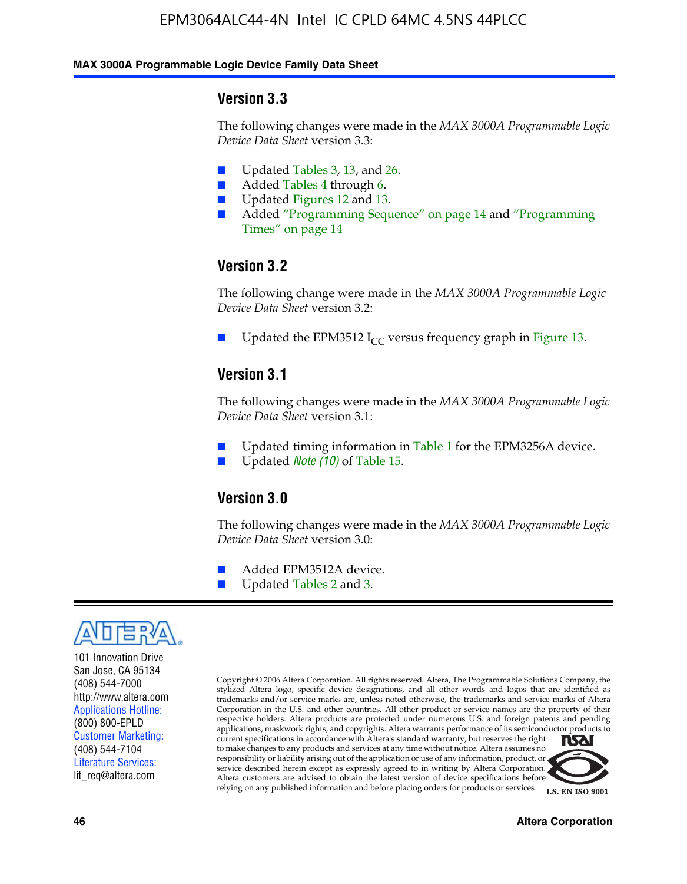## Version 3.3

The following changes were made in the *MAX 3000A Programmable Logic Device Data Sheet* version 3.3:

- Updated Tables 3, 13, and 26.
- Added Tables 4 through 6.
- Updated Figures 12 and 13.
- Added "Programming Sequence" on page 14 and "Programming Times" on page 14

## Version 3.2

The following change were made in the *MAX 3000A Programmable Logic Device Data Sheet* version 3.2:

- Updated the EPM3512 $I_{CC}$ versus frequency graph in Figure 13.

## Version 3.1

The following changes were made in the *MAX 3000A Programmable Logic Device Data Sheet* version 3.1:

- Updated timing information in Table 1 for the EPM3256A device.
- Updated *Note (10)* of Table 15.

## Version 3.0

The following changes were made in the *MAX 3000A Programmable Logic Device Data Sheet* version 3.0:

- Added EPM3512A device.
- Updated Tables 2 and 3.

ALTERA

101 Innovation Drive
San Jose, CA 95134
(408) 544-7000
http://www.altera.com
Applications Hotline:
(800) 800-EPLD
Customer Marketing:
(408) 544-7104
Literature Services:
lit_req@altera.com

Copyright © 2006 Altera Corporation. All rights reserved. Altera, The Programmable Solutions Company, the stylized Altera logo, specific device designations, and all other words and logos that are identified as trademarks and/or service marks are, unless noted otherwise, the trademarks and service marks of Altera Corporation in the U.S. and other countries. All other product or service names are the property of their respective holders. Altera products are protected under numerous U.S. and foreign patents and pending applications, maskwork rights, and copyrights. Altera warrants performance of its semiconductor products to current specifications in accordance with Altera's standard warranty, but reserves the right to make changes to any products and services at any time without notice. Altera assumes no responsibility or liability arising out of the application or use of any information, product, or service described herein except as expressly agreed to in writing by Altera Corporation. Altera customers are advised to obtain the latest version of device specifications before relying on any published information and before placing orders for products or services

I.S. EN ISO 9001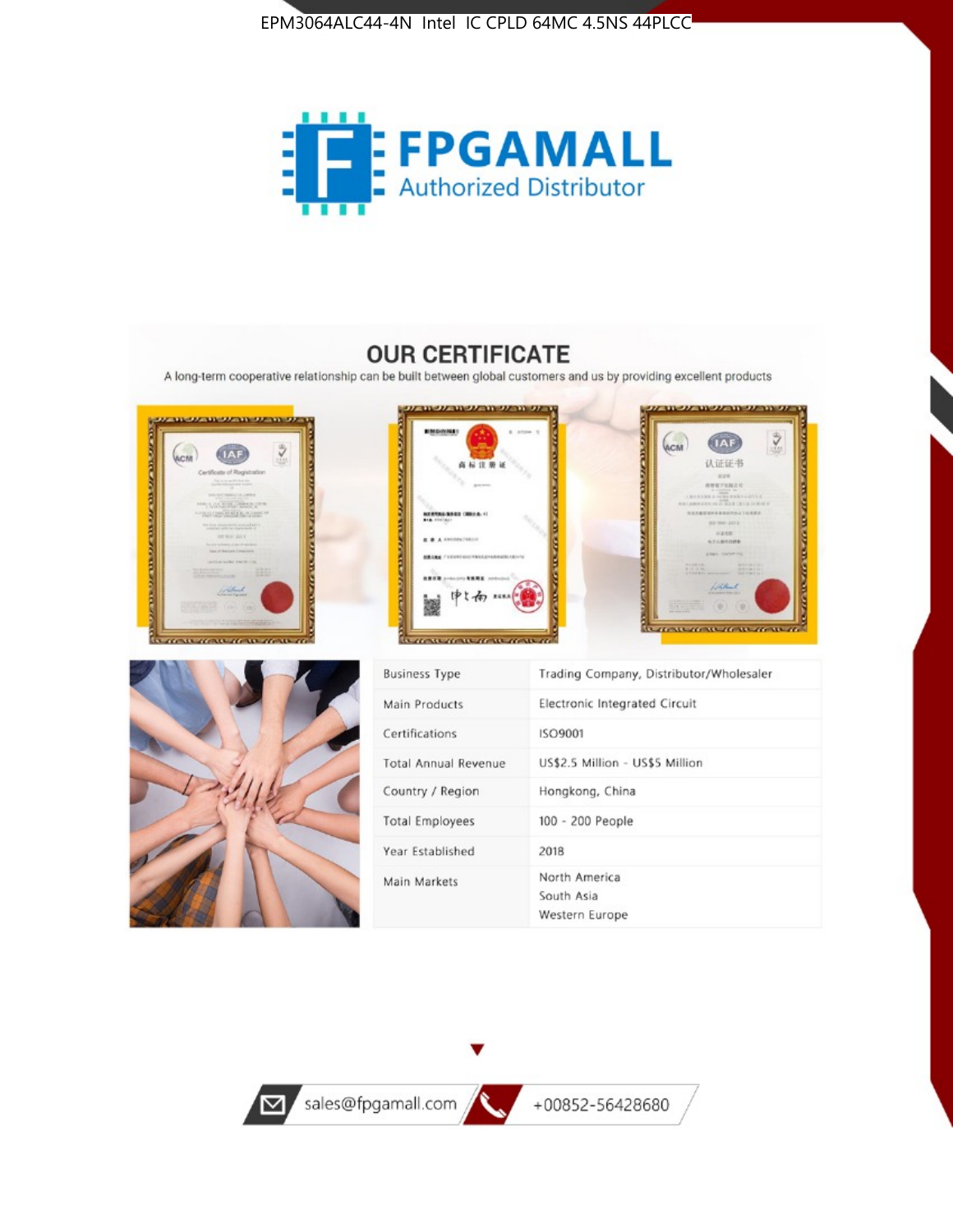FPGAMALL
Authorized Distributor

## OUR CERTIFICATE

A long-term cooperative relationship can be built between global customers and us by providing excellent products

| | |
|---|---|
| Business Type | Trading Company, Distributor/Wholesaler |
| Main Products | Electronic Integrated Circuit |
| Certifications | ISO9001 |
| Total Annual Revenue | US$2.5 Million - US$5 Million |
| Country / Region | Hongkong, China |
| Total Employees | 100 - 200 People |
| Year Established | 2018 |
| Main Markets | North America<br>South Asia<br>Western Europe |

sales@fpgamall.com

+00852-56428680